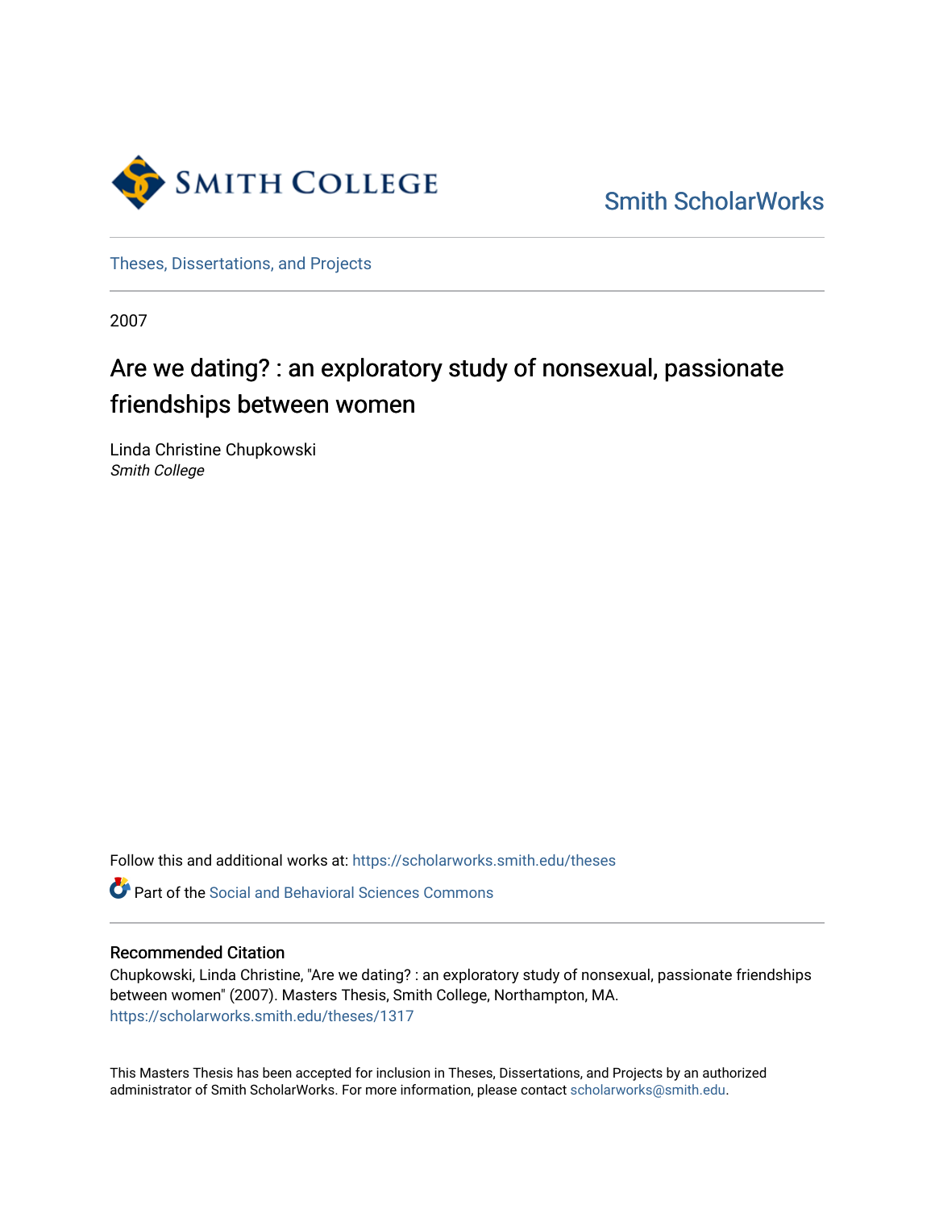Smith College

Smith ScholarWorks

Theses, Dissertations, and Projects

2007

# Are we dating? : an exploratory study of nonsexual, passionate friendships between women

Linda Christine Chupkowski
*Smith College*

Follow this and additional works at: https://scholarworks.smith.edu/theses

Part of the Social and Behavioral Sciences Commons

## Recommended Citation

Chupkowski, Linda Christine, "Are we dating? : an exploratory study of nonsexual, passionate friendships between women" (2007). Masters Thesis, Smith College, Northampton, MA.
https://scholarworks.smith.edu/theses/1317

This Masters Thesis has been accepted for inclusion in Theses, Dissertations, and Projects by an authorized administrator of Smith ScholarWorks. For more information, please contact scholarworks@smith.edu.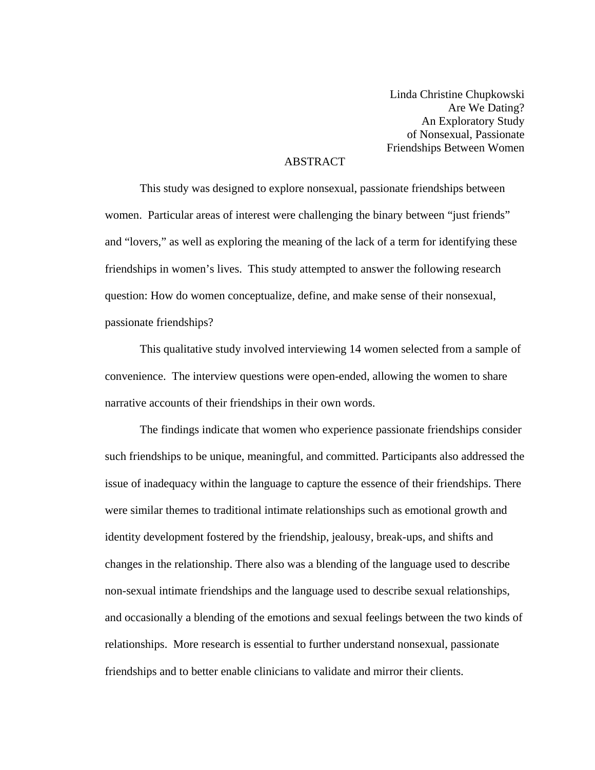Linda Christine Chupkowski
Are We Dating?
An Exploratory Study
of Nonsexual, Passionate
Friendships Between Women

## ABSTRACT

This study was designed to explore nonsexual, passionate friendships between women. Particular areas of interest were challenging the binary between "just friends" and "lovers," as well as exploring the meaning of the lack of a term for identifying these friendships in women's lives. This study attempted to answer the following research question: How do women conceptualize, define, and make sense of their nonsexual, passionate friendships?

This qualitative study involved interviewing 14 women selected from a sample of convenience. The interview questions were open-ended, allowing the women to share narrative accounts of their friendships in their own words.

The findings indicate that women who experience passionate friendships consider such friendships to be unique, meaningful, and committed. Participants also addressed the issue of inadequacy within the language to capture the essence of their friendships. There were similar themes to traditional intimate relationships such as emotional growth and identity development fostered by the friendship, jealousy, break-ups, and shifts and changes in the relationship. There also was a blending of the language used to describe non-sexual intimate friendships and the language used to describe sexual relationships, and occasionally a blending of the emotions and sexual feelings between the two kinds of relationships. More research is essential to further understand nonsexual, passionate friendships and to better enable clinicians to validate and mirror their clients.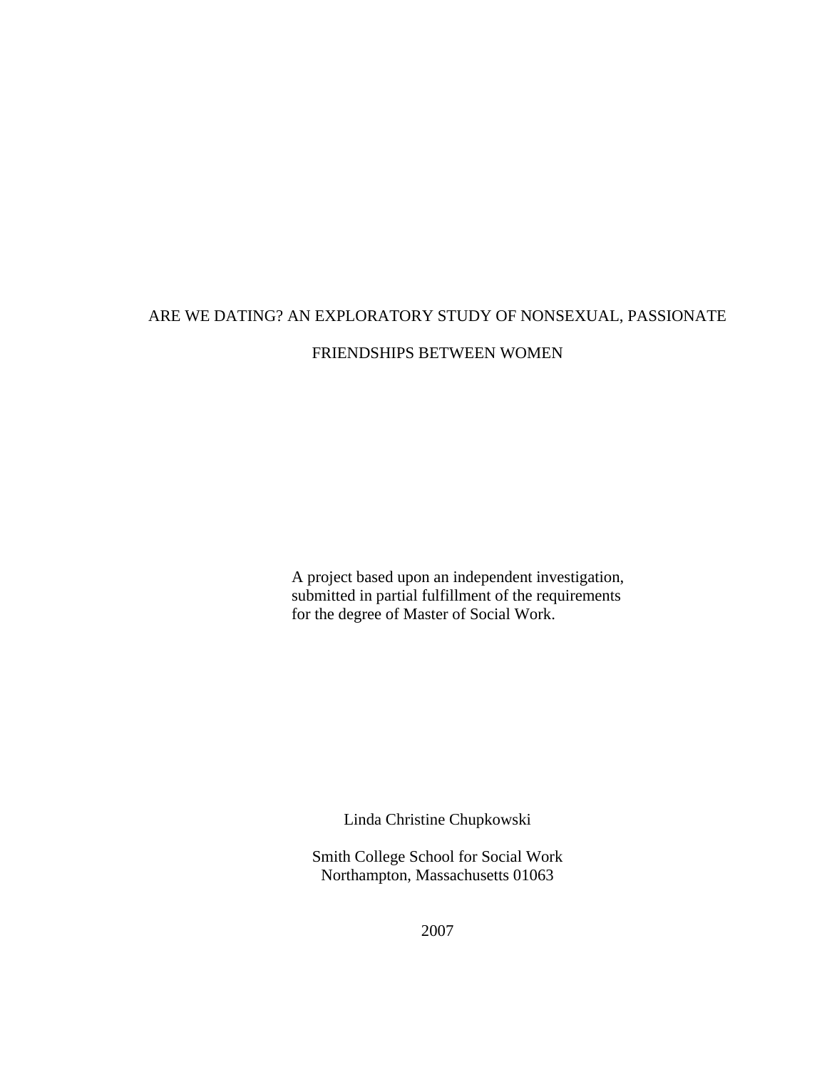# ARE WE DATING? AN EXPLORATORY STUDY OF NONSEXUAL, PASSIONATE FRIENDSHIPS BETWEEN WOMEN

A project based upon an independent investigation, submitted in partial fulfillment of the requirements for the degree of Master of Social Work.

Linda Christine Chupkowski

Smith College School for Social Work
Northampton, Massachusetts 01063

2007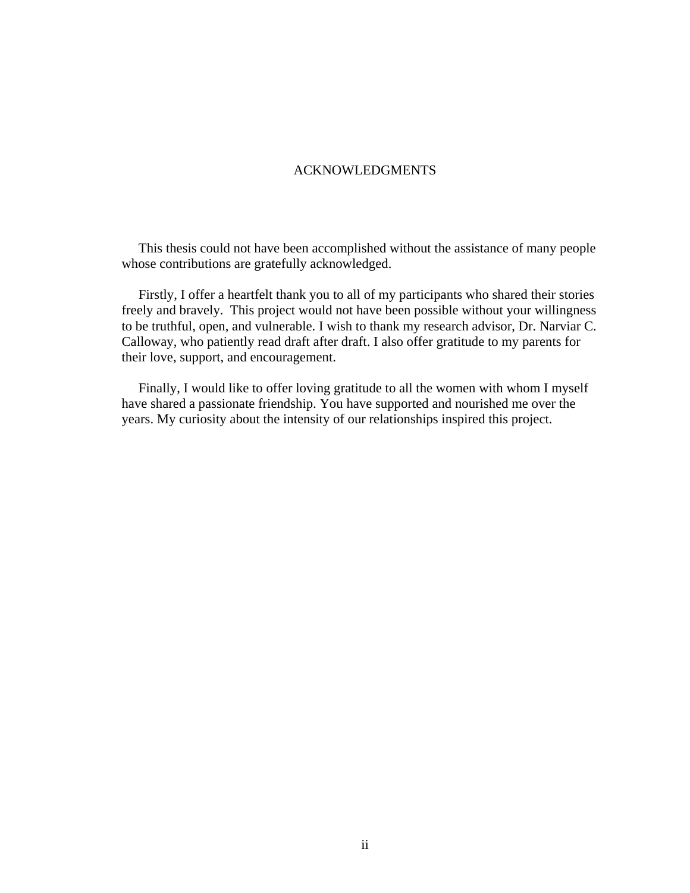# ACKNOWLEDGMENTS

This thesis could not have been accomplished without the assistance of many people whose contributions are gratefully acknowledged.

Firstly, I offer a heartfelt thank you to all of my participants who shared their stories freely and bravely. This project would not have been possible without your willingness to be truthful, open, and vulnerable. I wish to thank my research advisor, Dr. Narviar C. Calloway, who patiently read draft after draft. I also offer gratitude to my parents for their love, support, and encouragement.

Finally, I would like to offer loving gratitude to all the women with whom I myself have shared a passionate friendship. You have supported and nourished me over the years. My curiosity about the intensity of our relationships inspired this project.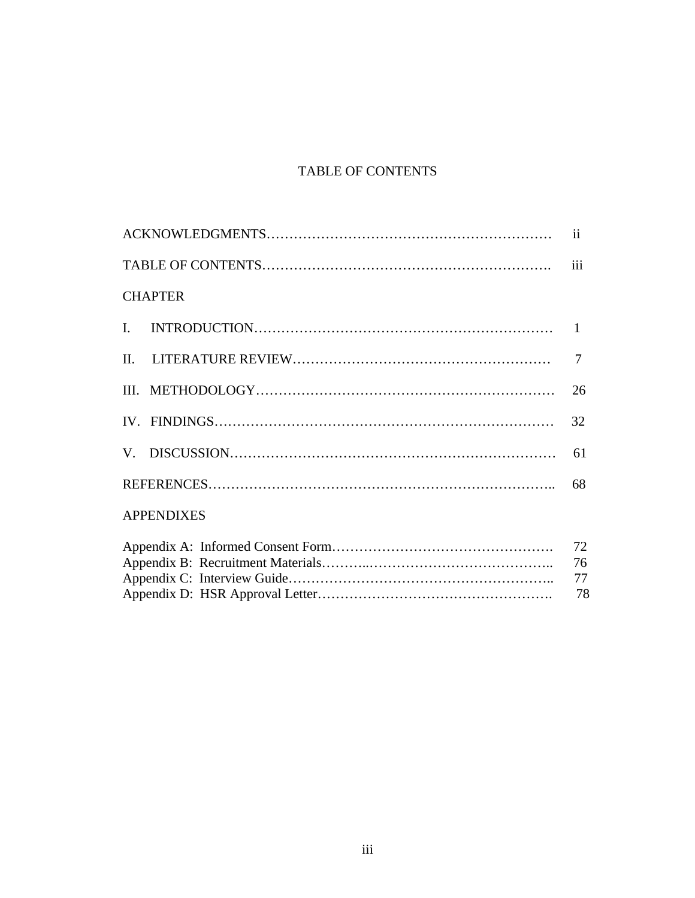# TABLE OF CONTENTS

| | |
|---|---|
| ACKNOWLEDGMENTS | ii |
| TABLE OF CONTENTS | iii |
| CHAPTER | |
| I. INTRODUCTION | 1 |
| II. LITERATURE REVIEW | 7 |
| III. METHODOLOGY | 26 |
| IV. FINDINGS | 32 |
| V. DISCUSSION | 61 |
| REFERENCES | 68 |
| APPENDIXES | |
| Appendix A: Informed Consent Form | 72 |
| Appendix B: Recruitment Materials | 76 |
| Appendix C: Interview Guide | 77 |
| Appendix D: HSR Approval Letter | 78 |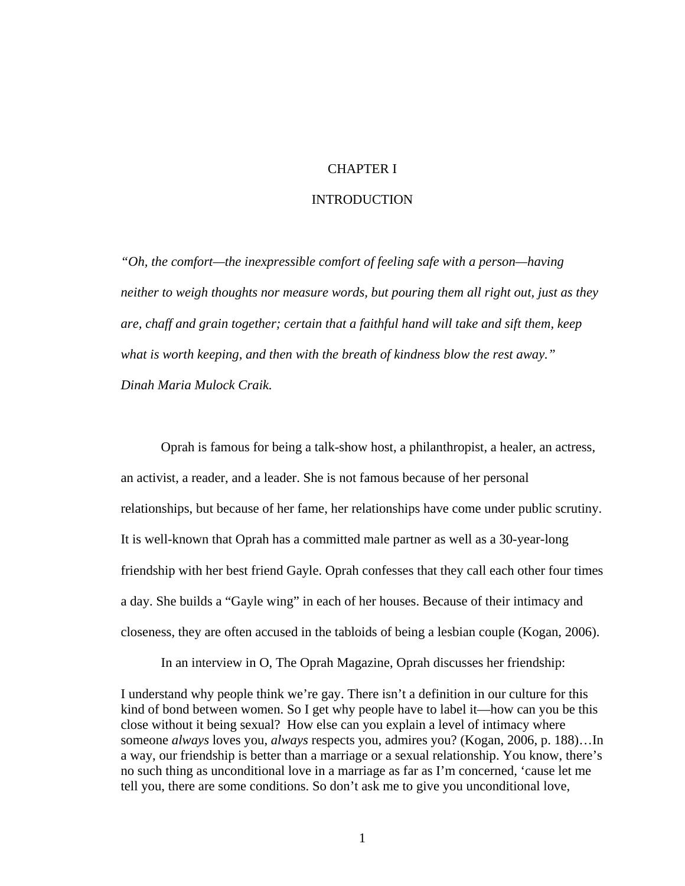# CHAPTER I

# INTRODUCTION

*"Oh, the comfort—the inexpressible comfort of feeling safe with a person—having neither to weigh thoughts nor measure words, but pouring them all right out, just as they are, chaff and grain together; certain that a faithful hand will take and sift them, keep what is worth keeping, and then with the breath of kindness blow the rest away." Dinah Maria Mulock Craik.*

Oprah is famous for being a talk-show host, a philanthropist, a healer, an actress, an activist, a reader, and a leader. She is not famous because of her personal relationships, but because of her fame, her relationships have come under public scrutiny. It is well-known that Oprah has a committed male partner as well as a 30-year-long friendship with her best friend Gayle. Oprah confesses that they call each other four times a day. She builds a "Gayle wing" in each of her houses. Because of their intimacy and closeness, they are often accused in the tabloids of being a lesbian couple (Kogan, 2006).

In an interview in O, The Oprah Magazine, Oprah discusses her friendship:

> I understand why people think we're gay. There isn't a definition in our culture for this kind of bond between women. So I get why people have to label it—how can you be this close without it being sexual? How else can you explain a level of intimacy where someone *always* loves you, *always* respects you, admires you? (Kogan, 2006, p. 188)…In a way, our friendship is better than a marriage or a sexual relationship. You know, there's no such thing as unconditional love in a marriage as far as I'm concerned, 'cause let me tell you, there are some conditions. So don't ask me to give you unconditional love,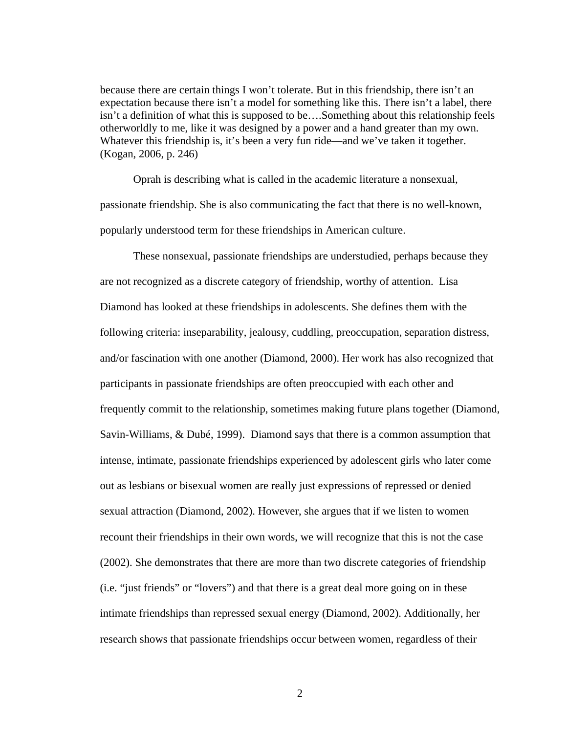because there are certain things I won't tolerate. But in this friendship, there isn't an expectation because there isn't a model for something like this. There isn't a label, there isn't a definition of what this is supposed to be….Something about this relationship feels otherworldly to me, like it was designed by a power and a hand greater than my own. Whatever this friendship is, it's been a very fun ride—and we've taken it together. (Kogan, 2006, p. 246)

Oprah is describing what is called in the academic literature a nonsexual, passionate friendship. She is also communicating the fact that there is no well-known, popularly understood term for these friendships in American culture.

These nonsexual, passionate friendships are understudied, perhaps because they are not recognized as a discrete category of friendship, worthy of attention. Lisa Diamond has looked at these friendships in adolescents. She defines them with the following criteria: inseparability, jealousy, cuddling, preoccupation, separation distress, and/or fascination with one another (Diamond, 2000). Her work has also recognized that participants in passionate friendships are often preoccupied with each other and frequently commit to the relationship, sometimes making future plans together (Diamond, Savin-Williams, & Dubé, 1999). Diamond says that there is a common assumption that intense, intimate, passionate friendships experienced by adolescent girls who later come out as lesbians or bisexual women are really just expressions of repressed or denied sexual attraction (Diamond, 2002). However, she argues that if we listen to women recount their friendships in their own words, we will recognize that this is not the case (2002). She demonstrates that there are more than two discrete categories of friendship (i.e. "just friends" or "lovers") and that there is a great deal more going on in these intimate friendships than repressed sexual energy (Diamond, 2002). Additionally, her research shows that passionate friendships occur between women, regardless of their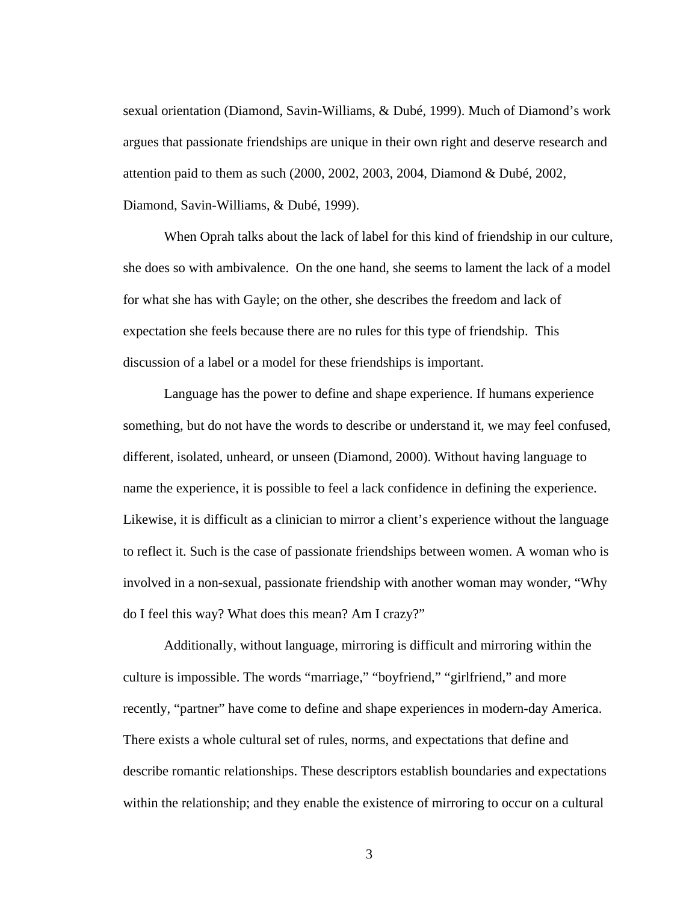sexual orientation (Diamond, Savin-Williams, & Dubé, 1999). Much of Diamond's work argues that passionate friendships are unique in their own right and deserve research and attention paid to them as such (2000, 2002, 2003, 2004, Diamond & Dubé, 2002, Diamond, Savin-Williams, & Dubé, 1999).

When Oprah talks about the lack of label for this kind of friendship in our culture, she does so with ambivalence. On the one hand, she seems to lament the lack of a model for what she has with Gayle; on the other, she describes the freedom and lack of expectation she feels because there are no rules for this type of friendship. This discussion of a label or a model for these friendships is important.

Language has the power to define and shape experience. If humans experience something, but do not have the words to describe or understand it, we may feel confused, different, isolated, unheard, or unseen (Diamond, 2000). Without having language to name the experience, it is possible to feel a lack confidence in defining the experience. Likewise, it is difficult as a clinician to mirror a client's experience without the language to reflect it. Such is the case of passionate friendships between women. A woman who is involved in a non-sexual, passionate friendship with another woman may wonder, "Why do I feel this way? What does this mean? Am I crazy?"

Additionally, without language, mirroring is difficult and mirroring within the culture is impossible. The words "marriage," "boyfriend," "girlfriend," and more recently, "partner" have come to define and shape experiences in modern-day America. There exists a whole cultural set of rules, norms, and expectations that define and describe romantic relationships. These descriptors establish boundaries and expectations within the relationship; and they enable the existence of mirroring to occur on a cultural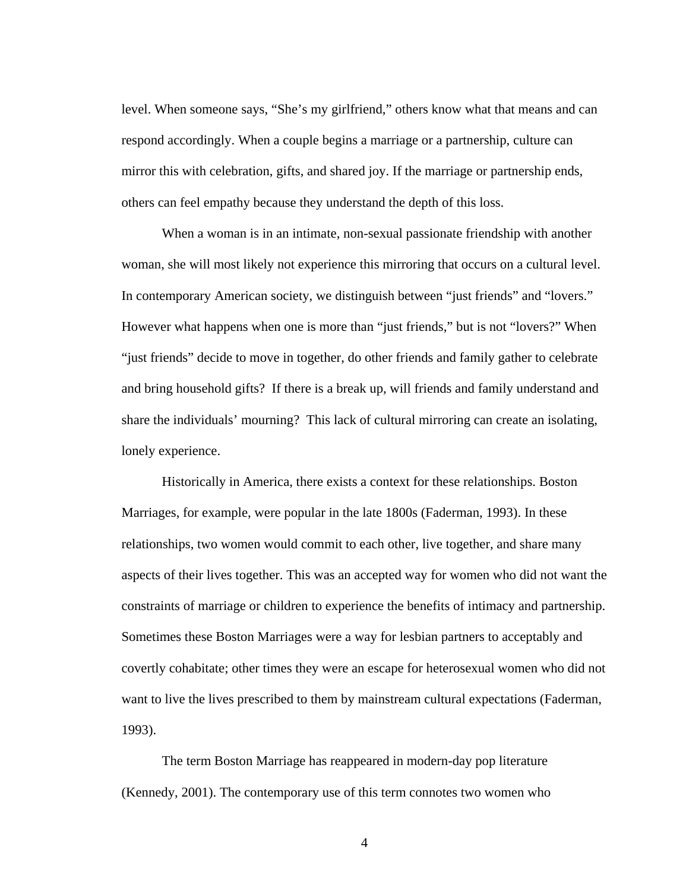level. When someone says, “She’s my girlfriend,” others know what that means and can respond accordingly. When a couple begins a marriage or a partnership, culture can mirror this with celebration, gifts, and shared joy. If the marriage or partnership ends, others can feel empathy because they understand the depth of this loss.

When a woman is in an intimate, non-sexual passionate friendship with another woman, she will most likely not experience this mirroring that occurs on a cultural level. In contemporary American society, we distinguish between “just friends” and “lovers.” However what happens when one is more than “just friends,” but is not “lovers?” When “just friends” decide to move in together, do other friends and family gather to celebrate and bring household gifts? If there is a break up, will friends and family understand and share the individuals’ mourning? This lack of cultural mirroring can create an isolating, lonely experience.

Historically in America, there exists a context for these relationships. Boston Marriages, for example, were popular in the late 1800s (Faderman, 1993). In these relationships, two women would commit to each other, live together, and share many aspects of their lives together. This was an accepted way for women who did not want the constraints of marriage or children to experience the benefits of intimacy and partnership. Sometimes these Boston Marriages were a way for lesbian partners to acceptably and covertly cohabitate; other times they were an escape for heterosexual women who did not want to live the lives prescribed to them by mainstream cultural expectations (Faderman, 1993).

The term Boston Marriage has reappeared in modern-day pop literature (Kennedy, 2001). The contemporary use of this term connotes two women who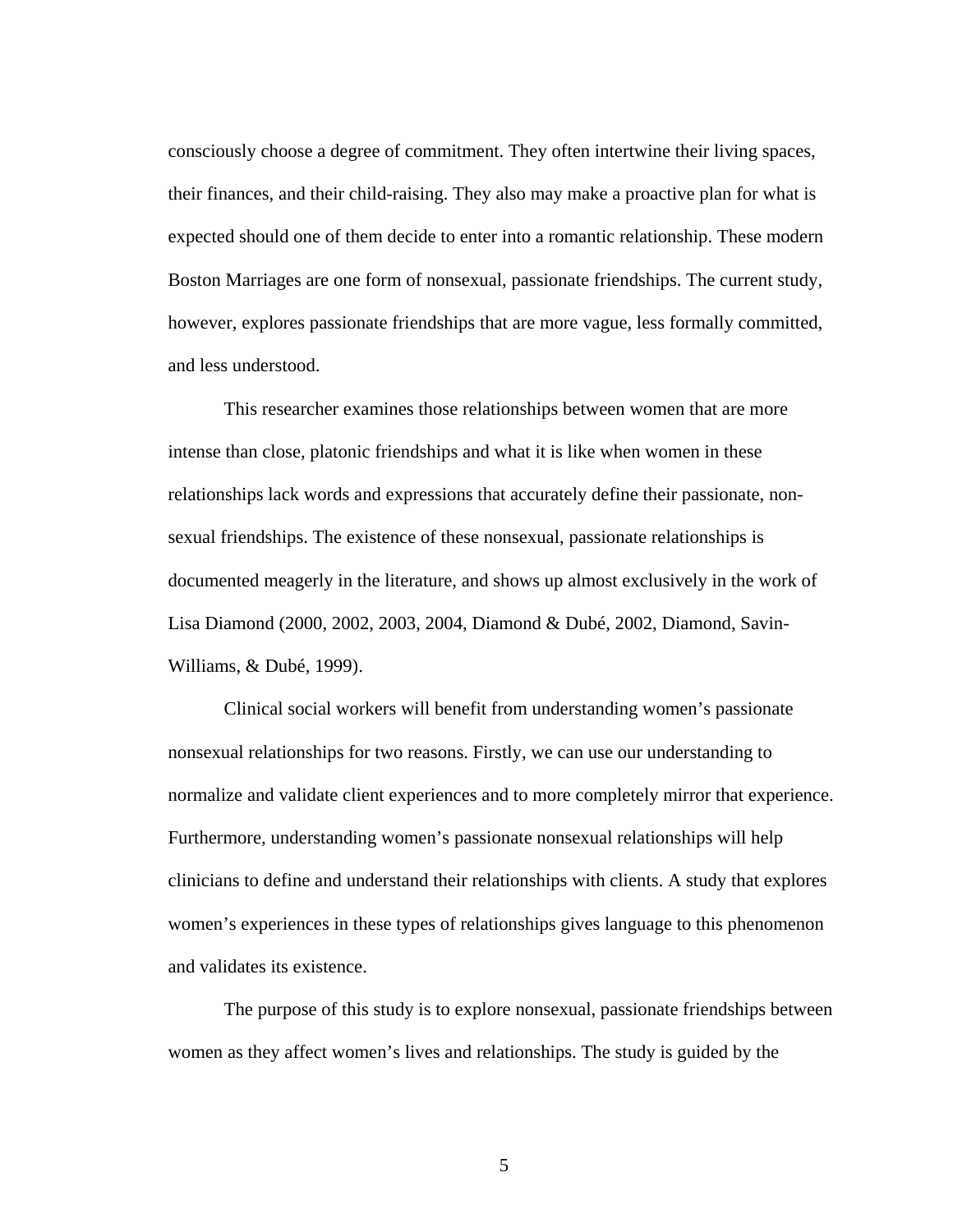consciously choose a degree of commitment. They often intertwine their living spaces, their finances, and their child-raising. They also may make a proactive plan for what is expected should one of them decide to enter into a romantic relationship. These modern Boston Marriages are one form of nonsexual, passionate friendships. The current study, however, explores passionate friendships that are more vague, less formally committed, and less understood.

This researcher examines those relationships between women that are more intense than close, platonic friendships and what it is like when women in these relationships lack words and expressions that accurately define their passionate, non-sexual friendships. The existence of these nonsexual, passionate relationships is documented meagerly in the literature, and shows up almost exclusively in the work of Lisa Diamond (2000, 2002, 2003, 2004, Diamond & Dubé, 2002, Diamond, Savin-Williams, & Dubé, 1999).

Clinical social workers will benefit from understanding women's passionate nonsexual relationships for two reasons. Firstly, we can use our understanding to normalize and validate client experiences and to more completely mirror that experience. Furthermore, understanding women's passionate nonsexual relationships will help clinicians to define and understand their relationships with clients. A study that explores women's experiences in these types of relationships gives language to this phenomenon and validates its existence.

The purpose of this study is to explore nonsexual, passionate friendships between women as they affect women's lives and relationships. The study is guided by the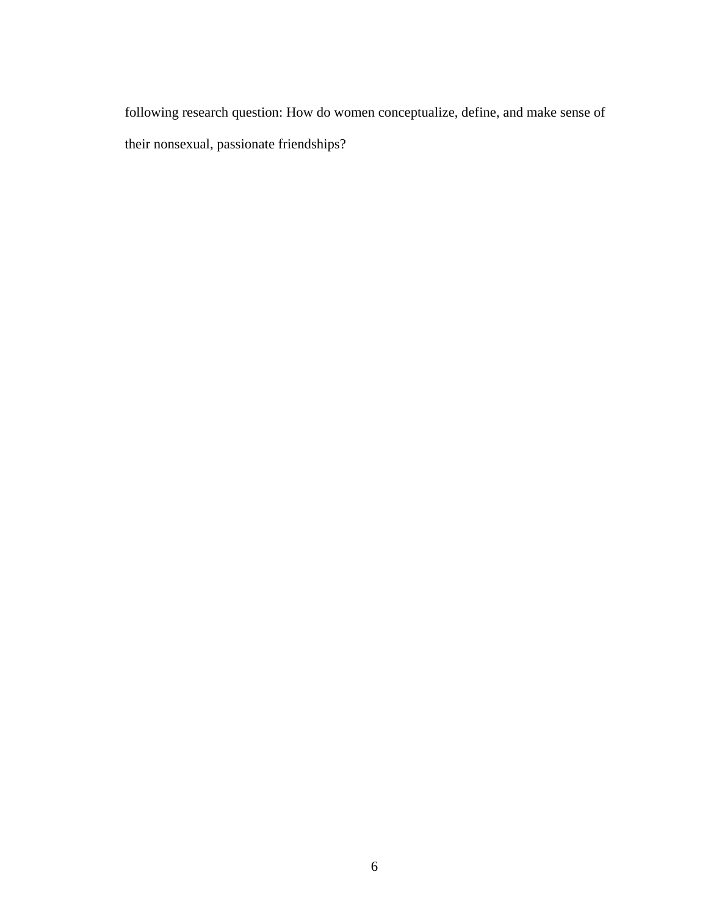following research question: How do women conceptualize, define, and make sense of their nonsexual, passionate friendships?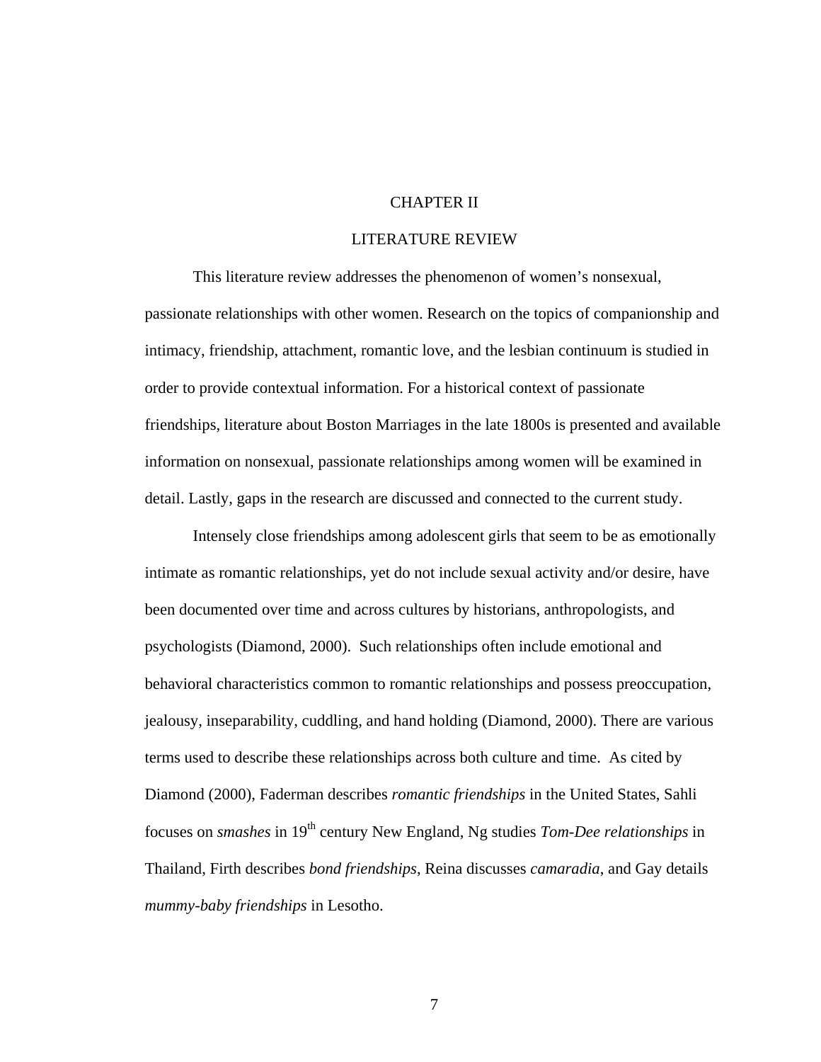# CHAPTER II

# LITERATURE REVIEW

This literature review addresses the phenomenon of women's nonsexual, passionate relationships with other women. Research on the topics of companionship and intimacy, friendship, attachment, romantic love, and the lesbian continuum is studied in order to provide contextual information. For a historical context of passionate friendships, literature about Boston Marriages in the late 1800s is presented and available information on nonsexual, passionate relationships among women will be examined in detail. Lastly, gaps in the research are discussed and connected to the current study.

Intensely close friendships among adolescent girls that seem to be as emotionally intimate as romantic relationships, yet do not include sexual activity and/or desire, have been documented over time and across cultures by historians, anthropologists, and psychologists (Diamond, 2000). Such relationships often include emotional and behavioral characteristics common to romantic relationships and possess preoccupation, jealousy, inseparability, cuddling, and hand holding (Diamond, 2000). There are various terms used to describe these relationships across both culture and time. As cited by Diamond (2000), Faderman describes *romantic friendships* in the United States, Sahli focuses on *smashes* in 19th century New England, Ng studies *Tom-Dee relationships* in Thailand, Firth describes *bond friendships*, Reina discusses *camaradia*, and Gay details *mummy-baby friendships* in Lesotho.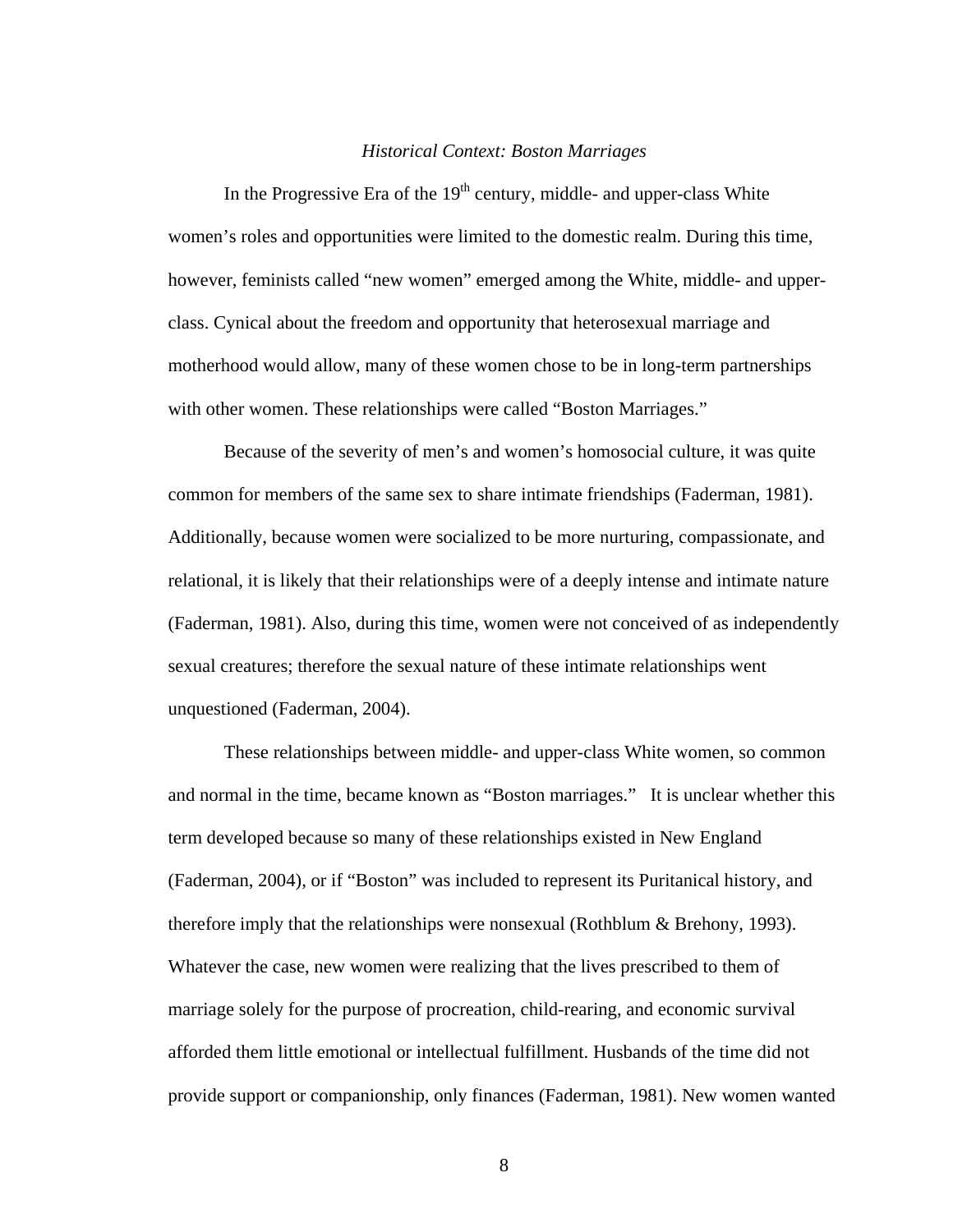*Historical Context: Boston Marriages*

In the Progressive Era of the 19th century, middle- and upper-class White women's roles and opportunities were limited to the domestic realm. During this time, however, feminists called "new women" emerged among the White, middle- and upper-class. Cynical about the freedom and opportunity that heterosexual marriage and motherhood would allow, many of these women chose to be in long-term partnerships with other women. These relationships were called "Boston Marriages."

Because of the severity of men's and women's homosocial culture, it was quite common for members of the same sex to share intimate friendships (Faderman, 1981). Additionally, because women were socialized to be more nurturing, compassionate, and relational, it is likely that their relationships were of a deeply intense and intimate nature (Faderman, 1981). Also, during this time, women were not conceived of as independently sexual creatures; therefore the sexual nature of these intimate relationships went unquestioned (Faderman, 2004).

These relationships between middle- and upper-class White women, so common and normal in the time, became known as "Boston marriages." It is unclear whether this term developed because so many of these relationships existed in New England (Faderman, 2004), or if "Boston" was included to represent its Puritanical history, and therefore imply that the relationships were nonsexual (Rothblum & Brehony, 1993). Whatever the case, new women were realizing that the lives prescribed to them of marriage solely for the purpose of procreation, child-rearing, and economic survival afforded them little emotional or intellectual fulfillment. Husbands of the time did not provide support or companionship, only finances (Faderman, 1981). New women wanted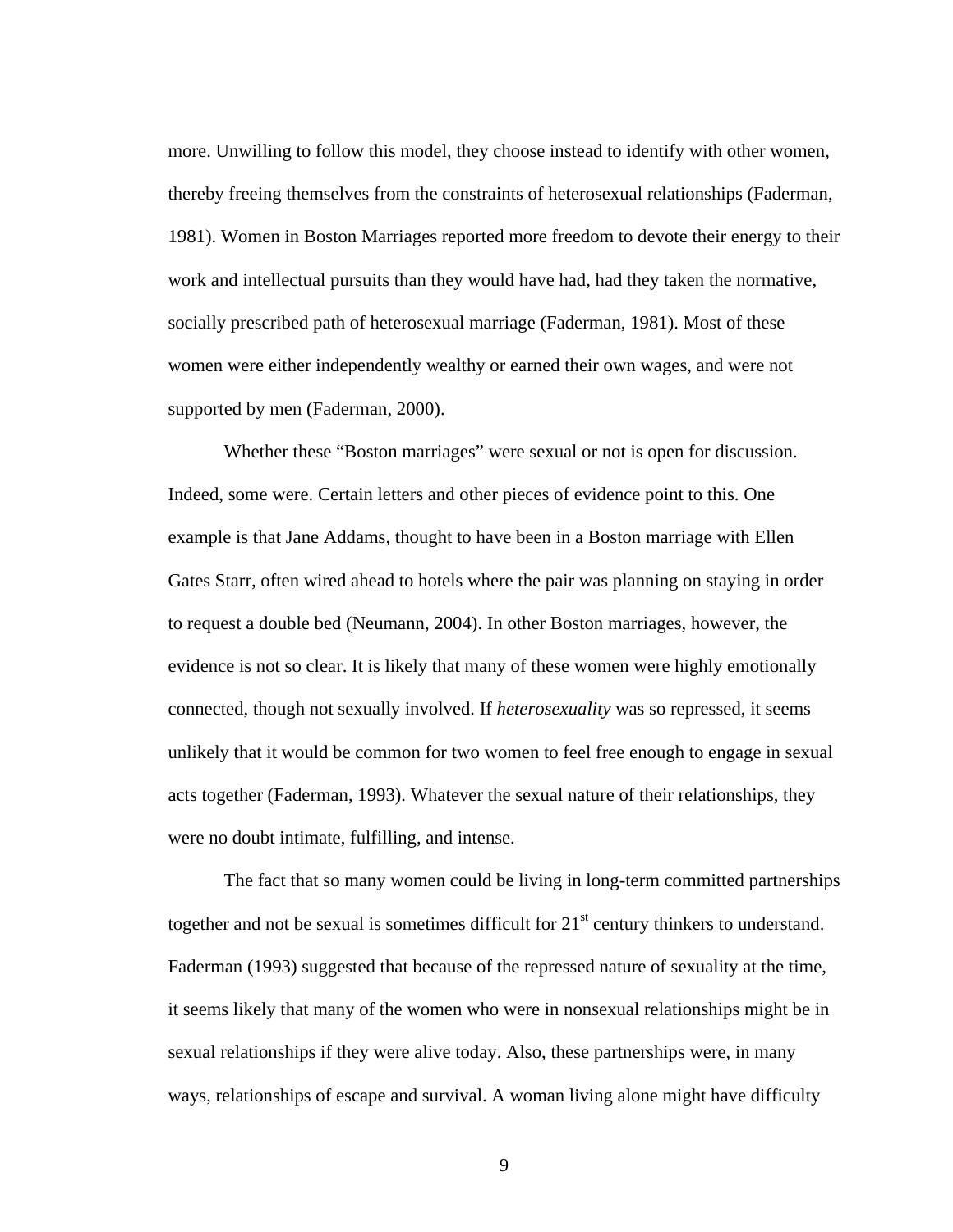more. Unwilling to follow this model, they choose instead to identify with other women, thereby freeing themselves from the constraints of heterosexual relationships (Faderman, 1981). Women in Boston Marriages reported more freedom to devote their energy to their work and intellectual pursuits than they would have had, had they taken the normative, socially prescribed path of heterosexual marriage (Faderman, 1981). Most of these women were either independently wealthy or earned their own wages, and were not supported by men (Faderman, 2000).

Whether these "Boston marriages" were sexual or not is open for discussion. Indeed, some were. Certain letters and other pieces of evidence point to this. One example is that Jane Addams, thought to have been in a Boston marriage with Ellen Gates Starr, often wired ahead to hotels where the pair was planning on staying in order to request a double bed (Neumann, 2004). In other Boston marriages, however, the evidence is not so clear. It is likely that many of these women were highly emotionally connected, though not sexually involved. If *heterosexuality* was so repressed, it seems unlikely that it would be common for two women to feel free enough to engage in sexual acts together (Faderman, 1993). Whatever the sexual nature of their relationships, they were no doubt intimate, fulfilling, and intense.

The fact that so many women could be living in long-term committed partnerships together and not be sexual is sometimes difficult for 21st century thinkers to understand. Faderman (1993) suggested that because of the repressed nature of sexuality at the time, it seems likely that many of the women who were in nonsexual relationships might be in sexual relationships if they were alive today. Also, these partnerships were, in many ways, relationships of escape and survival. A woman living alone might have difficulty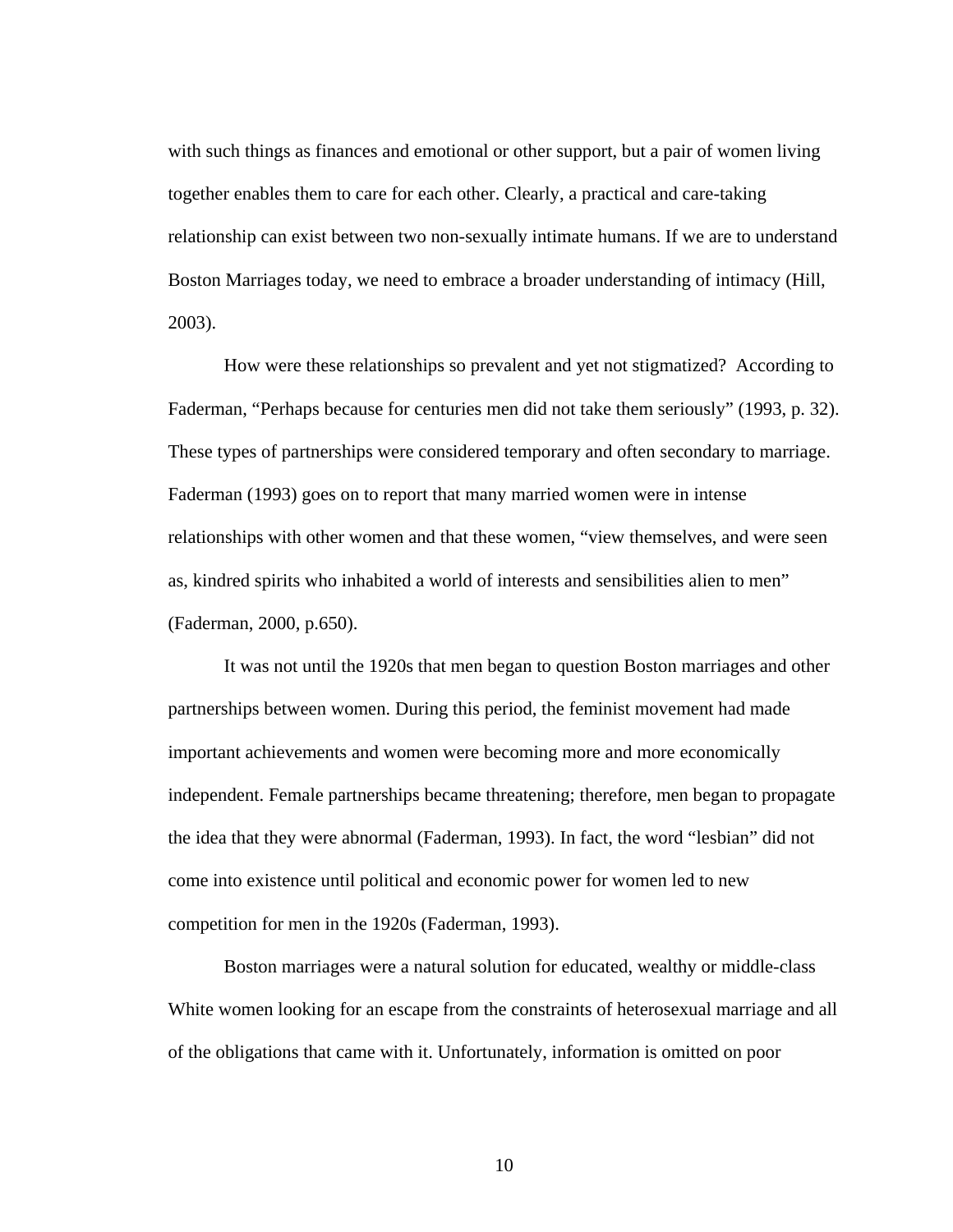with such things as finances and emotional or other support, but a pair of women living together enables them to care for each other. Clearly, a practical and care-taking relationship can exist between two non-sexually intimate humans. If we are to understand Boston Marriages today, we need to embrace a broader understanding of intimacy (Hill, 2003).

How were these relationships so prevalent and yet not stigmatized? According to Faderman, "Perhaps because for centuries men did not take them seriously" (1993, p. 32). These types of partnerships were considered temporary and often secondary to marriage. Faderman (1993) goes on to report that many married women were in intense relationships with other women and that these women, "view themselves, and were seen as, kindred spirits who inhabited a world of interests and sensibilities alien to men" (Faderman, 2000, p.650).

It was not until the 1920s that men began to question Boston marriages and other partnerships between women. During this period, the feminist movement had made important achievements and women were becoming more and more economically independent. Female partnerships became threatening; therefore, men began to propagate the idea that they were abnormal (Faderman, 1993). In fact, the word "lesbian" did not come into existence until political and economic power for women led to new competition for men in the 1920s (Faderman, 1993).

Boston marriages were a natural solution for educated, wealthy or middle-class White women looking for an escape from the constraints of heterosexual marriage and all of the obligations that came with it. Unfortunately, information is omitted on poor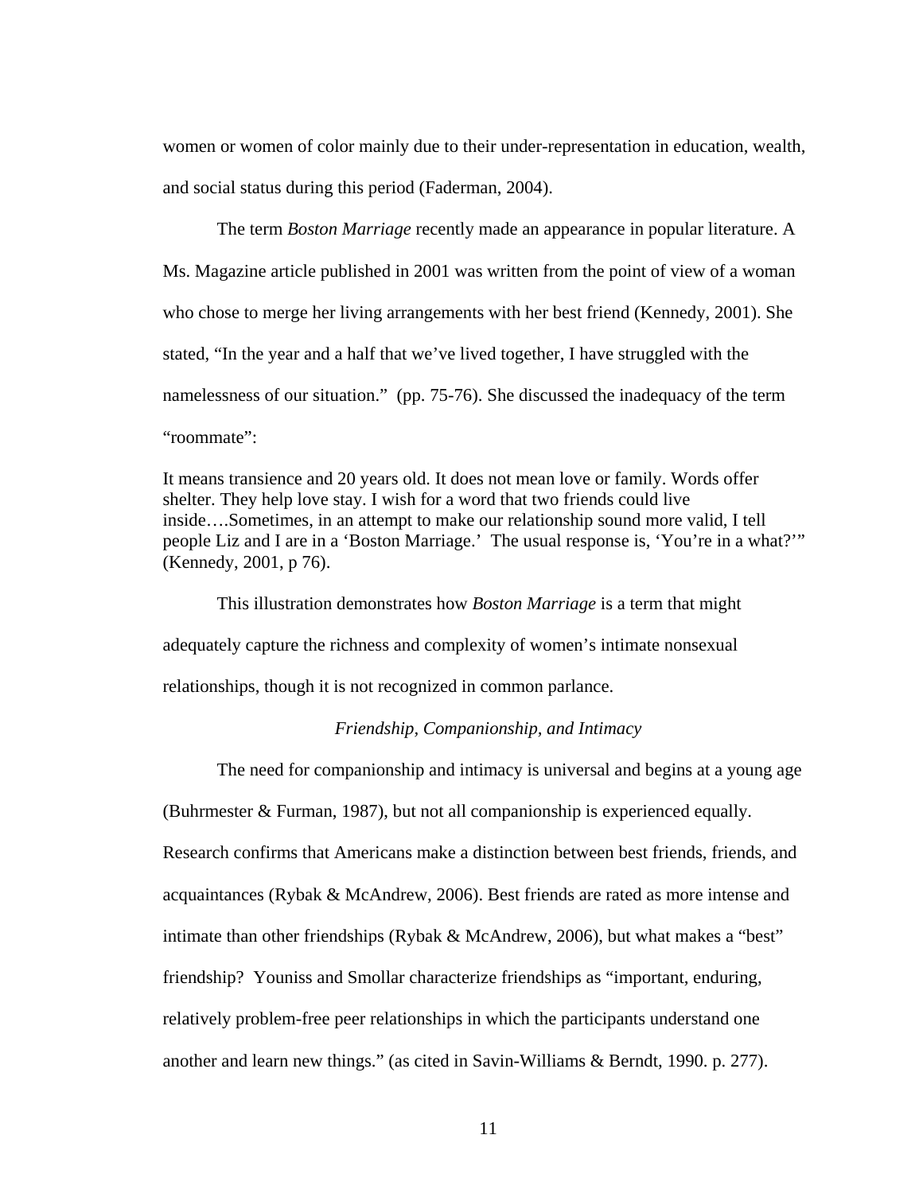women or women of color mainly due to their under-representation in education, wealth, and social status during this period (Faderman, 2004).

The term *Boston Marriage* recently made an appearance in popular literature. A Ms. Magazine article published in 2001 was written from the point of view of a woman who chose to merge her living arrangements with her best friend (Kennedy, 2001). She stated, "In the year and a half that we've lived together, I have struggled with the namelessness of our situation." (pp. 75-76). She discussed the inadequacy of the term "roommate":

> It means transience and 20 years old. It does not mean love or family. Words offer shelter. They help love stay. I wish for a word that two friends could live inside….Sometimes, in an attempt to make our relationship sound more valid, I tell people Liz and I are in a 'Boston Marriage.' The usual response is, 'You're in a what?'" (Kennedy, 2001, p 76).

This illustration demonstrates how *Boston Marriage* is a term that might adequately capture the richness and complexity of women's intimate nonsexual relationships, though it is not recognized in common parlance.

### *Friendship, Companionship, and Intimacy*

The need for companionship and intimacy is universal and begins at a young age (Buhrmester & Furman, 1987), but not all companionship is experienced equally. Research confirms that Americans make a distinction between best friends, friends, and acquaintances (Rybak & McAndrew, 2006). Best friends are rated as more intense and intimate than other friendships (Rybak & McAndrew, 2006), but what makes a "best" friendship? Youniss and Smollar characterize friendships as "important, enduring, relatively problem-free peer relationships in which the participants understand one another and learn new things." (as cited in Savin-Williams & Berndt, 1990. p. 277).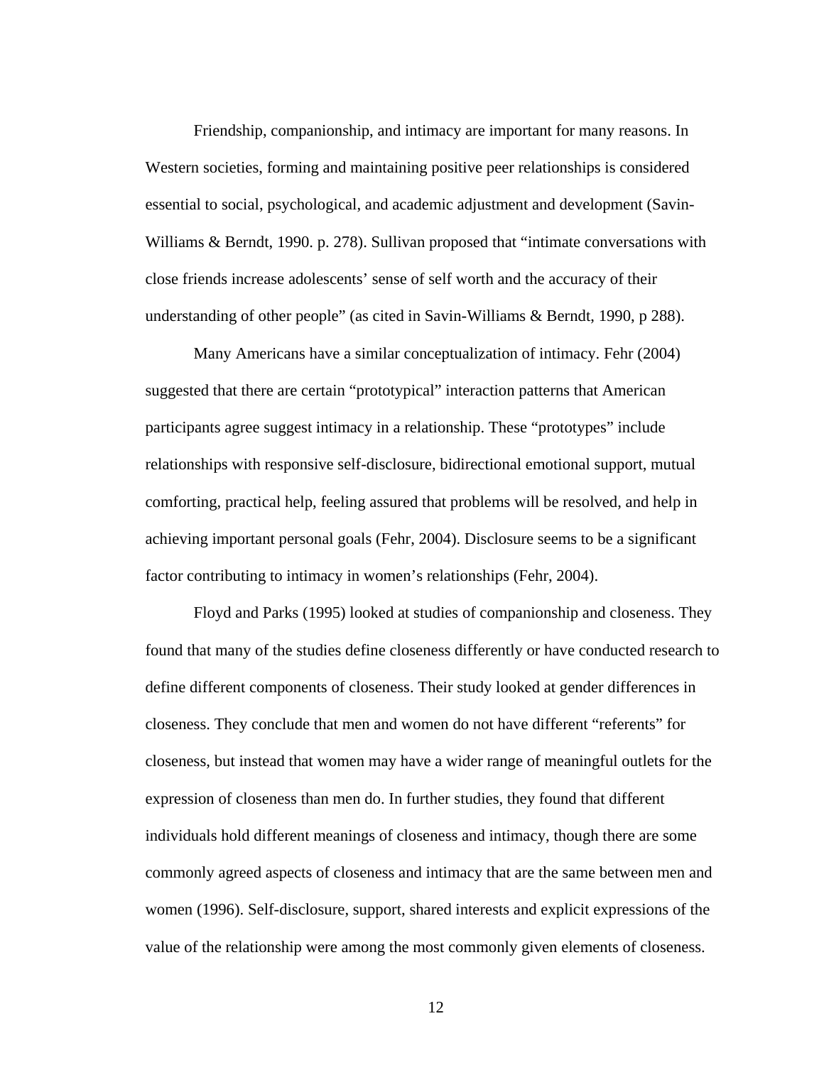Friendship, companionship, and intimacy are important for many reasons. In Western societies, forming and maintaining positive peer relationships is considered essential to social, psychological, and academic adjustment and development (Savin-Williams & Berndt, 1990. p. 278). Sullivan proposed that "intimate conversations with close friends increase adolescents' sense of self worth and the accuracy of their understanding of other people" (as cited in Savin-Williams & Berndt, 1990, p 288).

Many Americans have a similar conceptualization of intimacy. Fehr (2004) suggested that there are certain "prototypical" interaction patterns that American participants agree suggest intimacy in a relationship. These "prototypes" include relationships with responsive self-disclosure, bidirectional emotional support, mutual comforting, practical help, feeling assured that problems will be resolved, and help in achieving important personal goals (Fehr, 2004). Disclosure seems to be a significant factor contributing to intimacy in women's relationships (Fehr, 2004).

Floyd and Parks (1995) looked at studies of companionship and closeness. They found that many of the studies define closeness differently or have conducted research to define different components of closeness. Their study looked at gender differences in closeness. They conclude that men and women do not have different "referents" for closeness, but instead that women may have a wider range of meaningful outlets for the expression of closeness than men do. In further studies, they found that different individuals hold different meanings of closeness and intimacy, though there are some commonly agreed aspects of closeness and intimacy that are the same between men and women (1996). Self-disclosure, support, shared interests and explicit expressions of the value of the relationship were among the most commonly given elements of closeness.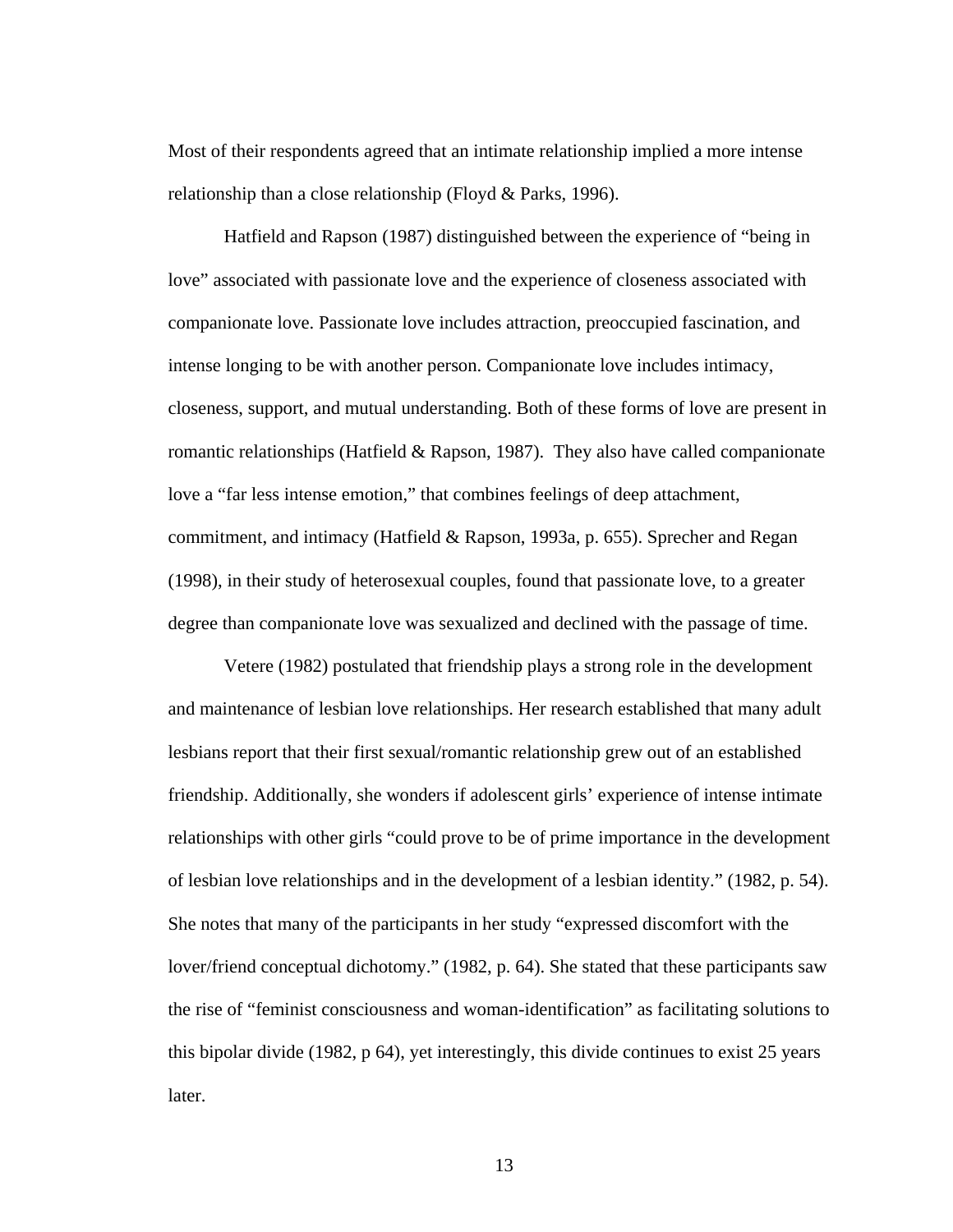Most of their respondents agreed that an intimate relationship implied a more intense relationship than a close relationship (Floyd & Parks, 1996).

Hatfield and Rapson (1987) distinguished between the experience of "being in love" associated with passionate love and the experience of closeness associated with companionate love. Passionate love includes attraction, preoccupied fascination, and intense longing to be with another person. Companionate love includes intimacy, closeness, support, and mutual understanding. Both of these forms of love are present in romantic relationships (Hatfield & Rapson, 1987). They also have called companionate love a "far less intense emotion," that combines feelings of deep attachment, commitment, and intimacy (Hatfield & Rapson, 1993a, p. 655). Sprecher and Regan (1998), in their study of heterosexual couples, found that passionate love, to a greater degree than companionate love was sexualized and declined with the passage of time.

Vetere (1982) postulated that friendship plays a strong role in the development and maintenance of lesbian love relationships. Her research established that many adult lesbians report that their first sexual/romantic relationship grew out of an established friendship. Additionally, she wonders if adolescent girls' experience of intense intimate relationships with other girls "could prove to be of prime importance in the development of lesbian love relationships and in the development of a lesbian identity." (1982, p. 54). She notes that many of the participants in her study "expressed discomfort with the lover/friend conceptual dichotomy." (1982, p. 64). She stated that these participants saw the rise of "feminist consciousness and woman-identification" as facilitating solutions to this bipolar divide (1982, p 64), yet interestingly, this divide continues to exist 25 years later.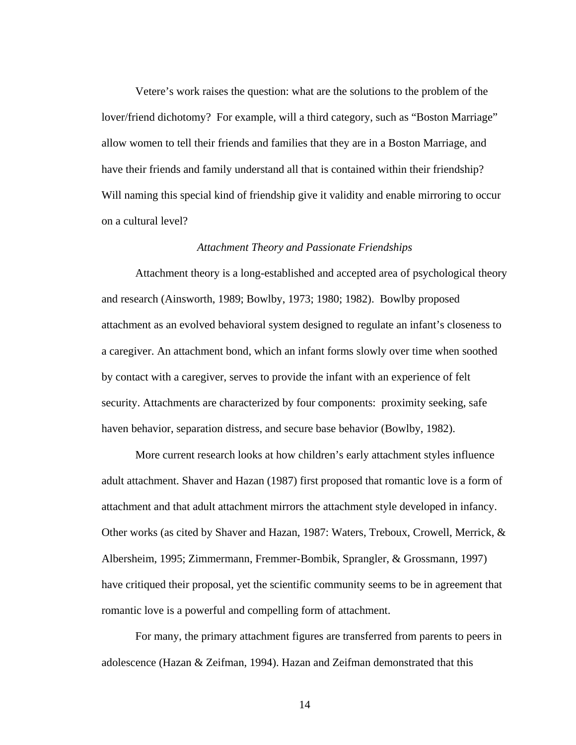Vetere's work raises the question: what are the solutions to the problem of the lover/friend dichotomy? For example, will a third category, such as "Boston Marriage" allow women to tell their friends and families that they are in a Boston Marriage, and have their friends and family understand all that is contained within their friendship? Will naming this special kind of friendship give it validity and enable mirroring to occur on a cultural level?

### *Attachment Theory and Passionate Friendships*

Attachment theory is a long-established and accepted area of psychological theory and research (Ainsworth, 1989; Bowlby, 1973; 1980; 1982). Bowlby proposed attachment as an evolved behavioral system designed to regulate an infant's closeness to a caregiver. An attachment bond, which an infant forms slowly over time when soothed by contact with a caregiver, serves to provide the infant with an experience of felt security. Attachments are characterized by four components: proximity seeking, safe haven behavior, separation distress, and secure base behavior (Bowlby, 1982).

More current research looks at how children's early attachment styles influence adult attachment. Shaver and Hazan (1987) first proposed that romantic love is a form of attachment and that adult attachment mirrors the attachment style developed in infancy. Other works (as cited by Shaver and Hazan, 1987: Waters, Treboux, Crowell, Merrick, & Albersheim, 1995; Zimmermann, Fremmer-Bombik, Sprangler, & Grossmann, 1997) have critiqued their proposal, yet the scientific community seems to be in agreement that romantic love is a powerful and compelling form of attachment.

For many, the primary attachment figures are transferred from parents to peers in adolescence (Hazan & Zeifman, 1994). Hazan and Zeifman demonstrated that this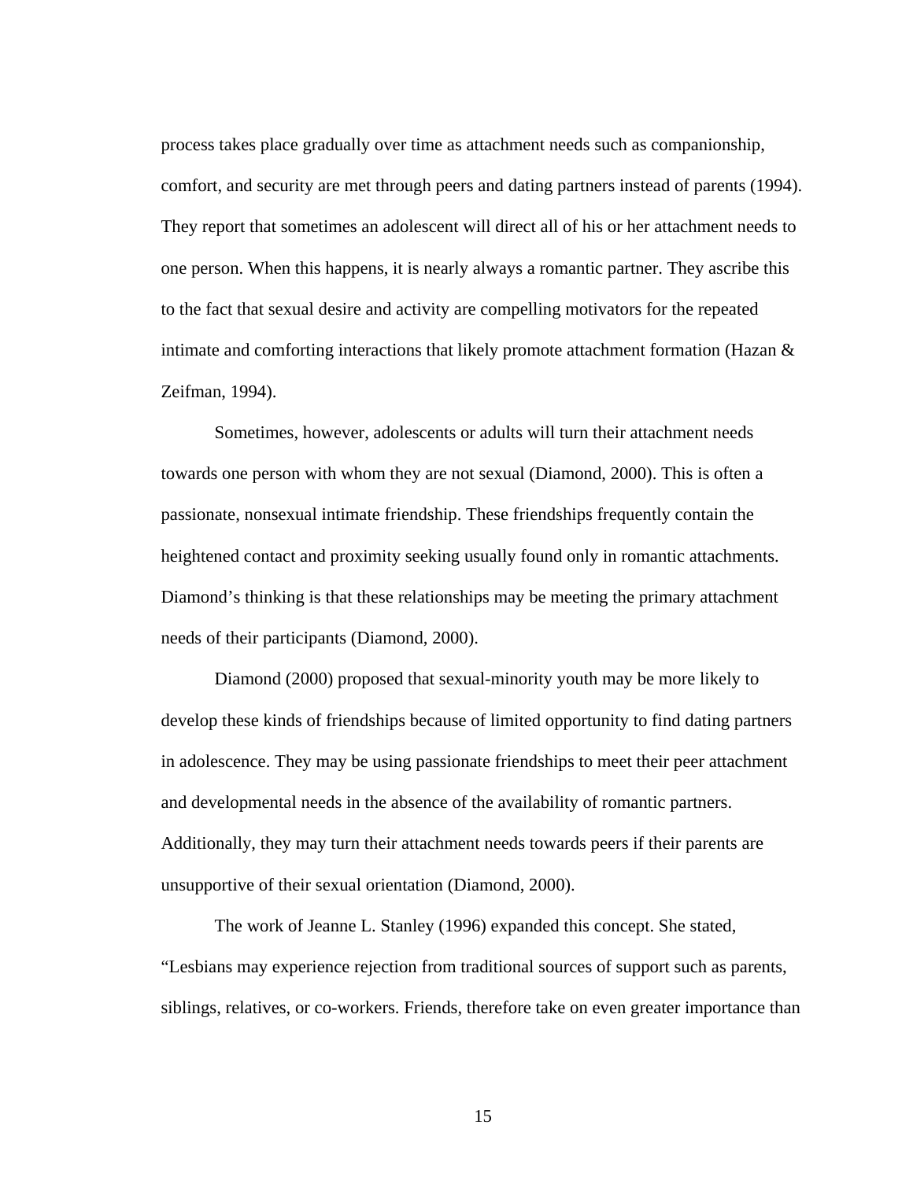process takes place gradually over time as attachment needs such as companionship, comfort, and security are met through peers and dating partners instead of parents (1994). They report that sometimes an adolescent will direct all of his or her attachment needs to one person. When this happens, it is nearly always a romantic partner. They ascribe this to the fact that sexual desire and activity are compelling motivators for the repeated intimate and comforting interactions that likely promote attachment formation (Hazan & Zeifman, 1994).

Sometimes, however, adolescents or adults will turn their attachment needs towards one person with whom they are not sexual (Diamond, 2000). This is often a passionate, nonsexual intimate friendship. These friendships frequently contain the heightened contact and proximity seeking usually found only in romantic attachments. Diamond's thinking is that these relationships may be meeting the primary attachment needs of their participants (Diamond, 2000).

Diamond (2000) proposed that sexual-minority youth may be more likely to develop these kinds of friendships because of limited opportunity to find dating partners in adolescence. They may be using passionate friendships to meet their peer attachment and developmental needs in the absence of the availability of romantic partners. Additionally, they may turn their attachment needs towards peers if their parents are unsupportive of their sexual orientation (Diamond, 2000).

The work of Jeanne L. Stanley (1996) expanded this concept. She stated, "Lesbians may experience rejection from traditional sources of support such as parents, siblings, relatives, or co-workers. Friends, therefore take on even greater importance than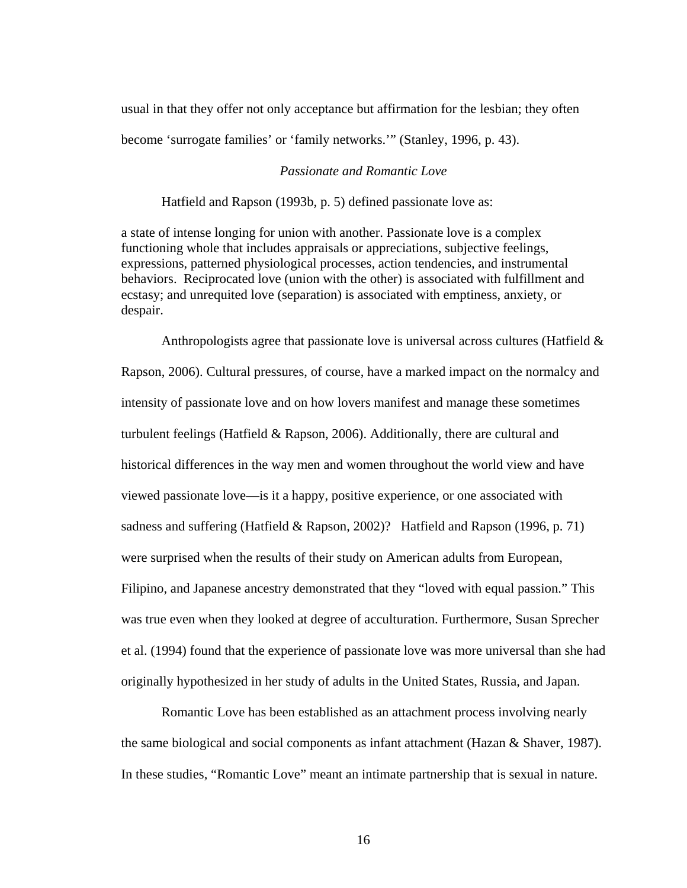usual in that they offer not only acceptance but affirmation for the lesbian; they often become 'surrogate families' or 'family networks.'" (Stanley, 1996, p. 43).

### *Passionate and Romantic Love*

Hatfield and Rapson (1993b, p. 5) defined passionate love as:

> a state of intense longing for union with another. Passionate love is a complex functioning whole that includes appraisals or appreciations, subjective feelings, expressions, patterned physiological processes, action tendencies, and instrumental behaviors. Reciprocated love (union with the other) is associated with fulfillment and ecstasy; and unrequited love (separation) is associated with emptiness, anxiety, or despair.

Anthropologists agree that passionate love is universal across cultures (Hatfield & Rapson, 2006). Cultural pressures, of course, have a marked impact on the normalcy and intensity of passionate love and on how lovers manifest and manage these sometimes turbulent feelings (Hatfield & Rapson, 2006). Additionally, there are cultural and historical differences in the way men and women throughout the world view and have viewed passionate love—is it a happy, positive experience, or one associated with sadness and suffering (Hatfield & Rapson, 2002)? Hatfield and Rapson (1996, p. 71) were surprised when the results of their study on American adults from European, Filipino, and Japanese ancestry demonstrated that they "loved with equal passion." This was true even when they looked at degree of acculturation. Furthermore, Susan Sprecher et al. (1994) found that the experience of passionate love was more universal than she had originally hypothesized in her study of adults in the United States, Russia, and Japan.

Romantic Love has been established as an attachment process involving nearly the same biological and social components as infant attachment (Hazan & Shaver, 1987). In these studies, "Romantic Love" meant an intimate partnership that is sexual in nature.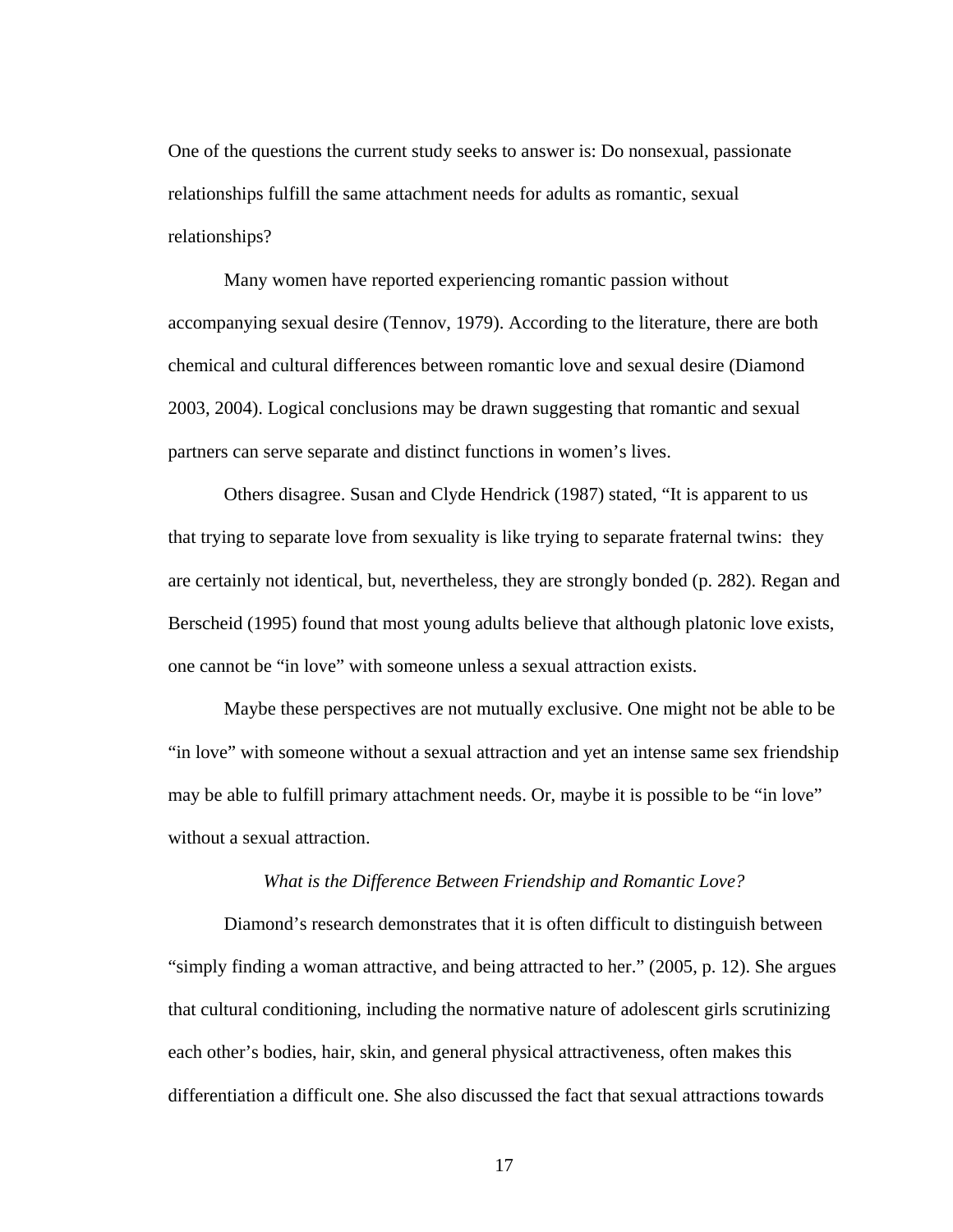One of the questions the current study seeks to answer is: Do nonsexual, passionate relationships fulfill the same attachment needs for adults as romantic, sexual relationships?

Many women have reported experiencing romantic passion without accompanying sexual desire (Tennov, 1979). According to the literature, there are both chemical and cultural differences between romantic love and sexual desire (Diamond 2003, 2004). Logical conclusions may be drawn suggesting that romantic and sexual partners can serve separate and distinct functions in women's lives.

Others disagree. Susan and Clyde Hendrick (1987) stated, "It is apparent to us that trying to separate love from sexuality is like trying to separate fraternal twins: they are certainly not identical, but, nevertheless, they are strongly bonded (p. 282). Regan and Berscheid (1995) found that most young adults believe that although platonic love exists, one cannot be "in love" with someone unless a sexual attraction exists.

Maybe these perspectives are not mutually exclusive. One might not be able to be "in love" with someone without a sexual attraction and yet an intense same sex friendship may be able to fulfill primary attachment needs. Or, maybe it is possible to be "in love" without a sexual attraction.

### *What is the Difference Between Friendship and Romantic Love?*

Diamond's research demonstrates that it is often difficult to distinguish between "simply finding a woman attractive, and being attracted to her." (2005, p. 12). She argues that cultural conditioning, including the normative nature of adolescent girls scrutinizing each other's bodies, hair, skin, and general physical attractiveness, often makes this differentiation a difficult one. She also discussed the fact that sexual attractions towards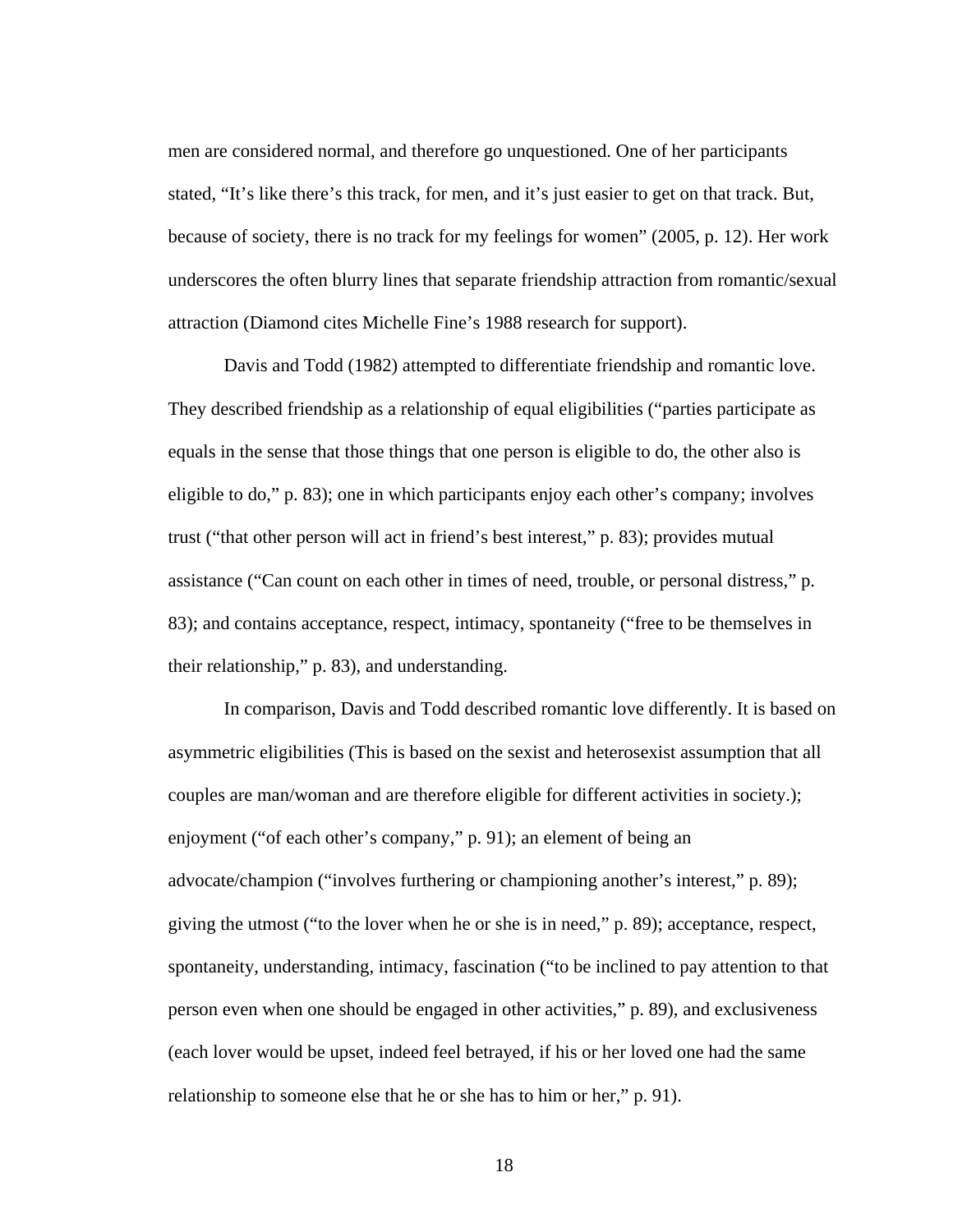men are considered normal, and therefore go unquestioned. One of her participants stated, “It’s like there’s this track, for men, and it’s just easier to get on that track. But, because of society, there is no track for my feelings for women” (2005, p. 12). Her work underscores the often blurry lines that separate friendship attraction from romantic/sexual attraction (Diamond cites Michelle Fine’s 1988 research for support).

Davis and Todd (1982) attempted to differentiate friendship and romantic love. They described friendship as a relationship of equal eligibilities (“parties participate as equals in the sense that those things that one person is eligible to do, the other also is eligible to do,” p. 83); one in which participants enjoy each other’s company; involves trust (“that other person will act in friend’s best interest,” p. 83); provides mutual assistance (“Can count on each other in times of need, trouble, or personal distress,” p. 83); and contains acceptance, respect, intimacy, spontaneity (“free to be themselves in their relationship,” p. 83), and understanding.

In comparison, Davis and Todd described romantic love differently. It is based on asymmetric eligibilities (This is based on the sexist and heterosexist assumption that all couples are man/woman and are therefore eligible for different activities in society.); enjoyment (“of each other’s company,” p. 91); an element of being an advocate/champion (“involves furthering or championing another’s interest,” p. 89); giving the utmost (“to the lover when he or she is in need,” p. 89); acceptance, respect, spontaneity, understanding, intimacy, fascination (“to be inclined to pay attention to that person even when one should be engaged in other activities,” p. 89), and exclusiveness (each lover would be upset, indeed feel betrayed, if his or her loved one had the same relationship to someone else that he or she has to him or her,” p. 91).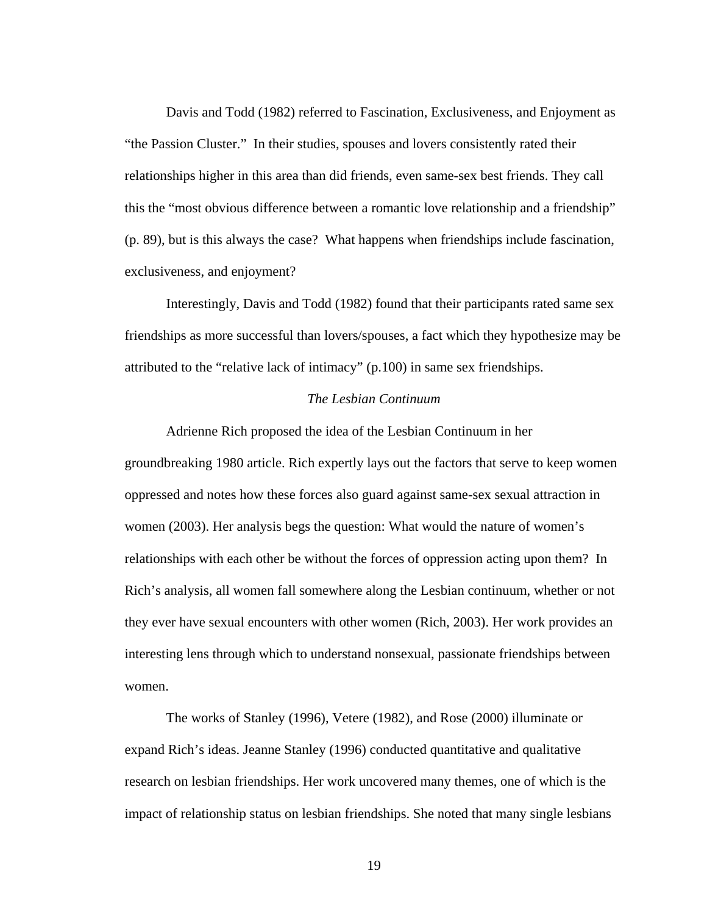Davis and Todd (1982) referred to Fascination, Exclusiveness, and Enjoyment as "the Passion Cluster." In their studies, spouses and lovers consistently rated their relationships higher in this area than did friends, even same-sex best friends. They call this the "most obvious difference between a romantic love relationship and a friendship" (p. 89), but is this always the case? What happens when friendships include fascination, exclusiveness, and enjoyment?

Interestingly, Davis and Todd (1982) found that their participants rated same sex friendships as more successful than lovers/spouses, a fact which they hypothesize may be attributed to the "relative lack of intimacy" (p.100) in same sex friendships.

### *The Lesbian Continuum*

Adrienne Rich proposed the idea of the Lesbian Continuum in her groundbreaking 1980 article. Rich expertly lays out the factors that serve to keep women oppressed and notes how these forces also guard against same-sex sexual attraction in women (2003). Her analysis begs the question: What would the nature of women's relationships with each other be without the forces of oppression acting upon them? In Rich's analysis, all women fall somewhere along the Lesbian continuum, whether or not they ever have sexual encounters with other women (Rich, 2003). Her work provides an interesting lens through which to understand nonsexual, passionate friendships between women.

The works of Stanley (1996), Vetere (1982), and Rose (2000) illuminate or expand Rich's ideas. Jeanne Stanley (1996) conducted quantitative and qualitative research on lesbian friendships. Her work uncovered many themes, one of which is the impact of relationship status on lesbian friendships. She noted that many single lesbians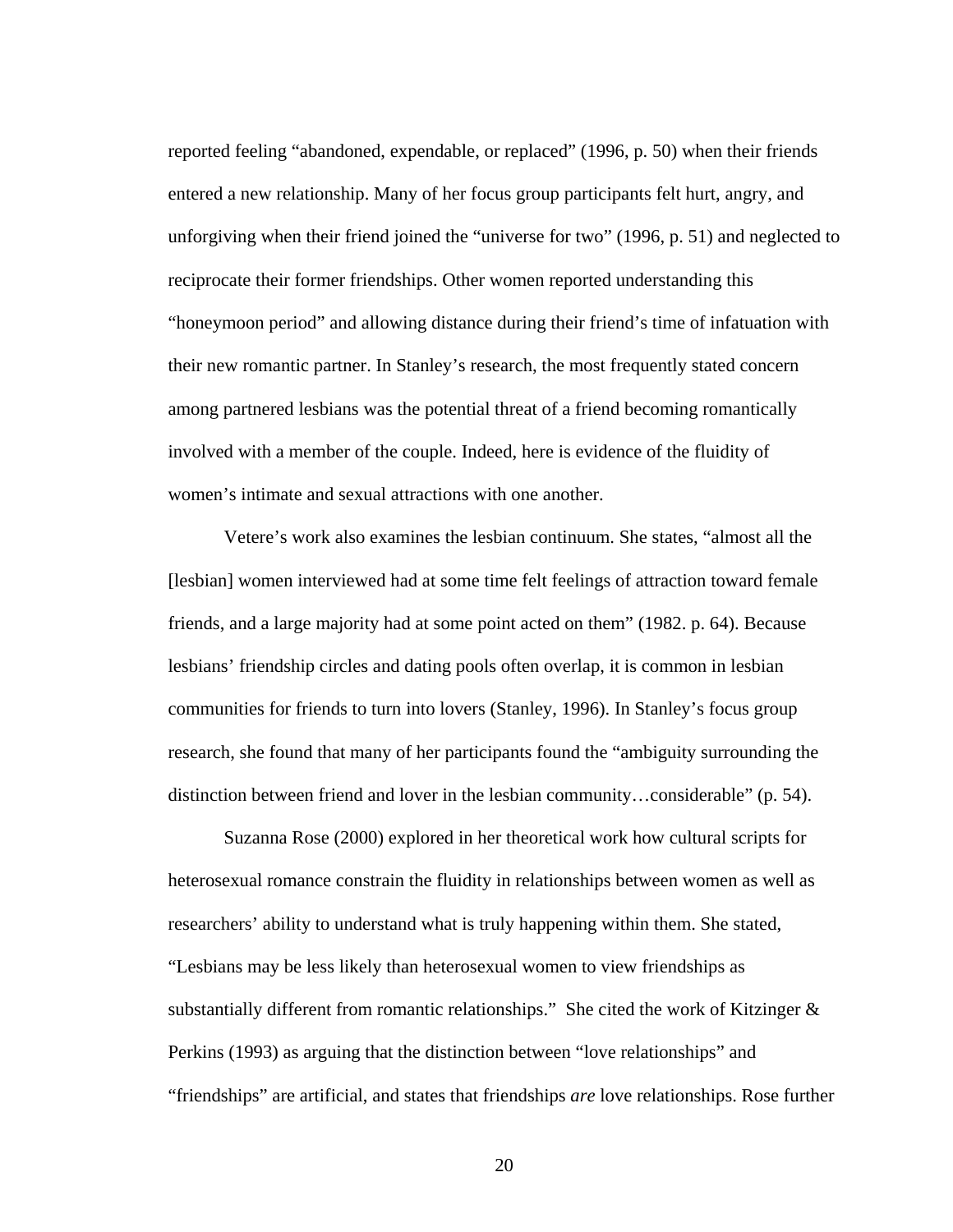reported feeling "abandoned, expendable, or replaced" (1996, p. 50) when their friends entered a new relationship. Many of her focus group participants felt hurt, angry, and unforgiving when their friend joined the "universe for two" (1996, p. 51) and neglected to reciprocate their former friendships. Other women reported understanding this "honeymoon period" and allowing distance during their friend's time of infatuation with their new romantic partner. In Stanley's research, the most frequently stated concern among partnered lesbians was the potential threat of a friend becoming romantically involved with a member of the couple. Indeed, here is evidence of the fluidity of women's intimate and sexual attractions with one another.

Vetere's work also examines the lesbian continuum. She states, "almost all the [lesbian] women interviewed had at some time felt feelings of attraction toward female friends, and a large majority had at some point acted on them" (1982. p. 64). Because lesbians' friendship circles and dating pools often overlap, it is common in lesbian communities for friends to turn into lovers (Stanley, 1996). In Stanley's focus group research, she found that many of her participants found the "ambiguity surrounding the distinction between friend and lover in the lesbian community…considerable" (p. 54).

Suzanna Rose (2000) explored in her theoretical work how cultural scripts for heterosexual romance constrain the fluidity in relationships between women as well as researchers' ability to understand what is truly happening within them. She stated, "Lesbians may be less likely than heterosexual women to view friendships as substantially different from romantic relationships." She cited the work of Kitzinger & Perkins (1993) as arguing that the distinction between "love relationships" and "friendships" are artificial, and states that friendships *are* love relationships. Rose further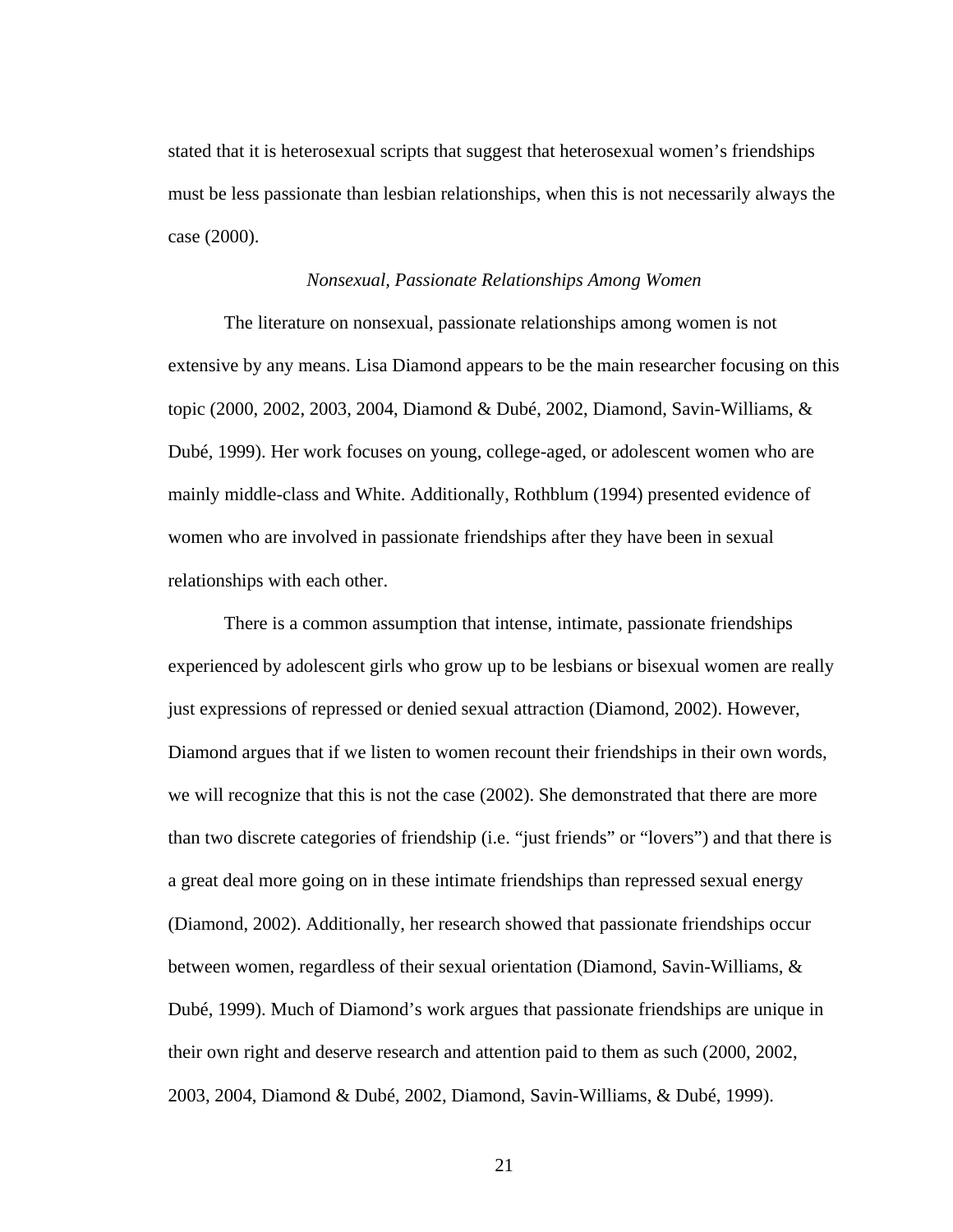stated that it is heterosexual scripts that suggest that heterosexual women's friendships must be less passionate than lesbian relationships, when this is not necessarily always the case (2000).

### *Nonsexual, Passionate Relationships Among Women*

The literature on nonsexual, passionate relationships among women is not extensive by any means. Lisa Diamond appears to be the main researcher focusing on this topic (2000, 2002, 2003, 2004, Diamond & Dubé, 2002, Diamond, Savin-Williams, & Dubé, 1999). Her work focuses on young, college-aged, or adolescent women who are mainly middle-class and White. Additionally, Rothblum (1994) presented evidence of women who are involved in passionate friendships after they have been in sexual relationships with each other.

There is a common assumption that intense, intimate, passionate friendships experienced by adolescent girls who grow up to be lesbians or bisexual women are really just expressions of repressed or denied sexual attraction (Diamond, 2002). However, Diamond argues that if we listen to women recount their friendships in their own words, we will recognize that this is not the case (2002). She demonstrated that there are more than two discrete categories of friendship (i.e. "just friends" or "lovers") and that there is a great deal more going on in these intimate friendships than repressed sexual energy (Diamond, 2002). Additionally, her research showed that passionate friendships occur between women, regardless of their sexual orientation (Diamond, Savin-Williams, & Dubé, 1999). Much of Diamond's work argues that passionate friendships are unique in their own right and deserve research and attention paid to them as such (2000, 2002, 2003, 2004, Diamond & Dubé, 2002, Diamond, Savin-Williams, & Dubé, 1999).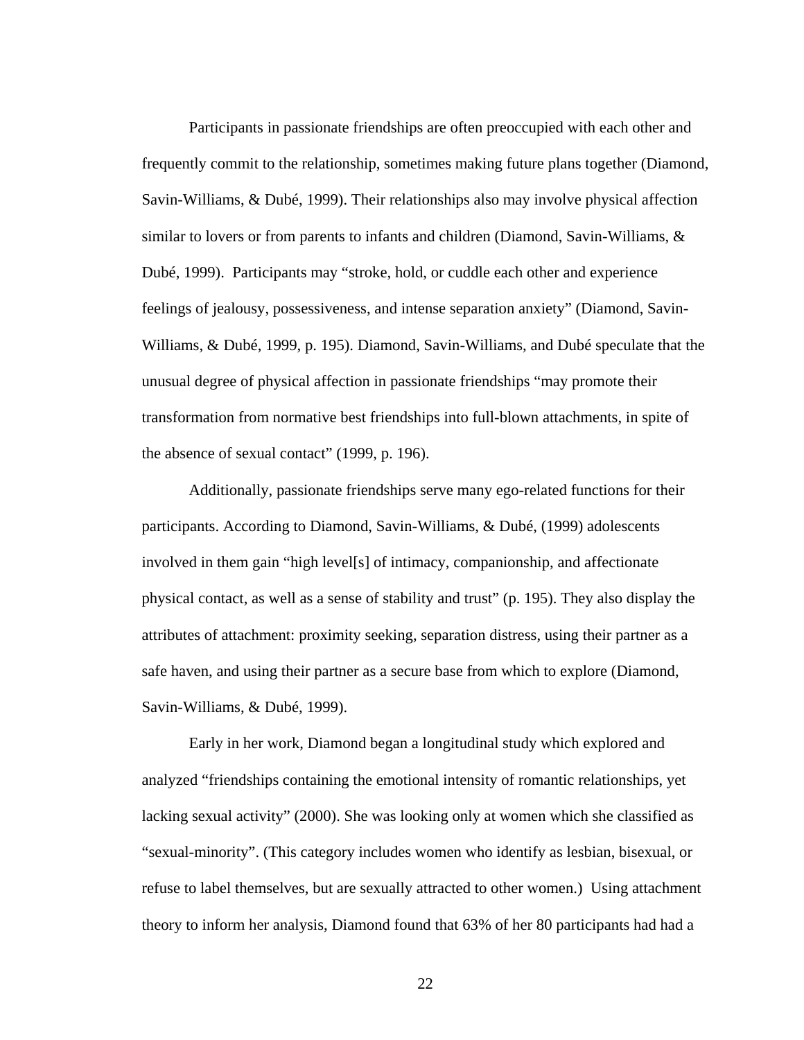Participants in passionate friendships are often preoccupied with each other and frequently commit to the relationship, sometimes making future plans together (Diamond, Savin-Williams, & Dubé, 1999). Their relationships also may involve physical affection similar to lovers or from parents to infants and children (Diamond, Savin-Williams, & Dubé, 1999). Participants may "stroke, hold, or cuddle each other and experience feelings of jealousy, possessiveness, and intense separation anxiety" (Diamond, Savin-Williams, & Dubé, 1999, p. 195). Diamond, Savin-Williams, and Dubé speculate that the unusual degree of physical affection in passionate friendships "may promote their transformation from normative best friendships into full-blown attachments, in spite of the absence of sexual contact" (1999, p. 196).

Additionally, passionate friendships serve many ego-related functions for their participants. According to Diamond, Savin-Williams, & Dubé, (1999) adolescents involved in them gain "high level[s] of intimacy, companionship, and affectionate physical contact, as well as a sense of stability and trust" (p. 195). They also display the attributes of attachment: proximity seeking, separation distress, using their partner as a safe haven, and using their partner as a secure base from which to explore (Diamond, Savin-Williams, & Dubé, 1999).

Early in her work, Diamond began a longitudinal study which explored and analyzed "friendships containing the emotional intensity of romantic relationships, yet lacking sexual activity" (2000). She was looking only at women which she classified as "sexual-minority". (This category includes women who identify as lesbian, bisexual, or refuse to label themselves, but are sexually attracted to other women.) Using attachment theory to inform her analysis, Diamond found that 63% of her 80 participants had had a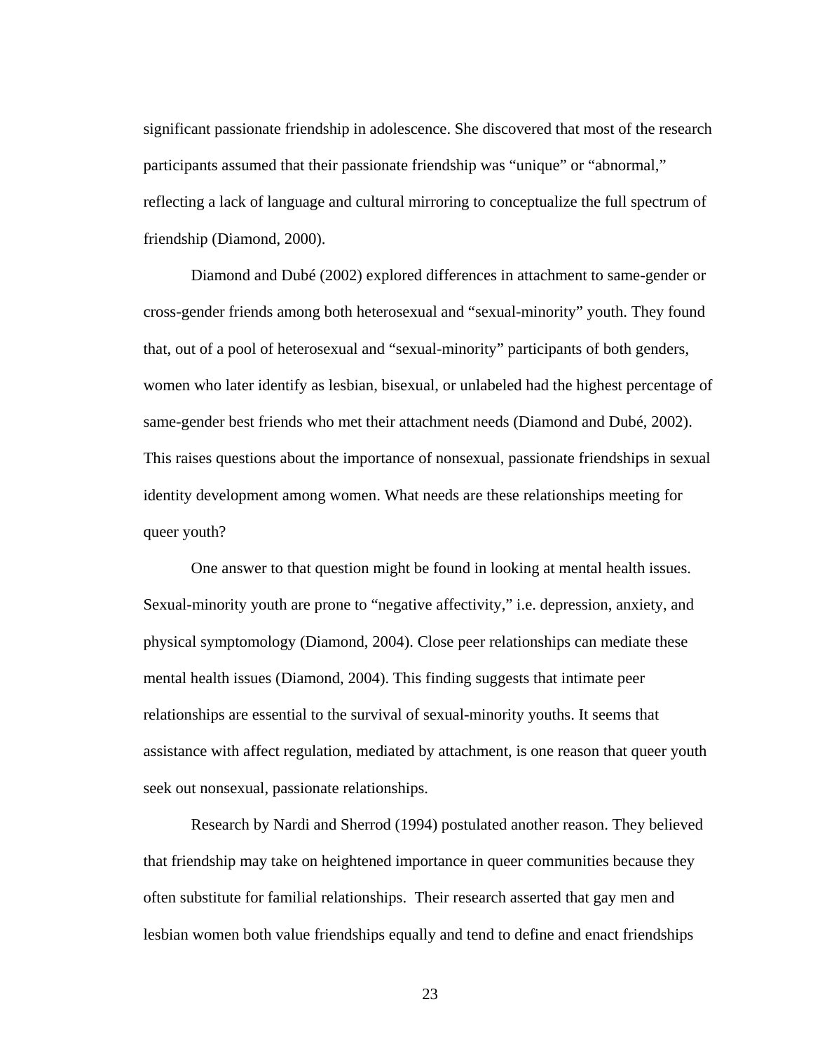significant passionate friendship in adolescence. She discovered that most of the research participants assumed that their passionate friendship was "unique" or "abnormal," reflecting a lack of language and cultural mirroring to conceptualize the full spectrum of friendship (Diamond, 2000).

Diamond and Dubé (2002) explored differences in attachment to same-gender or cross-gender friends among both heterosexual and "sexual-minority" youth. They found that, out of a pool of heterosexual and "sexual-minority" participants of both genders, women who later identify as lesbian, bisexual, or unlabeled had the highest percentage of same-gender best friends who met their attachment needs (Diamond and Dubé, 2002). This raises questions about the importance of nonsexual, passionate friendships in sexual identity development among women. What needs are these relationships meeting for queer youth?

One answer to that question might be found in looking at mental health issues. Sexual-minority youth are prone to "negative affectivity," i.e. depression, anxiety, and physical symptomology (Diamond, 2004). Close peer relationships can mediate these mental health issues (Diamond, 2004). This finding suggests that intimate peer relationships are essential to the survival of sexual-minority youths. It seems that assistance with affect regulation, mediated by attachment, is one reason that queer youth seek out nonsexual, passionate relationships.

Research by Nardi and Sherrod (1994) postulated another reason. They believed that friendship may take on heightened importance in queer communities because they often substitute for familial relationships. Their research asserted that gay men and lesbian women both value friendships equally and tend to define and enact friendships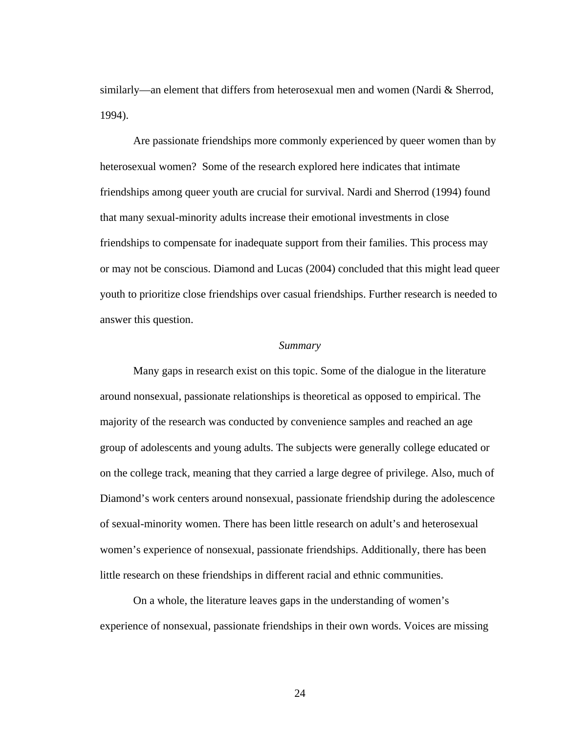similarly—an element that differs from heterosexual men and women (Nardi & Sherrod, 1994).

Are passionate friendships more commonly experienced by queer women than by heterosexual women? Some of the research explored here indicates that intimate friendships among queer youth are crucial for survival. Nardi and Sherrod (1994) found that many sexual-minority adults increase their emotional investments in close friendships to compensate for inadequate support from their families. This process may or may not be conscious. Diamond and Lucas (2004) concluded that this might lead queer youth to prioritize close friendships over casual friendships. Further research is needed to answer this question.

*Summary*

Many gaps in research exist on this topic. Some of the dialogue in the literature around nonsexual, passionate relationships is theoretical as opposed to empirical. The majority of the research was conducted by convenience samples and reached an age group of adolescents and young adults. The subjects were generally college educated or on the college track, meaning that they carried a large degree of privilege. Also, much of Diamond's work centers around nonsexual, passionate friendship during the adolescence of sexual-minority women. There has been little research on adult's and heterosexual women's experience of nonsexual, passionate friendships. Additionally, there has been little research on these friendships in different racial and ethnic communities.

On a whole, the literature leaves gaps in the understanding of women's experience of nonsexual, passionate friendships in their own words. Voices are missing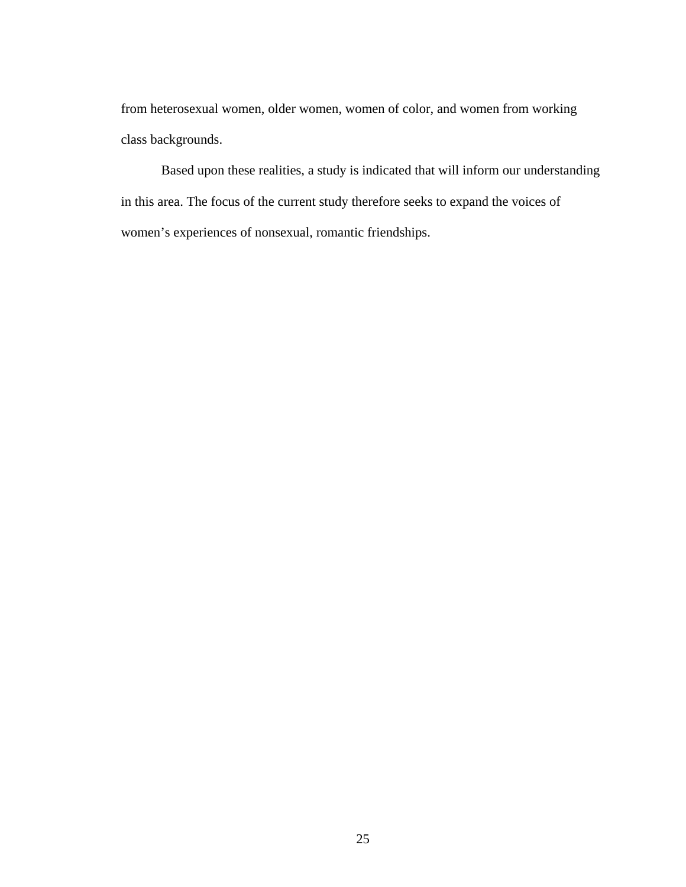from heterosexual women, older women, women of color, and women from working class backgrounds.

Based upon these realities, a study is indicated that will inform our understanding in this area. The focus of the current study therefore seeks to expand the voices of women’s experiences of nonsexual, romantic friendships.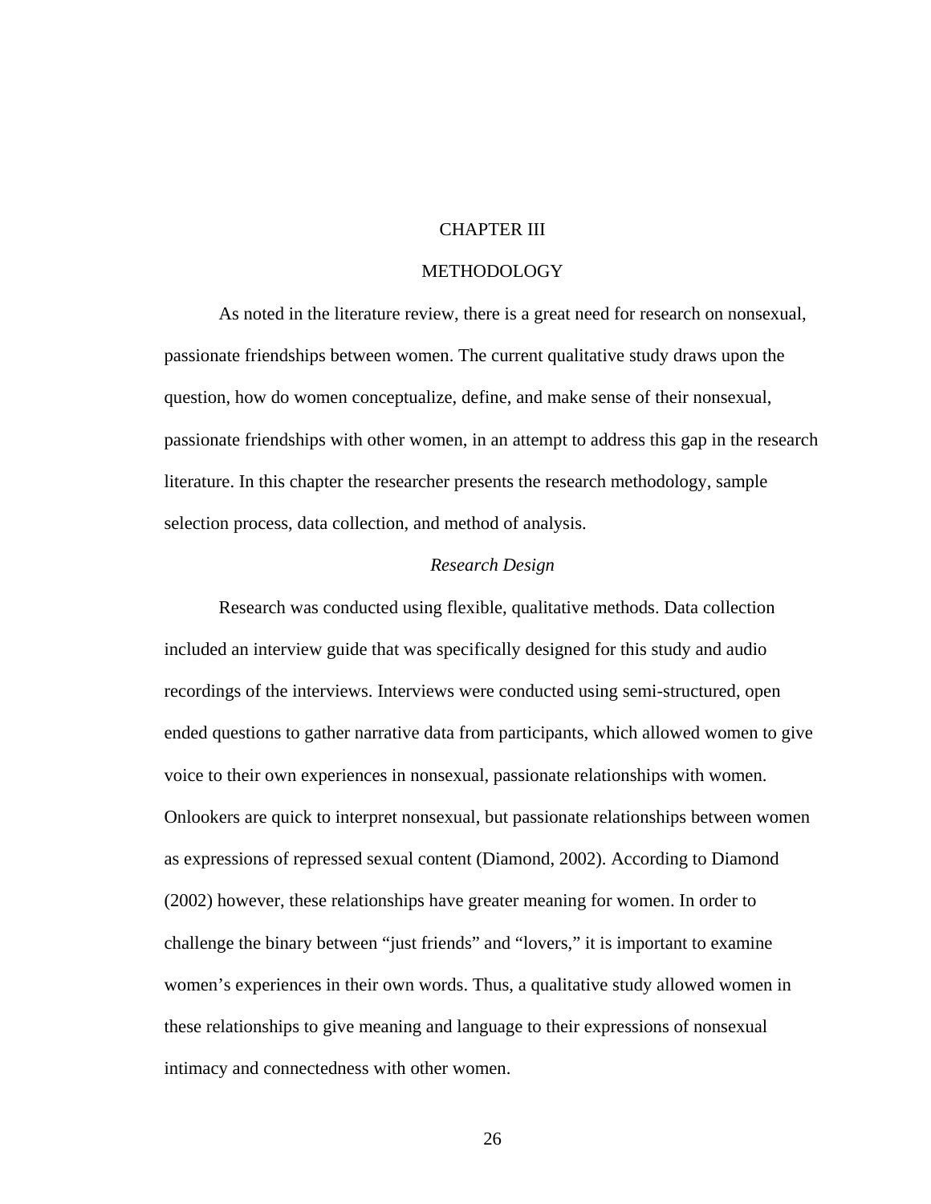# CHAPTER III

# METHODOLOGY

As noted in the literature review, there is a great need for research on nonsexual, passionate friendships between women. The current qualitative study draws upon the question, how do women conceptualize, define, and make sense of their nonsexual, passionate friendships with other women, in an attempt to address this gap in the research literature. In this chapter the researcher presents the research methodology, sample selection process, data collection, and method of analysis.

## *Research Design*

Research was conducted using flexible, qualitative methods. Data collection included an interview guide that was specifically designed for this study and audio recordings of the interviews. Interviews were conducted using semi-structured, open ended questions to gather narrative data from participants, which allowed women to give voice to their own experiences in nonsexual, passionate relationships with women. Onlookers are quick to interpret nonsexual, but passionate relationships between women as expressions of repressed sexual content (Diamond, 2002). According to Diamond (2002) however, these relationships have greater meaning for women. In order to challenge the binary between "just friends" and "lovers," it is important to examine women's experiences in their own words. Thus, a qualitative study allowed women in these relationships to give meaning and language to their expressions of nonsexual intimacy and connectedness with other women.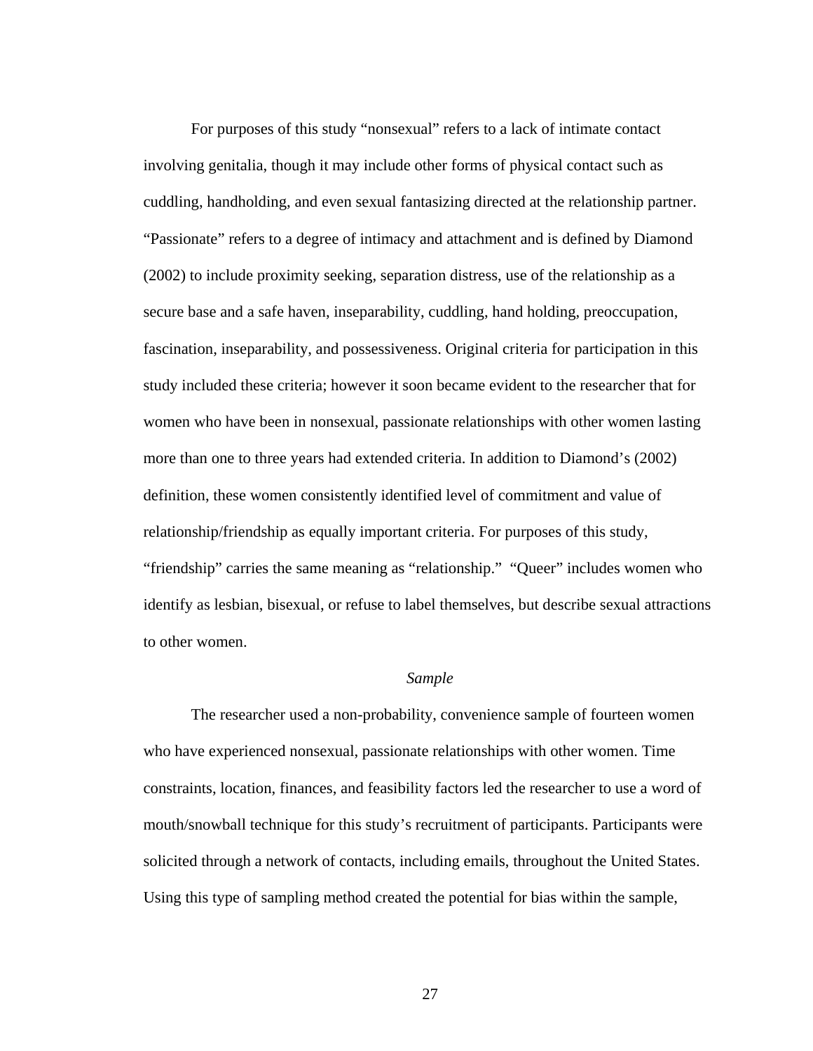For purposes of this study "nonsexual" refers to a lack of intimate contact involving genitalia, though it may include other forms of physical contact such as cuddling, handholding, and even sexual fantasizing directed at the relationship partner. "Passionate" refers to a degree of intimacy and attachment and is defined by Diamond (2002) to include proximity seeking, separation distress, use of the relationship as a secure base and a safe haven, inseparability, cuddling, hand holding, preoccupation, fascination, inseparability, and possessiveness. Original criteria for participation in this study included these criteria; however it soon became evident to the researcher that for women who have been in nonsexual, passionate relationships with other women lasting more than one to three years had extended criteria. In addition to Diamond's (2002) definition, these women consistently identified level of commitment and value of relationship/friendship as equally important criteria. For purposes of this study, "friendship" carries the same meaning as "relationship." "Queer" includes women who identify as lesbian, bisexual, or refuse to label themselves, but describe sexual attractions to other women.

### *Sample*

The researcher used a non-probability, convenience sample of fourteen women who have experienced nonsexual, passionate relationships with other women. Time constraints, location, finances, and feasibility factors led the researcher to use a word of mouth/snowball technique for this study's recruitment of participants. Participants were solicited through a network of contacts, including emails, throughout the United States. Using this type of sampling method created the potential for bias within the sample,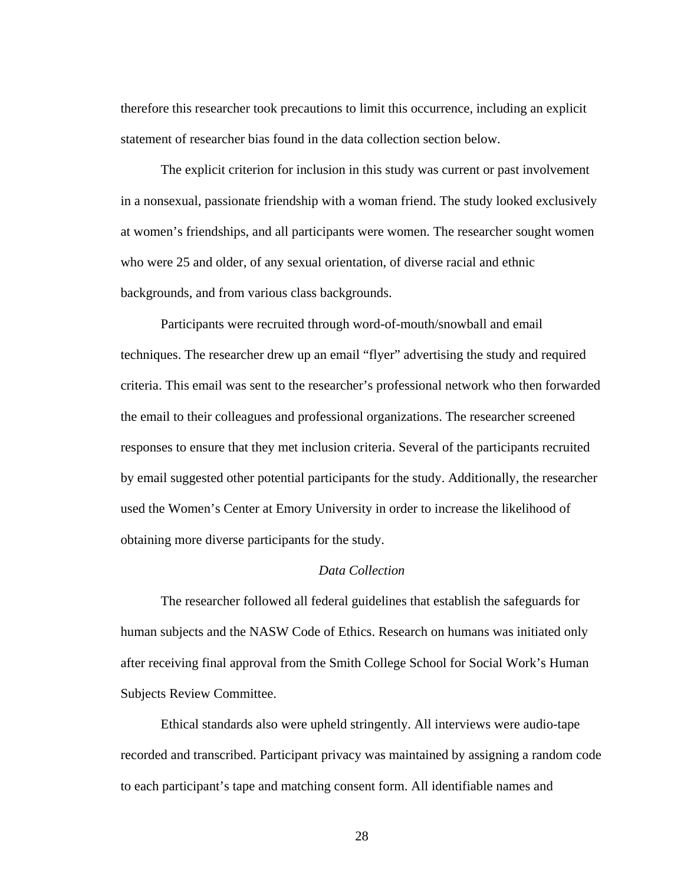therefore this researcher took precautions to limit this occurrence, including an explicit statement of researcher bias found in the data collection section below.

The explicit criterion for inclusion in this study was current or past involvement in a nonsexual, passionate friendship with a woman friend. The study looked exclusively at women's friendships, and all participants were women. The researcher sought women who were 25 and older, of any sexual orientation, of diverse racial and ethnic backgrounds, and from various class backgrounds.

Participants were recruited through word-of-mouth/snowball and email techniques. The researcher drew up an email "flyer" advertising the study and required criteria. This email was sent to the researcher's professional network who then forwarded the email to their colleagues and professional organizations. The researcher screened responses to ensure that they met inclusion criteria. Several of the participants recruited by email suggested other potential participants for the study. Additionally, the researcher used the Women's Center at Emory University in order to increase the likelihood of obtaining more diverse participants for the study.

### *Data Collection*

The researcher followed all federal guidelines that establish the safeguards for human subjects and the NASW Code of Ethics. Research on humans was initiated only after receiving final approval from the Smith College School for Social Work's Human Subjects Review Committee.

Ethical standards also were upheld stringently. All interviews were audio-tape recorded and transcribed. Participant privacy was maintained by assigning a random code to each participant's tape and matching consent form. All identifiable names and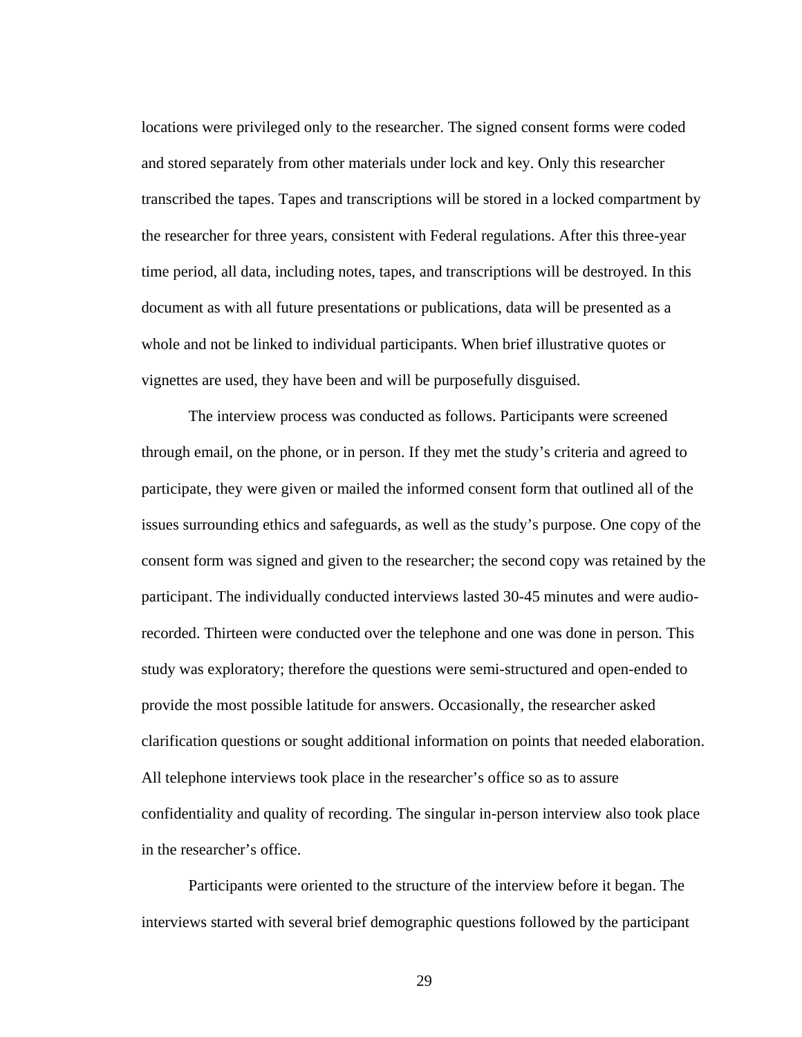locations were privileged only to the researcher. The signed consent forms were coded and stored separately from other materials under lock and key. Only this researcher transcribed the tapes. Tapes and transcriptions will be stored in a locked compartment by the researcher for three years, consistent with Federal regulations. After this three-year time period, all data, including notes, tapes, and transcriptions will be destroyed. In this document as with all future presentations or publications, data will be presented as a whole and not be linked to individual participants. When brief illustrative quotes or vignettes are used, they have been and will be purposefully disguised.

The interview process was conducted as follows. Participants were screened through email, on the phone, or in person. If they met the study's criteria and agreed to participate, they were given or mailed the informed consent form that outlined all of the issues surrounding ethics and safeguards, as well as the study's purpose. One copy of the consent form was signed and given to the researcher; the second copy was retained by the participant. The individually conducted interviews lasted 30-45 minutes and were audio-recorded. Thirteen were conducted over the telephone and one was done in person. This study was exploratory; therefore the questions were semi-structured and open-ended to provide the most possible latitude for answers. Occasionally, the researcher asked clarification questions or sought additional information on points that needed elaboration. All telephone interviews took place in the researcher's office so as to assure confidentiality and quality of recording. The singular in-person interview also took place in the researcher's office.

Participants were oriented to the structure of the interview before it began. The interviews started with several brief demographic questions followed by the participant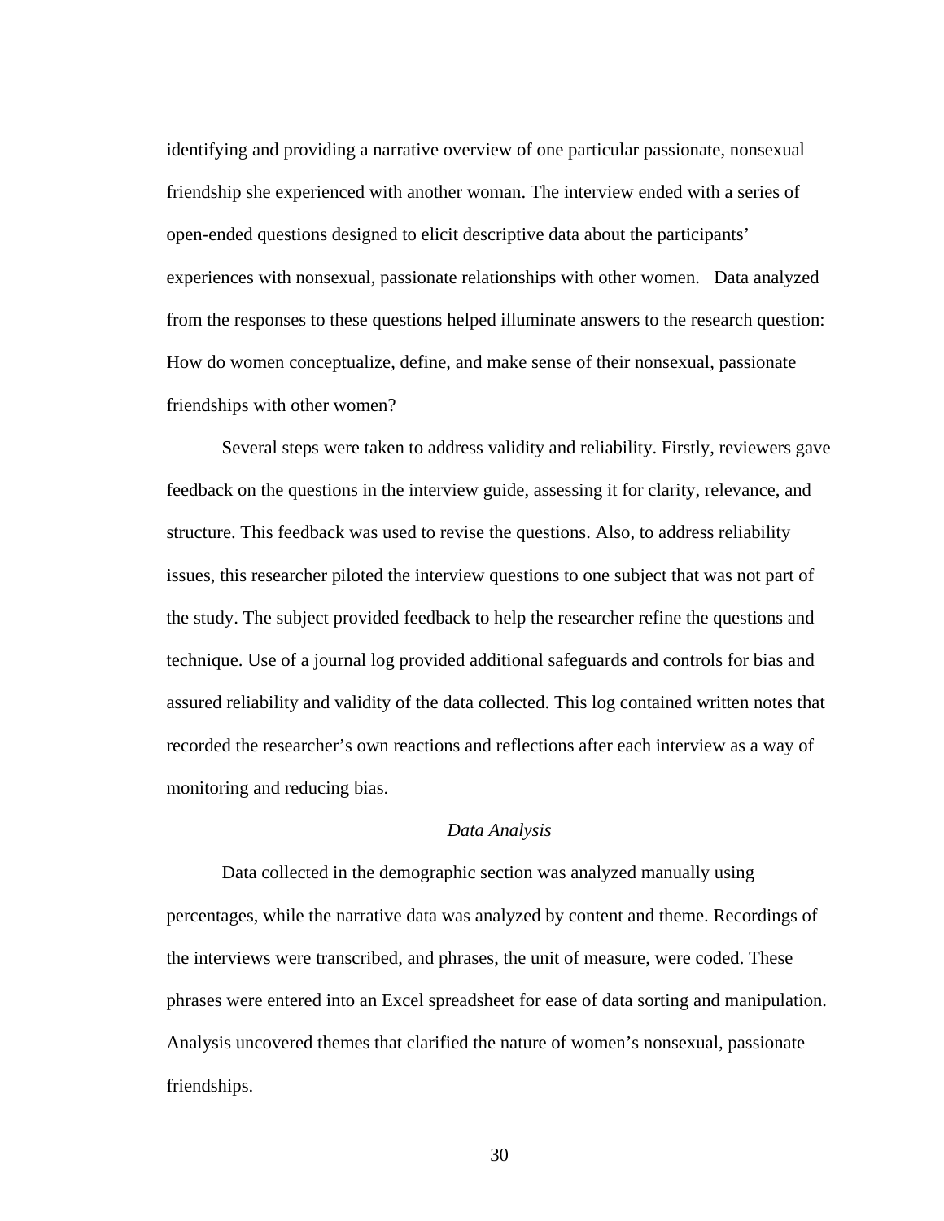identifying and providing a narrative overview of one particular passionate, nonsexual friendship she experienced with another woman. The interview ended with a series of open-ended questions designed to elicit descriptive data about the participants' experiences with nonsexual, passionate relationships with other women. Data analyzed from the responses to these questions helped illuminate answers to the research question: How do women conceptualize, define, and make sense of their nonsexual, passionate friendships with other women?

Several steps were taken to address validity and reliability. Firstly, reviewers gave feedback on the questions in the interview guide, assessing it for clarity, relevance, and structure. This feedback was used to revise the questions. Also, to address reliability issues, this researcher piloted the interview questions to one subject that was not part of the study. The subject provided feedback to help the researcher refine the questions and technique. Use of a journal log provided additional safeguards and controls for bias and assured reliability and validity of the data collected. This log contained written notes that recorded the researcher's own reactions and reflections after each interview as a way of monitoring and reducing bias.

### *Data Analysis*

Data collected in the demographic section was analyzed manually using percentages, while the narrative data was analyzed by content and theme. Recordings of the interviews were transcribed, and phrases, the unit of measure, were coded. These phrases were entered into an Excel spreadsheet for ease of data sorting and manipulation. Analysis uncovered themes that clarified the nature of women's nonsexual, passionate friendships.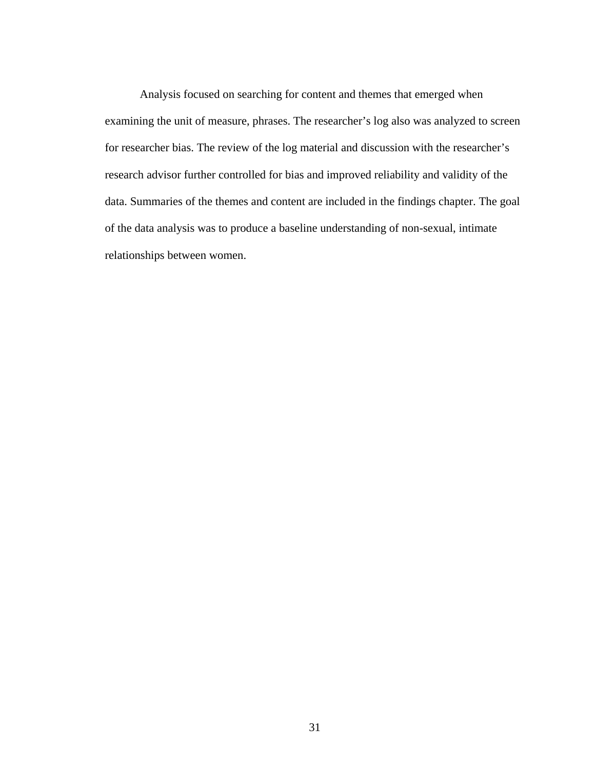Analysis focused on searching for content and themes that emerged when examining the unit of measure, phrases. The researcher’s log also was analyzed to screen for researcher bias. The review of the log material and discussion with the researcher’s research advisor further controlled for bias and improved reliability and validity of the data. Summaries of the themes and content are included in the findings chapter. The goal of the data analysis was to produce a baseline understanding of non-sexual, intimate relationships between women.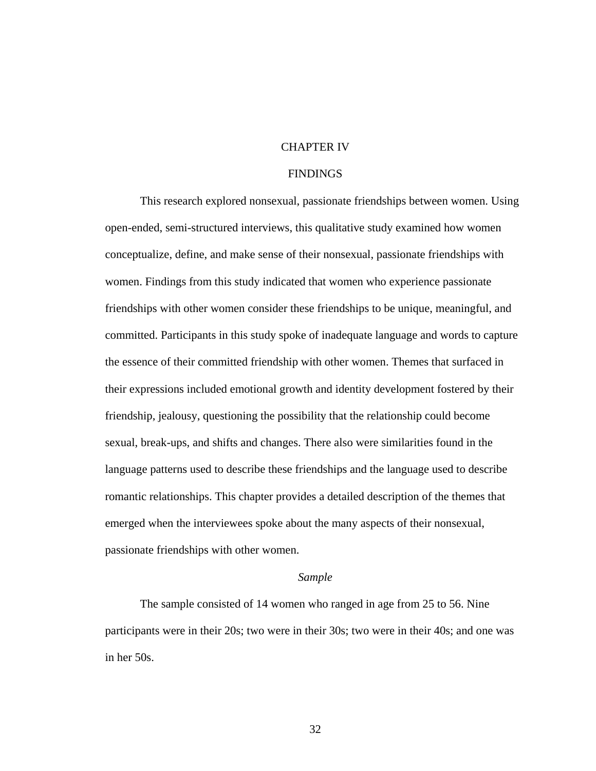# CHAPTER IV

# FINDINGS

This research explored nonsexual, passionate friendships between women. Using open-ended, semi-structured interviews, this qualitative study examined how women conceptualize, define, and make sense of their nonsexual, passionate friendships with women. Findings from this study indicated that women who experience passionate friendships with other women consider these friendships to be unique, meaningful, and committed. Participants in this study spoke of inadequate language and words to capture the essence of their committed friendship with other women. Themes that surfaced in their expressions included emotional growth and identity development fostered by their friendship, jealousy, questioning the possibility that the relationship could become sexual, break-ups, and shifts and changes. There also were similarities found in the language patterns used to describe these friendships and the language used to describe romantic relationships. This chapter provides a detailed description of the themes that emerged when the interviewees spoke about the many aspects of their nonsexual, passionate friendships with other women.

## *Sample*

The sample consisted of 14 women who ranged in age from 25 to 56. Nine participants were in their 20s; two were in their 30s; two were in their 40s; and one was in her 50s.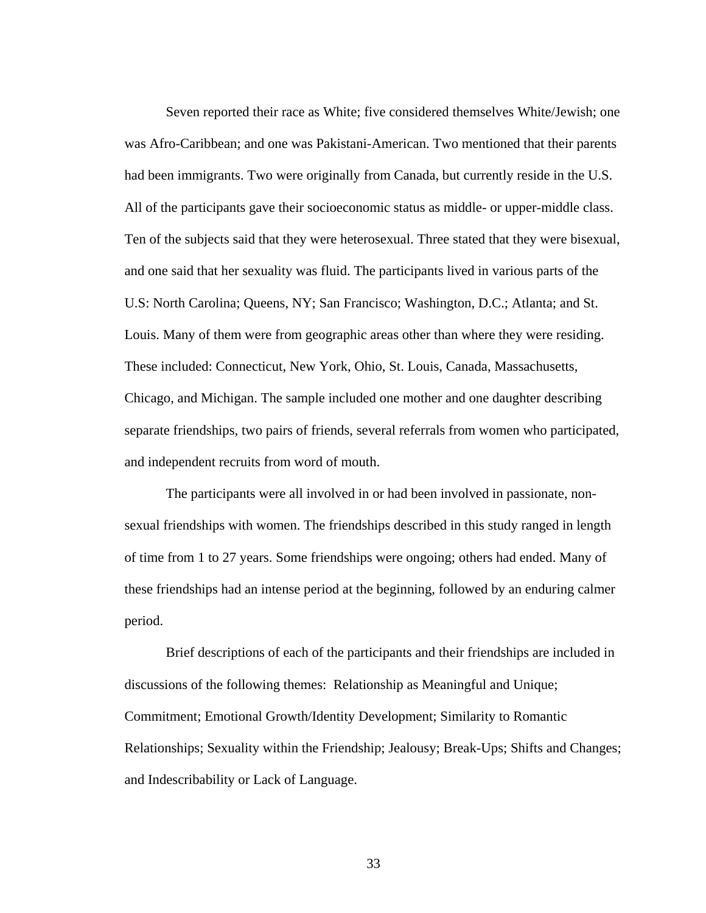Seven reported their race as White; five considered themselves White/Jewish; one was Afro-Caribbean; and one was Pakistani-American. Two mentioned that their parents had been immigrants. Two were originally from Canada, but currently reside in the U.S. All of the participants gave their socioeconomic status as middle- or upper-middle class. Ten of the subjects said that they were heterosexual. Three stated that they were bisexual, and one said that her sexuality was fluid. The participants lived in various parts of the U.S: North Carolina; Queens, NY; San Francisco; Washington, D.C.; Atlanta; and St. Louis. Many of them were from geographic areas other than where they were residing. These included: Connecticut, New York, Ohio, St. Louis, Canada, Massachusetts, Chicago, and Michigan. The sample included one mother and one daughter describing separate friendships, two pairs of friends, several referrals from women who participated, and independent recruits from word of mouth.

The participants were all involved in or had been involved in passionate, non-sexual friendships with women. The friendships described in this study ranged in length of time from 1 to 27 years. Some friendships were ongoing; others had ended. Many of these friendships had an intense period at the beginning, followed by an enduring calmer period.

Brief descriptions of each of the participants and their friendships are included in discussions of the following themes: Relationship as Meaningful and Unique; Commitment; Emotional Growth/Identity Development; Similarity to Romantic Relationships; Sexuality within the Friendship; Jealousy; Break-Ups; Shifts and Changes; and Indescribability or Lack of Language.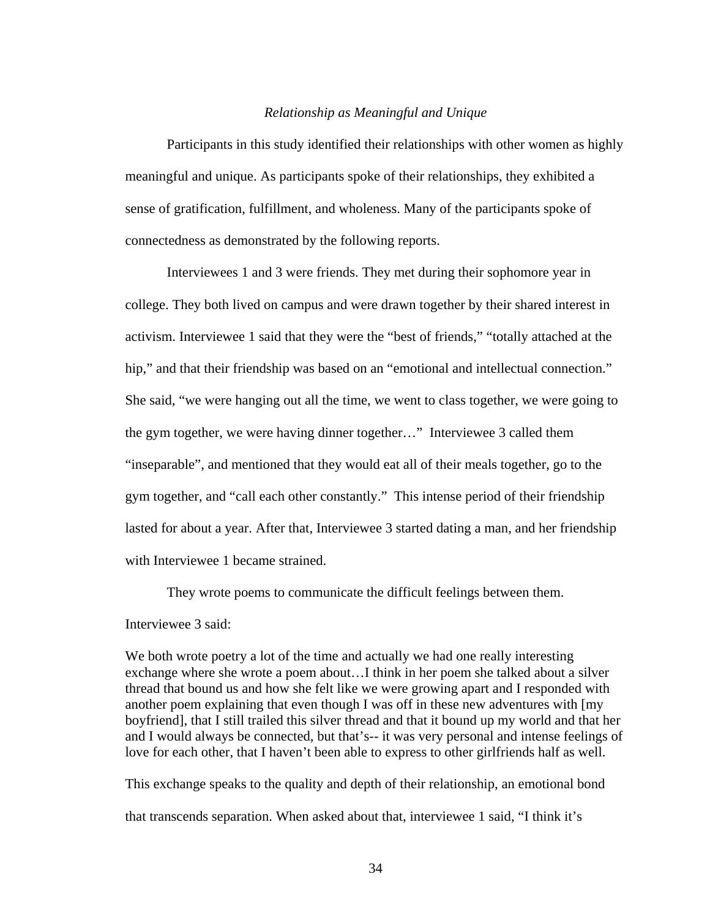### *Relationship as Meaningful and Unique*

Participants in this study identified their relationships with other women as highly meaningful and unique. As participants spoke of their relationships, they exhibited a sense of gratification, fulfillment, and wholeness. Many of the participants spoke of connectedness as demonstrated by the following reports.

Interviewees 1 and 3 were friends. They met during their sophomore year in college. They both lived on campus and were drawn together by their shared interest in activism. Interviewee 1 said that they were the "best of friends," "totally attached at the hip," and that their friendship was based on an "emotional and intellectual connection." She said, "we were hanging out all the time, we went to class together, we were going to the gym together, we were having dinner together…" Interviewee 3 called them "inseparable", and mentioned that they would eat all of their meals together, go to the gym together, and "call each other constantly." This intense period of their friendship lasted for about a year. After that, Interviewee 3 started dating a man, and her friendship with Interviewee 1 became strained.

They wrote poems to communicate the difficult feelings between them.

Interviewee 3 said:

> We both wrote poetry a lot of the time and actually we had one really interesting exchange where she wrote a poem about…I think in her poem she talked about a silver thread that bound us and how she felt like we were growing apart and I responded with another poem explaining that even though I was off in these new adventures with [my boyfriend], that I still trailed this silver thread and that it bound up my world and that her and I would always be connected, but that's-- it was very personal and intense feelings of love for each other, that I haven't been able to express to other girlfriends half as well.

This exchange speaks to the quality and depth of their relationship, an emotional bond that transcends separation. When asked about that, interviewee 1 said, "I think it's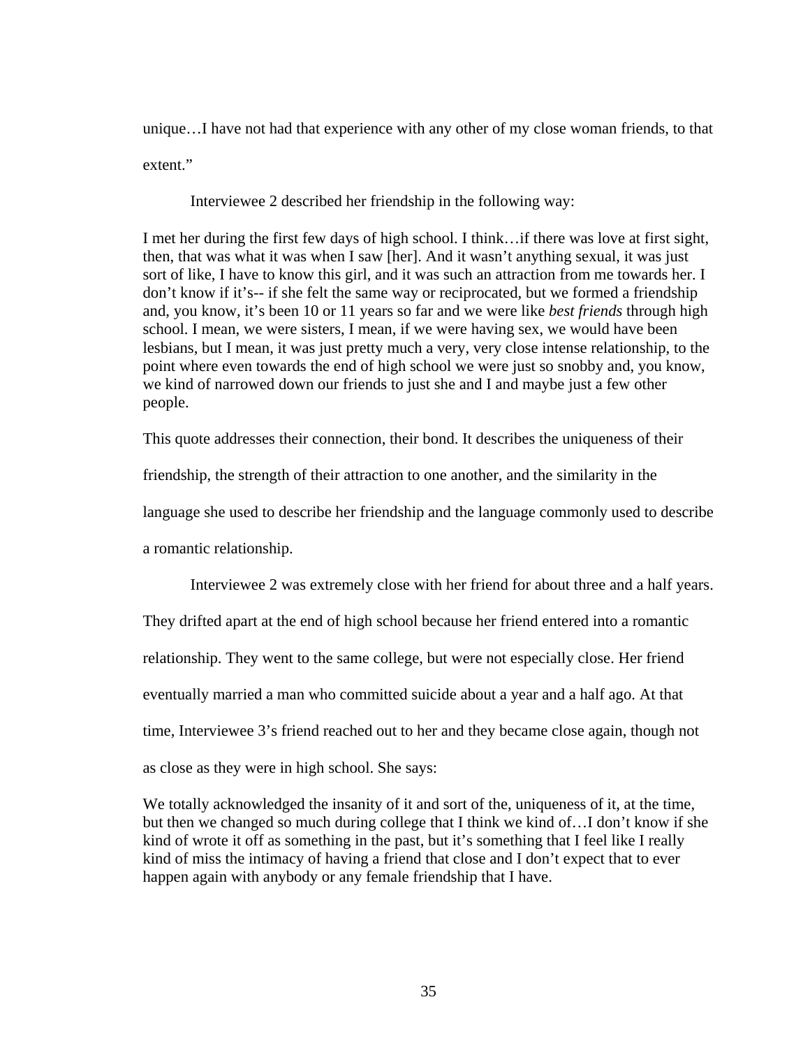unique…I have not had that experience with any other of my close woman friends, to that extent."

Interviewee 2 described her friendship in the following way:

> I met her during the first few days of high school. I think…if there was love at first sight, then, that was what it was when I saw [her]. And it wasn't anything sexual, it was just sort of like, I have to know this girl, and it was such an attraction from me towards her. I don't know if it's-- if she felt the same way or reciprocated, but we formed a friendship and, you know, it's been 10 or 11 years so far and we were like *best friends* through high school. I mean, we were sisters, I mean, if we were having sex, we would have been lesbians, but I mean, it was just pretty much a very, very close intense relationship, to the point where even towards the end of high school we were just so snobby and, you know, we kind of narrowed down our friends to just she and I and maybe just a few other people.

This quote addresses their connection, their bond. It describes the uniqueness of their friendship, the strength of their attraction to one another, and the similarity in the language she used to describe her friendship and the language commonly used to describe a romantic relationship.

Interviewee 2 was extremely close with her friend for about three and a half years. They drifted apart at the end of high school because her friend entered into a romantic relationship. They went to the same college, but were not especially close. Her friend eventually married a man who committed suicide about a year and a half ago. At that time, Interviewee 3's friend reached out to her and they became close again, though not as close as they were in high school. She says:

> We totally acknowledged the insanity of it and sort of the, uniqueness of it, at the time, but then we changed so much during college that I think we kind of…I don't know if she kind of wrote it off as something in the past, but it's something that I feel like I really kind of miss the intimacy of having a friend that close and I don't expect that to ever happen again with anybody or any female friendship that I have.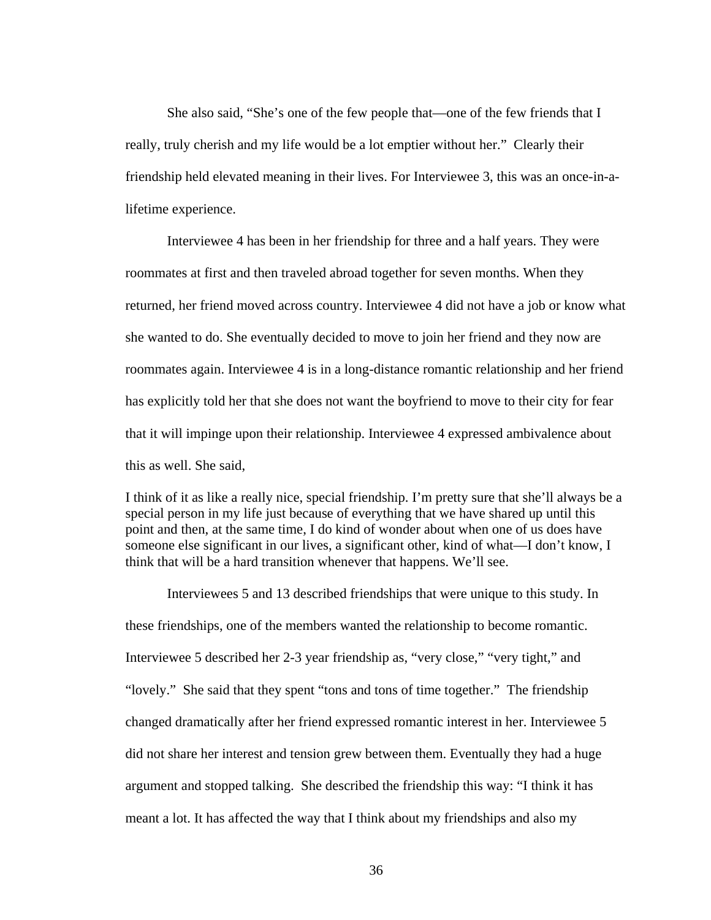She also said, "She's one of the few people that—one of the few friends that I really, truly cherish and my life would be a lot emptier without her." Clearly their friendship held elevated meaning in their lives. For Interviewee 3, this was an once-in-a-lifetime experience.

Interviewee 4 has been in her friendship for three and a half years. They were roommates at first and then traveled abroad together for seven months. When they returned, her friend moved across country. Interviewee 4 did not have a job or know what she wanted to do. She eventually decided to move to join her friend and they now are roommates again. Interviewee 4 is in a long-distance romantic relationship and her friend has explicitly told her that she does not want the boyfriend to move to their city for fear that it will impinge upon their relationship. Interviewee 4 expressed ambivalence about this as well. She said,

> I think of it as like a really nice, special friendship. I'm pretty sure that she'll always be a special person in my life just because of everything that we have shared up until this point and then, at the same time, I do kind of wonder about when one of us does have someone else significant in our lives, a significant other, kind of what—I don't know, I think that will be a hard transition whenever that happens. We'll see.

Interviewees 5 and 13 described friendships that were unique to this study. In these friendships, one of the members wanted the relationship to become romantic. Interviewee 5 described her 2-3 year friendship as, "very close," "very tight," and "lovely." She said that they spent "tons and tons of time together." The friendship changed dramatically after her friend expressed romantic interest in her. Interviewee 5 did not share her interest and tension grew between them. Eventually they had a huge argument and stopped talking. She described the friendship this way: "I think it has meant a lot. It has affected the way that I think about my friendships and also my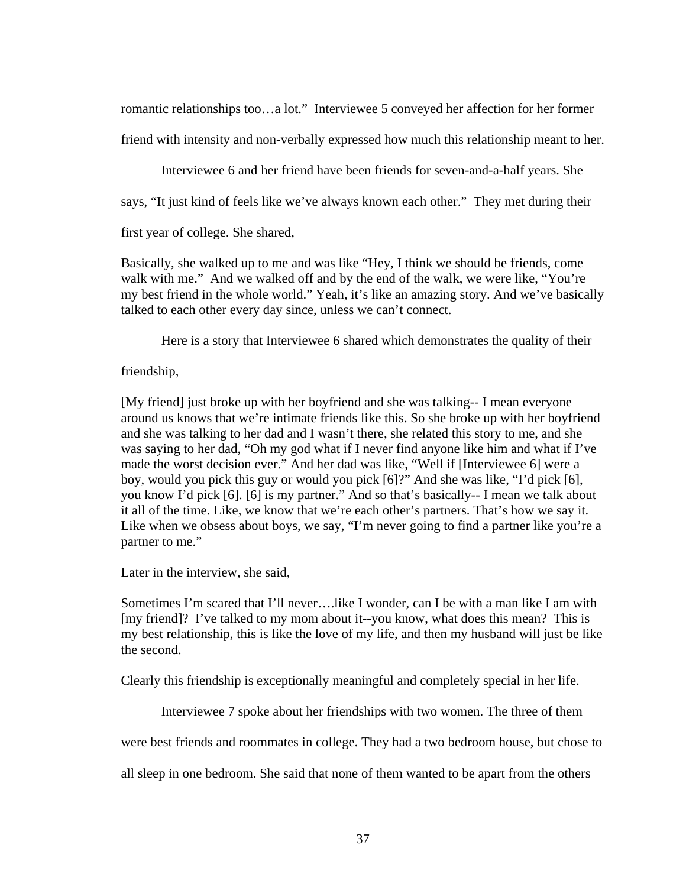romantic relationships too…a lot." Interviewee 5 conveyed her affection for her former friend with intensity and non-verbally expressed how much this relationship meant to her.

Interviewee 6 and her friend have been friends for seven-and-a-half years. She says, "It just kind of feels like we've always known each other." They met during their first year of college. She shared,

> Basically, she walked up to me and was like "Hey, I think we should be friends, come walk with me." And we walked off and by the end of the walk, we were like, "You're my best friend in the whole world." Yeah, it's like an amazing story. And we've basically talked to each other every day since, unless we can't connect.

Here is a story that Interviewee 6 shared which demonstrates the quality of their friendship,

> [My friend] just broke up with her boyfriend and she was talking-- I mean everyone around us knows that we're intimate friends like this. So she broke up with her boyfriend and she was talking to her dad and I wasn't there, she related this story to me, and she was saying to her dad, "Oh my god what if I never find anyone like him and what if I've made the worst decision ever." And her dad was like, "Well if [Interviewee 6] were a boy, would you pick this guy or would you pick [6]?" And she was like, "I'd pick [6], you know I'd pick [6]. [6] is my partner." And so that's basically-- I mean we talk about it all of the time. Like, we know that we're each other's partners. That's how we say it. Like when we obsess about boys, we say, "I'm never going to find a partner like you're a partner to me."

Later in the interview, she said,

> Sometimes I'm scared that I'll never….like I wonder, can I be with a man like I am with [my friend]? I've talked to my mom about it--you know, what does this mean? This is my best relationship, this is like the love of my life, and then my husband will just be like the second.

Clearly this friendship is exceptionally meaningful and completely special in her life.

Interviewee 7 spoke about her friendships with two women. The three of them were best friends and roommates in college. They had a two bedroom house, but chose to all sleep in one bedroom. She said that none of them wanted to be apart from the others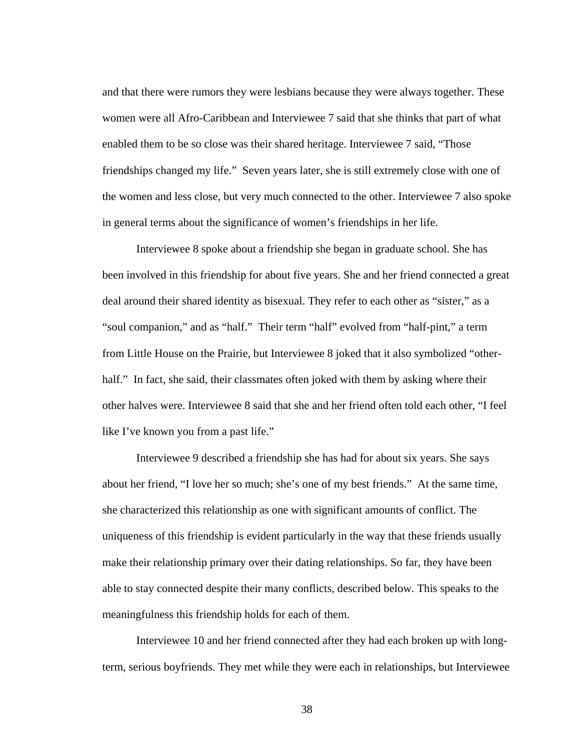and that there were rumors they were lesbians because they were always together. These women were all Afro-Caribbean and Interviewee 7 said that she thinks that part of what enabled them to be so close was their shared heritage. Interviewee 7 said, "Those friendships changed my life." Seven years later, she is still extremely close with one of the women and less close, but very much connected to the other. Interviewee 7 also spoke in general terms about the significance of women's friendships in her life.

Interviewee 8 spoke about a friendship she began in graduate school. She has been involved in this friendship for about five years. She and her friend connected a great deal around their shared identity as bisexual. They refer to each other as "sister," as a "soul companion," and as "half." Their term "half" evolved from "half-pint," a term from Little House on the Prairie, but Interviewee 8 joked that it also symbolized "other-half." In fact, she said, their classmates often joked with them by asking where their other halves were. Interviewee 8 said that she and her friend often told each other, "I feel like I've known you from a past life."

Interviewee 9 described a friendship she has had for about six years. She says about her friend, "I love her so much; she's one of my best friends." At the same time, she characterized this relationship as one with significant amounts of conflict. The uniqueness of this friendship is evident particularly in the way that these friends usually make their relationship primary over their dating relationships. So far, they have been able to stay connected despite their many conflicts, described below. This speaks to the meaningfulness this friendship holds for each of them.

Interviewee 10 and her friend connected after they had each broken up with long-term, serious boyfriends. They met while they were each in relationships, but Interviewee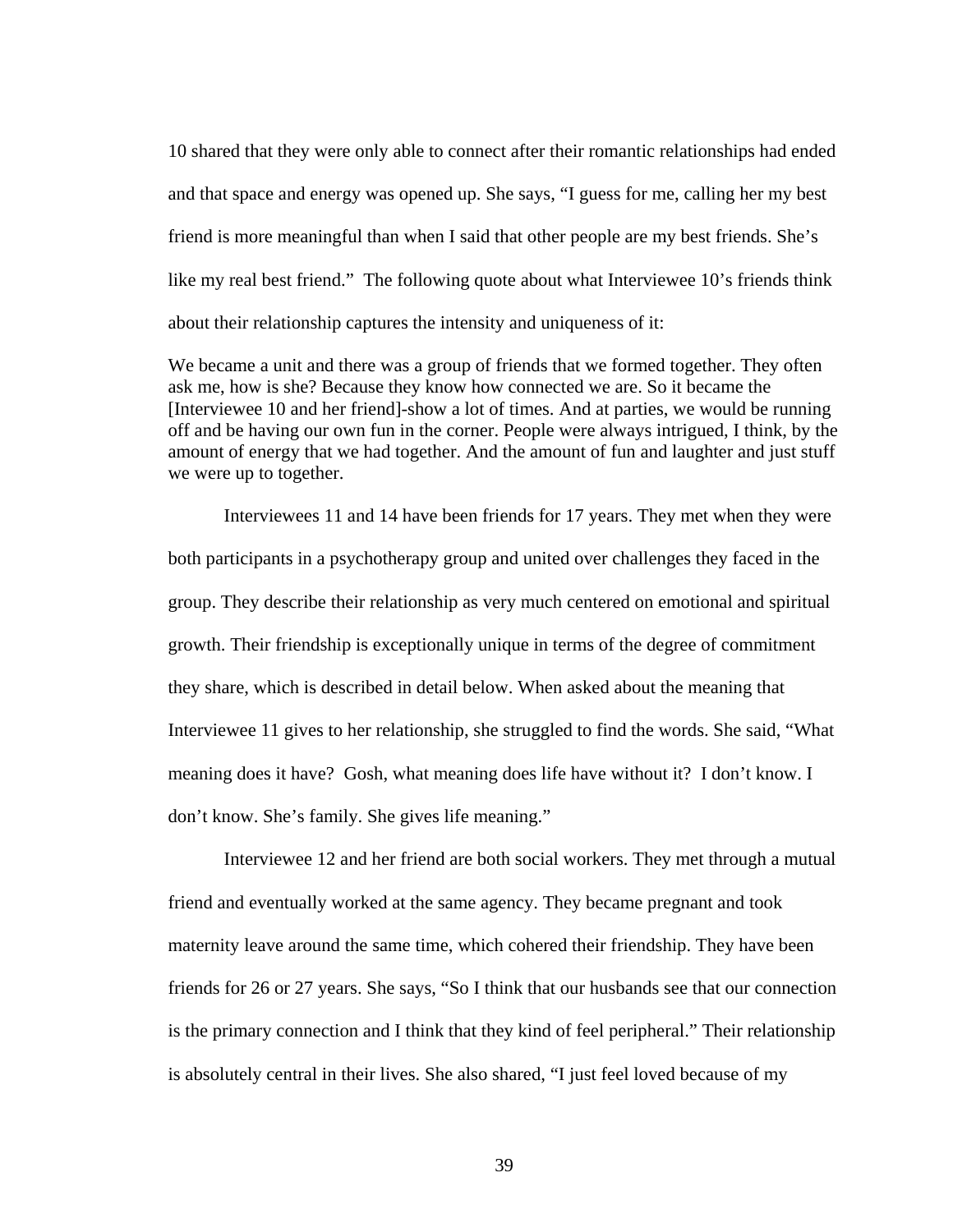10 shared that they were only able to connect after their romantic relationships had ended and that space and energy was opened up. She says, "I guess for me, calling her my best friend is more meaningful than when I said that other people are my best friends. She's like my real best friend." The following quote about what Interviewee 10's friends think about their relationship captures the intensity and uniqueness of it:

> We became a unit and there was a group of friends that we formed together. They often ask me, how is she? Because they know how connected we are. So it became the [Interviewee 10 and her friend]-show a lot of times. And at parties, we would be running off and be having our own fun in the corner. People were always intrigued, I think, by the amount of energy that we had together. And the amount of fun and laughter and just stuff we were up to together.

Interviewees 11 and 14 have been friends for 17 years. They met when they were both participants in a psychotherapy group and united over challenges they faced in the group. They describe their relationship as very much centered on emotional and spiritual growth. Their friendship is exceptionally unique in terms of the degree of commitment they share, which is described in detail below. When asked about the meaning that Interviewee 11 gives to her relationship, she struggled to find the words. She said, "What meaning does it have? Gosh, what meaning does life have without it? I don't know. I don't know. She's family. She gives life meaning."

Interviewee 12 and her friend are both social workers. They met through a mutual friend and eventually worked at the same agency. They became pregnant and took maternity leave around the same time, which cohered their friendship. They have been friends for 26 or 27 years. She says, "So I think that our husbands see that our connection is the primary connection and I think that they kind of feel peripheral." Their relationship is absolutely central in their lives. She also shared, "I just feel loved because of my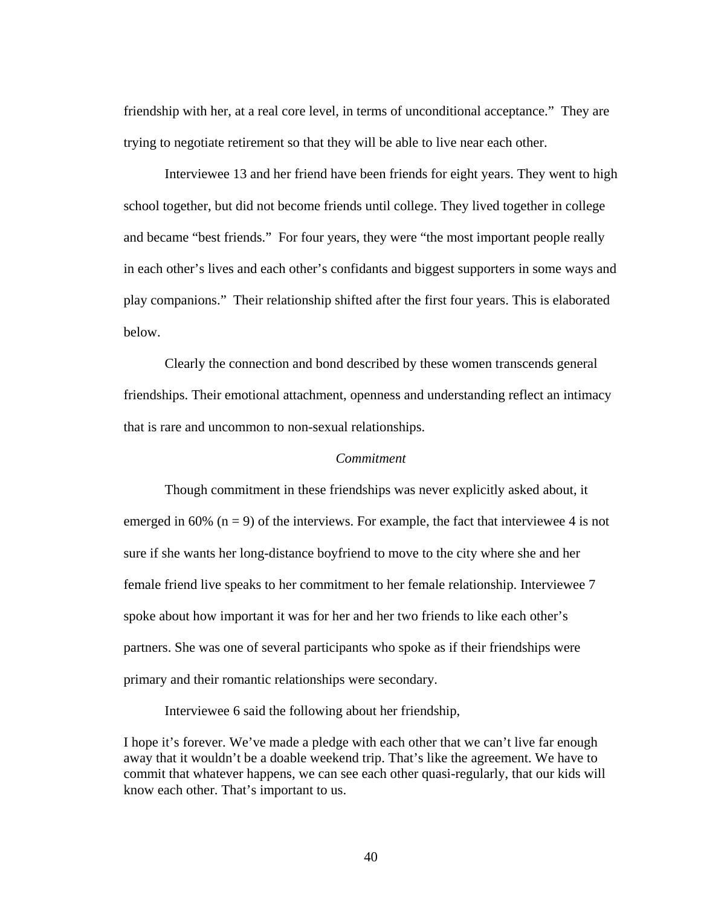friendship with her, at a real core level, in terms of unconditional acceptance."  They are trying to negotiate retirement so that they will be able to live near each other.

Interviewee 13 and her friend have been friends for eight years. They went to high school together, but did not become friends until college. They lived together in college and became "best friends."  For four years, they were "the most important people really in each other's lives and each other's confidants and biggest supporters in some ways and play companions."  Their relationship shifted after the first four years. This is elaborated below.

Clearly the connection and bond described by these women transcends general friendships. Their emotional attachment, openness and understanding reflect an intimacy that is rare and uncommon to non-sexual relationships.

### *Commitment*

Though commitment in these friendships was never explicitly asked about, it emerged in 60% (n = 9) of the interviews. For example, the fact that interviewee 4 is not sure if she wants her long-distance boyfriend to move to the city where she and her female friend live speaks to her commitment to her female relationship. Interviewee 7 spoke about how important it was for her and her two friends to like each other's partners. She was one of several participants who spoke as if their friendships were primary and their romantic relationships were secondary.

Interviewee 6 said the following about her friendship,

> I hope it's forever. We've made a pledge with each other that we can't live far enough away that it wouldn't be a doable weekend trip. That's like the agreement. We have to commit that whatever happens, we can see each other quasi-regularly, that our kids will know each other. That's important to us.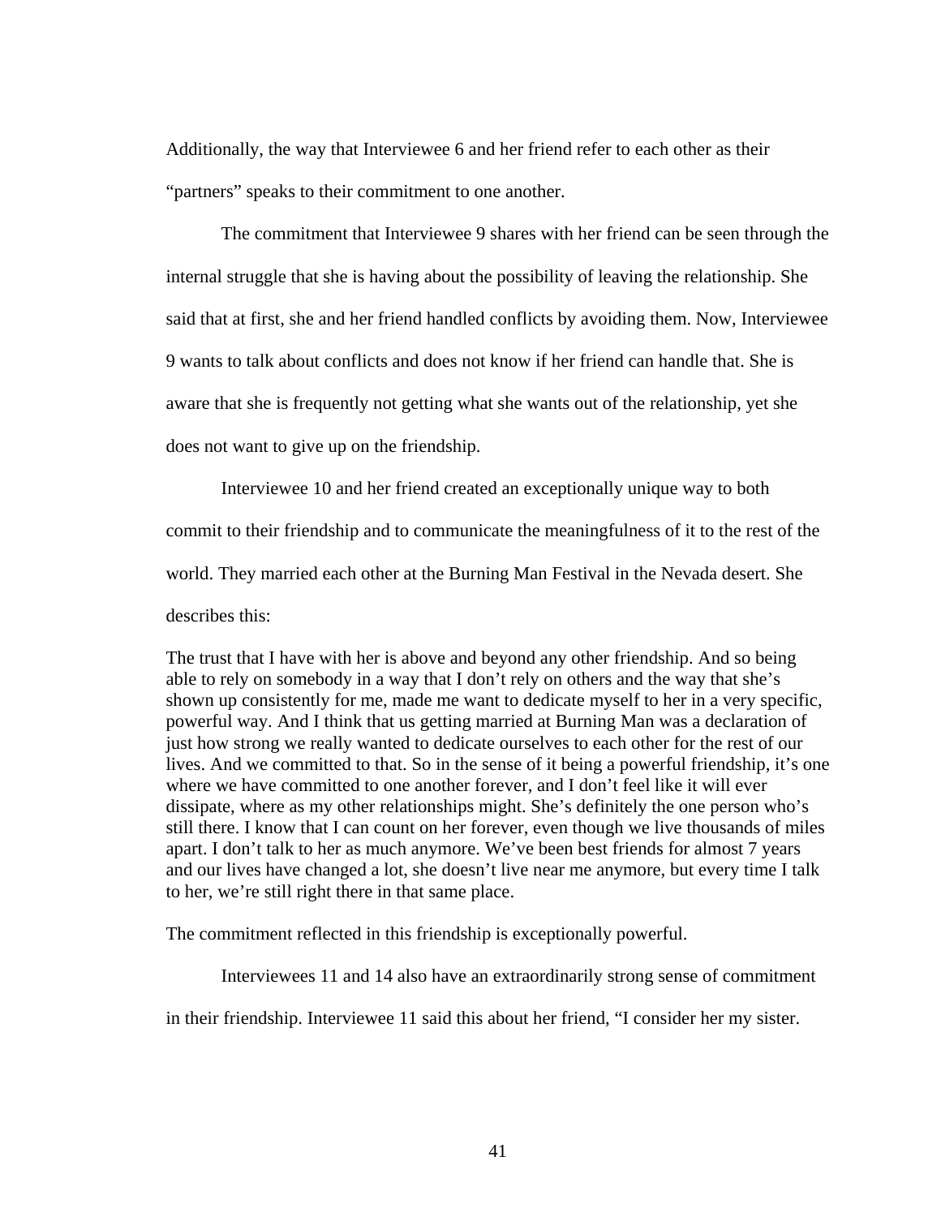Additionally, the way that Interviewee 6 and her friend refer to each other as their "partners" speaks to their commitment to one another.

The commitment that Interviewee 9 shares with her friend can be seen through the internal struggle that she is having about the possibility of leaving the relationship. She said that at first, she and her friend handled conflicts by avoiding them. Now, Interviewee 9 wants to talk about conflicts and does not know if her friend can handle that. She is aware that she is frequently not getting what she wants out of the relationship, yet she does not want to give up on the friendship.

Interviewee 10 and her friend created an exceptionally unique way to both commit to their friendship and to communicate the meaningfulness of it to the rest of the world. They married each other at the Burning Man Festival in the Nevada desert. She describes this:

> The trust that I have with her is above and beyond any other friendship. And so being able to rely on somebody in a way that I don't rely on others and the way that she's shown up consistently for me, made me want to dedicate myself to her in a very specific, powerful way. And I think that us getting married at Burning Man was a declaration of just how strong we really wanted to dedicate ourselves to each other for the rest of our lives. And we committed to that. So in the sense of it being a powerful friendship, it's one where we have committed to one another forever, and I don't feel like it will ever dissipate, where as my other relationships might. She's definitely the one person who's still there. I know that I can count on her forever, even though we live thousands of miles apart. I don't talk to her as much anymore. We've been best friends for almost 7 years and our lives have changed a lot, she doesn't live near me anymore, but every time I talk to her, we're still right there in that same place.

The commitment reflected in this friendship is exceptionally powerful.

Interviewees 11 and 14 also have an extraordinarily strong sense of commitment in their friendship. Interviewee 11 said this about her friend, "I consider her my sister.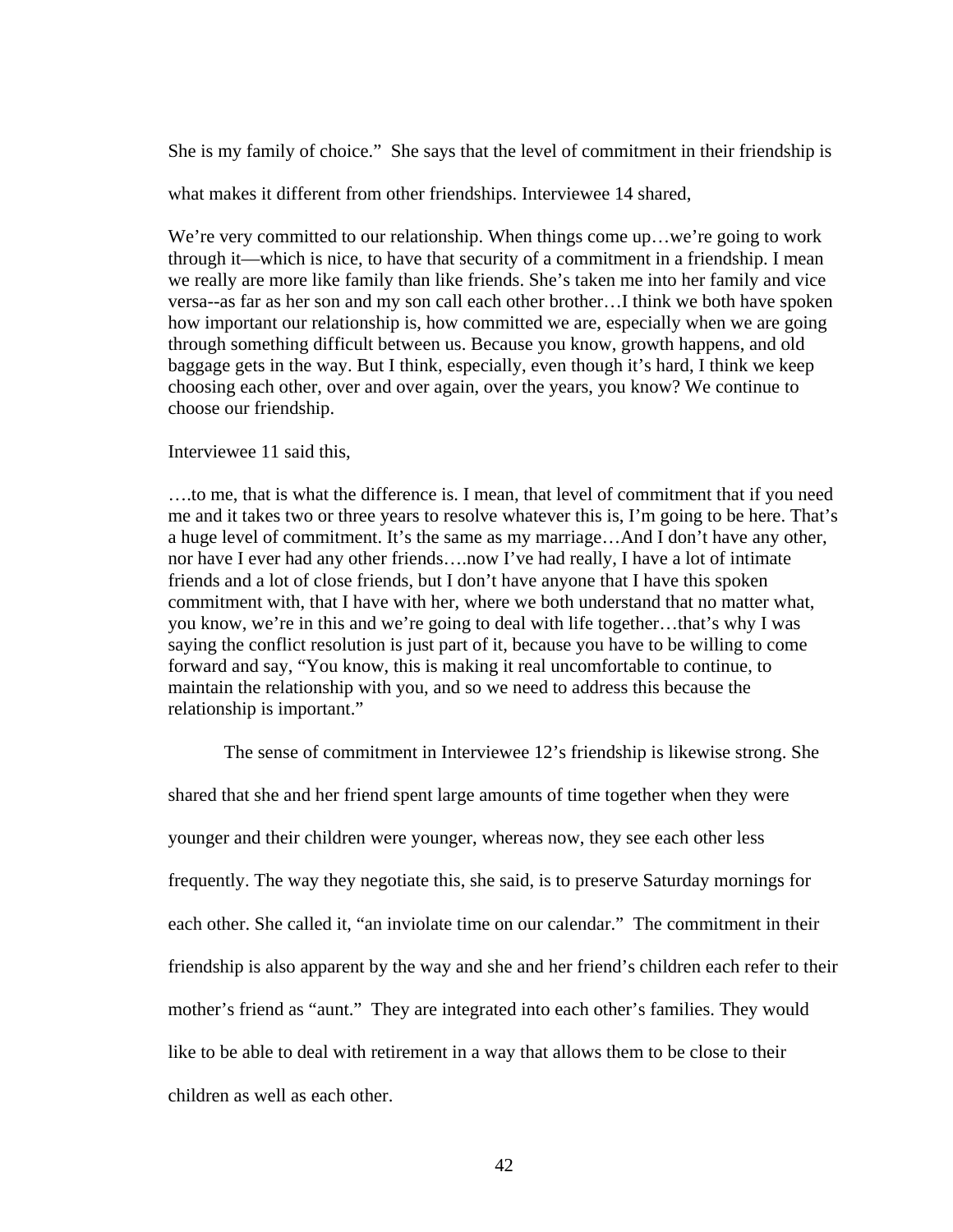She is my family of choice." She says that the level of commitment in their friendship is what makes it different from other friendships. Interviewee 14 shared,

> We're very committed to our relationship. When things come up…we're going to work through it—which is nice, to have that security of a commitment in a friendship. I mean we really are more like family than like friends. She's taken me into her family and vice versa--as far as her son and my son call each other brother…I think we both have spoken how important our relationship is, how committed we are, especially when we are going through something difficult between us. Because you know, growth happens, and old baggage gets in the way. But I think, especially, even though it's hard, I think we keep choosing each other, over and over again, over the years, you know? We continue to choose our friendship.

Interviewee 11 said this,

> ….to me, that is what the difference is. I mean, that level of commitment that if you need me and it takes two or three years to resolve whatever this is, I'm going to be here. That's a huge level of commitment. It's the same as my marriage…And I don't have any other, nor have I ever had any other friends….now I've had really, I have a lot of intimate friends and a lot of close friends, but I don't have anyone that I have this spoken commitment with, that I have with her, where we both understand that no matter what, you know, we're in this and we're going to deal with life together…that's why I was saying the conflict resolution is just part of it, because you have to be willing to come forward and say, "You know, this is making it real uncomfortable to continue, to maintain the relationship with you, and so we need to address this because the relationship is important."

The sense of commitment in Interviewee 12's friendship is likewise strong. She shared that she and her friend spent large amounts of time together when they were younger and their children were younger, whereas now, they see each other less frequently. The way they negotiate this, she said, is to preserve Saturday mornings for each other. She called it, "an inviolate time on our calendar." The commitment in their friendship is also apparent by the way and she and her friend's children each refer to their mother's friend as "aunt." They are integrated into each other's families. They would like to be able to deal with retirement in a way that allows them to be close to their children as well as each other.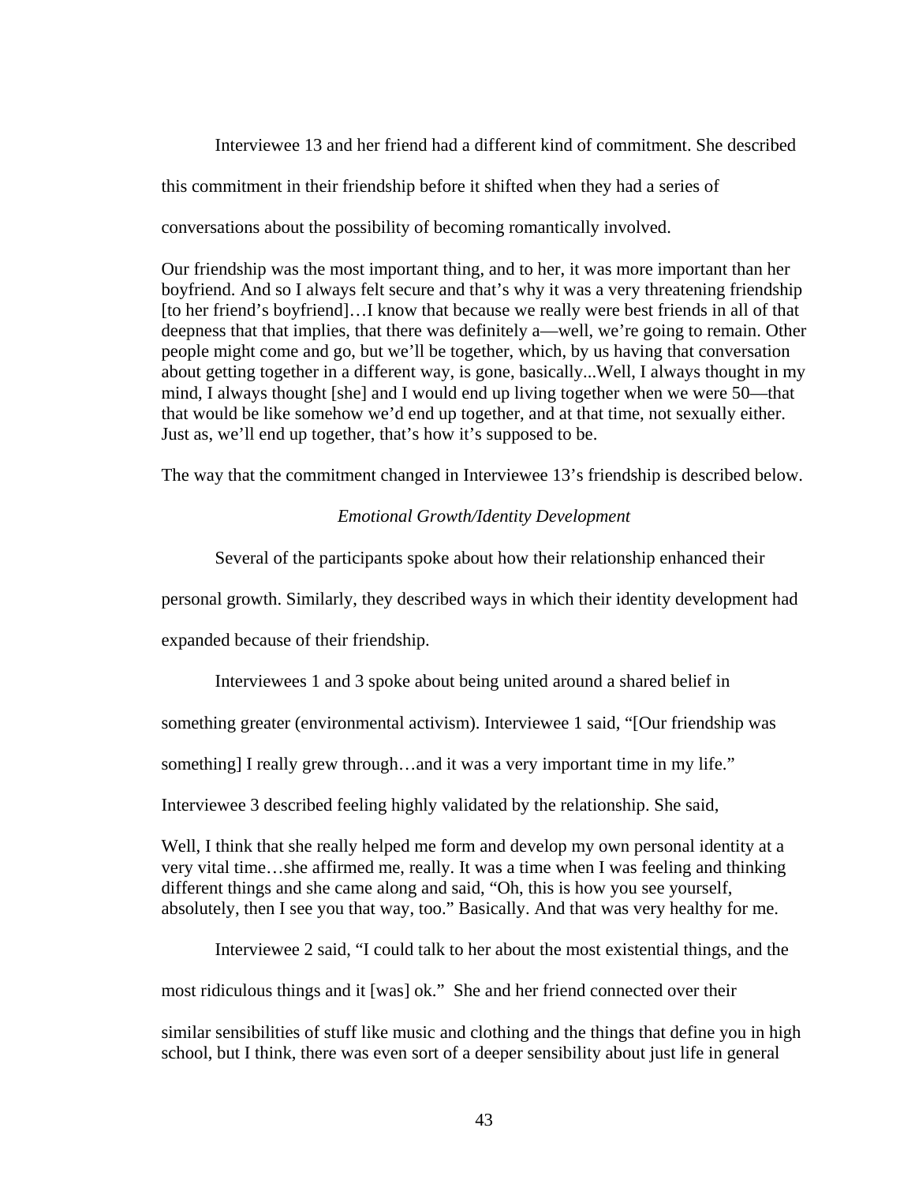Interviewee 13 and her friend had a different kind of commitment. She described this commitment in their friendship before it shifted when they had a series of conversations about the possibility of becoming romantically involved.

> Our friendship was the most important thing, and to her, it was more important than her boyfriend. And so I always felt secure and that's why it was a very threatening friendship [to her friend's boyfriend]…I know that because we really were best friends in all of that deepness that that implies, that there was definitely a—well, we're going to remain. Other people might come and go, but we'll be together, which, by us having that conversation about getting together in a different way, is gone, basically...Well, I always thought in my mind, I always thought [she] and I would end up living together when we were 50—that that would be like somehow we'd end up together, and at that time, not sexually either. Just as, we'll end up together, that's how it's supposed to be.

The way that the commitment changed in Interviewee 13's friendship is described below.

*Emotional Growth/Identity Development*

Several of the participants spoke about how their relationship enhanced their personal growth. Similarly, they described ways in which their identity development had expanded because of their friendship.

Interviewees 1 and 3 spoke about being united around a shared belief in something greater (environmental activism). Interviewee 1 said, "[Our friendship was something] I really grew through…and it was a very important time in my life." Interviewee 3 described feeling highly validated by the relationship. She said,

> Well, I think that she really helped me form and develop my own personal identity at a very vital time…she affirmed me, really. It was a time when I was feeling and thinking different things and she came along and said, "Oh, this is how you see yourself, absolutely, then I see you that way, too." Basically. And that was very healthy for me.

Interviewee 2 said, "I could talk to her about the most existential things, and the most ridiculous things and it [was] ok." She and her friend connected over their

> similar sensibilities of stuff like music and clothing and the things that define you in high school, but I think, there was even sort of a deeper sensibility about just life in general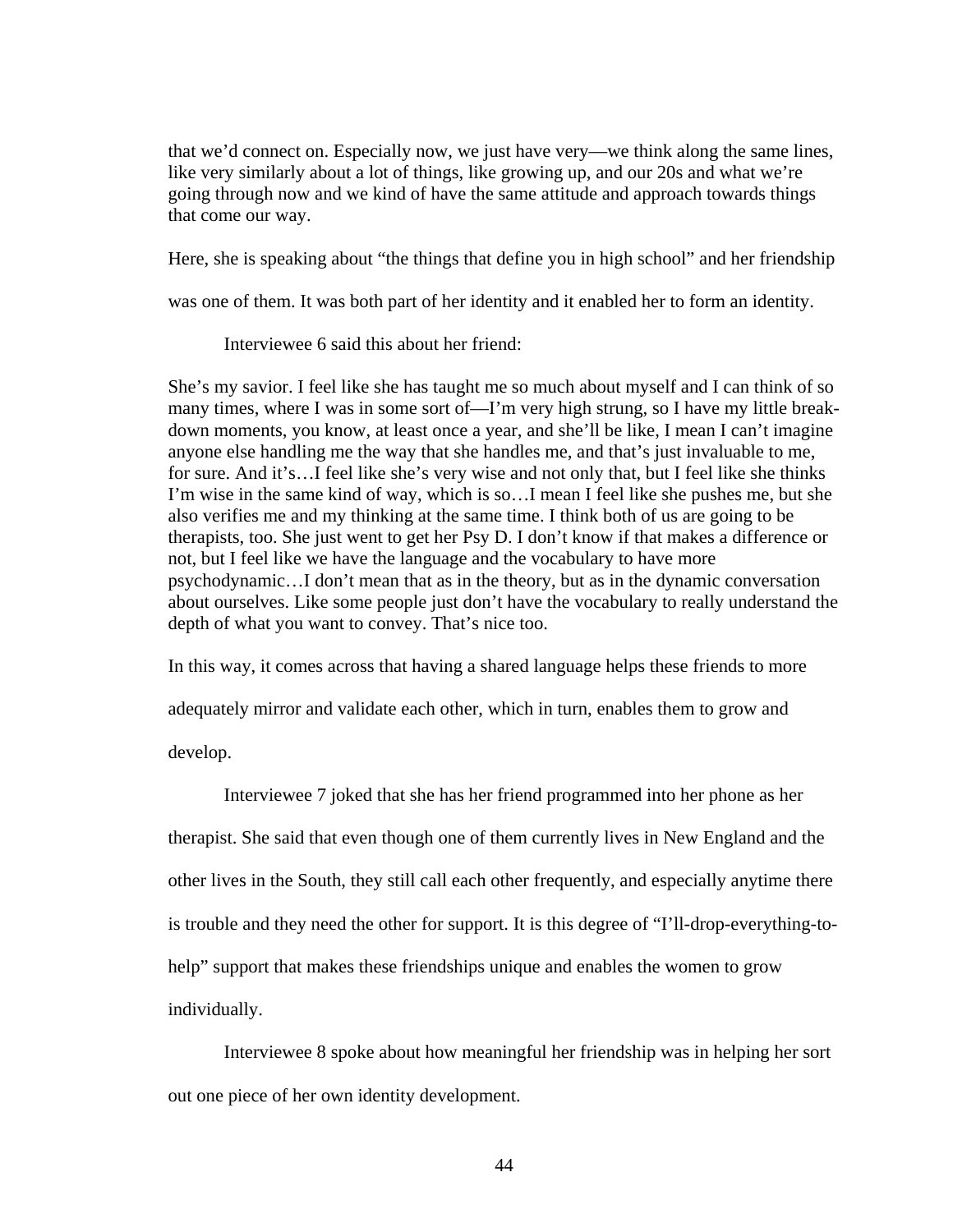that we'd connect on. Especially now, we just have very—we think along the same lines, like very similarly about a lot of things, like growing up, and our 20s and what we're going through now and we kind of have the same attitude and approach towards things that come our way.

Here, she is speaking about "the things that define you in high school" and her friendship was one of them. It was both part of her identity and it enabled her to form an identity.

Interviewee 6 said this about her friend:

> She's my savior. I feel like she has taught me so much about myself and I can think of so many times, where I was in some sort of—I'm very high strung, so I have my little break-down moments, you know, at least once a year, and she'll be like, I mean I can't imagine anyone else handling me the way that she handles me, and that's just invaluable to me, for sure. And it's…I feel like she's very wise and not only that, but I feel like she thinks I'm wise in the same kind of way, which is so…I mean I feel like she pushes me, but she also verifies me and my thinking at the same time. I think both of us are going to be therapists, too. She just went to get her Psy D. I don't know if that makes a difference or not, but I feel like we have the language and the vocabulary to have more psychodynamic…I don't mean that as in the theory, but as in the dynamic conversation about ourselves. Like some people just don't have the vocabulary to really understand the depth of what you want to convey. That's nice too.

In this way, it comes across that having a shared language helps these friends to more adequately mirror and validate each other, which in turn, enables them to grow and develop.

Interviewee 7 joked that she has her friend programmed into her phone as her therapist. She said that even though one of them currently lives in New England and the other lives in the South, they still call each other frequently, and especially anytime there is trouble and they need the other for support. It is this degree of "I'll-drop-everything-to-help" support that makes these friendships unique and enables the women to grow individually.

Interviewee 8 spoke about how meaningful her friendship was in helping her sort out one piece of her own identity development.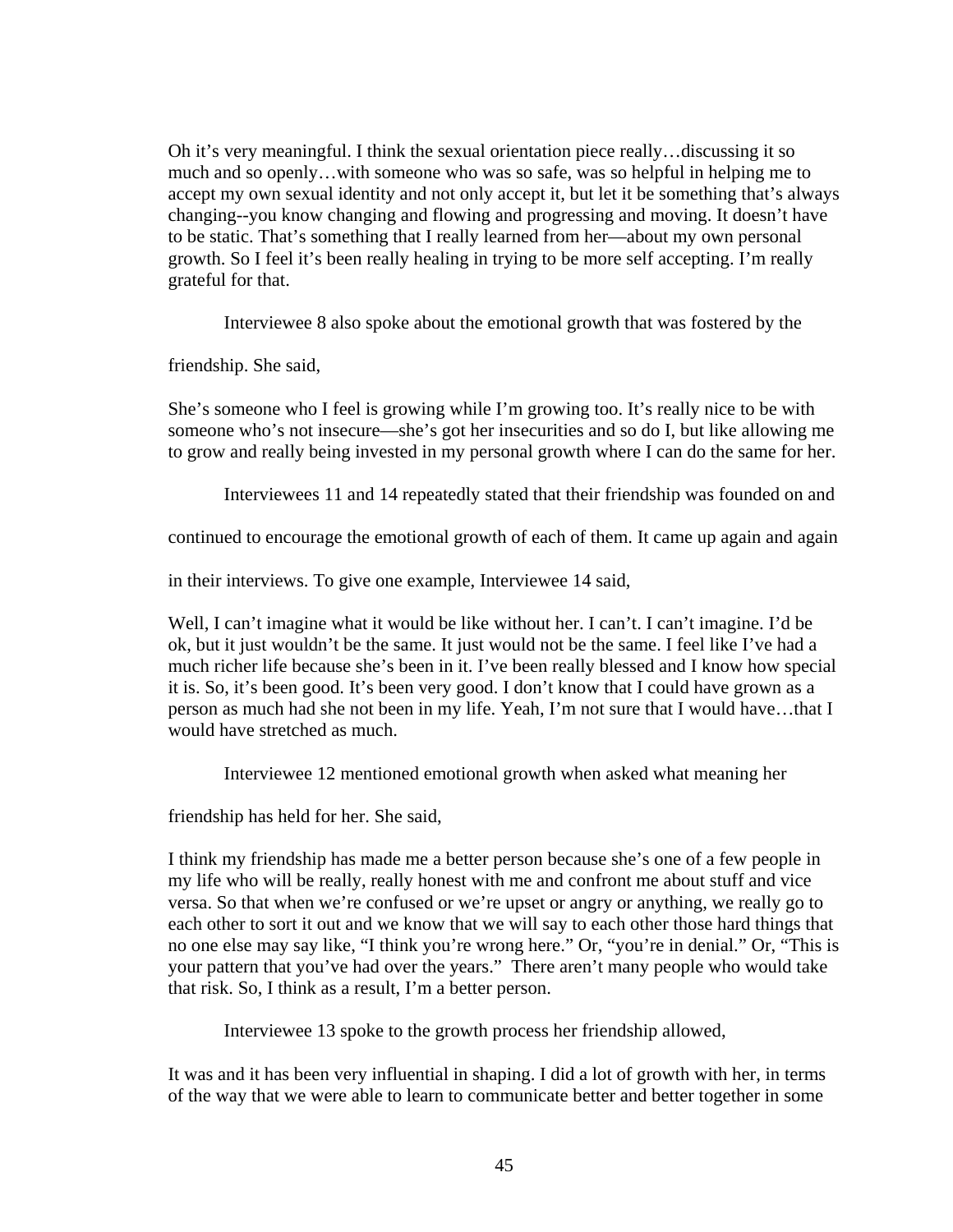Oh it's very meaningful. I think the sexual orientation piece really…discussing it so much and so openly…with someone who was so safe, was so helpful in helping me to accept my own sexual identity and not only accept it, but let it be something that's always changing--you know changing and flowing and progressing and moving. It doesn't have to be static. That's something that I really learned from her—about my own personal growth. So I feel it's been really healing in trying to be more self accepting. I'm really grateful for that.

Interviewee 8 also spoke about the emotional growth that was fostered by the friendship. She said,

She's someone who I feel is growing while I'm growing too. It's really nice to be with someone who's not insecure—she's got her insecurities and so do I, but like allowing me to grow and really being invested in my personal growth where I can do the same for her.

Interviewees 11 and 14 repeatedly stated that their friendship was founded on and continued to encourage the emotional growth of each of them. It came up again and again in their interviews. To give one example, Interviewee 14 said,

Well, I can't imagine what it would be like without her. I can't. I can't imagine. I'd be ok, but it just wouldn't be the same. It just would not be the same. I feel like I've had a much richer life because she's been in it. I've been really blessed and I know how special it is. So, it's been good. It's been very good. I don't know that I could have grown as a person as much had she not been in my life. Yeah, I'm not sure that I would have…that I would have stretched as much.

Interviewee 12 mentioned emotional growth when asked what meaning her friendship has held for her. She said,

I think my friendship has made me a better person because she's one of a few people in my life who will be really, really honest with me and confront me about stuff and vice versa. So that when we're confused or we're upset or angry or anything, we really go to each other to sort it out and we know that we will say to each other those hard things that no one else may say like, "I think you're wrong here." Or, "you're in denial." Or, "This is your pattern that you've had over the years." There aren't many people who would take that risk. So, I think as a result, I'm a better person.

Interviewee 13 spoke to the growth process her friendship allowed,

It was and it has been very influential in shaping. I did a lot of growth with her, in terms of the way that we were able to learn to communicate better and better together in some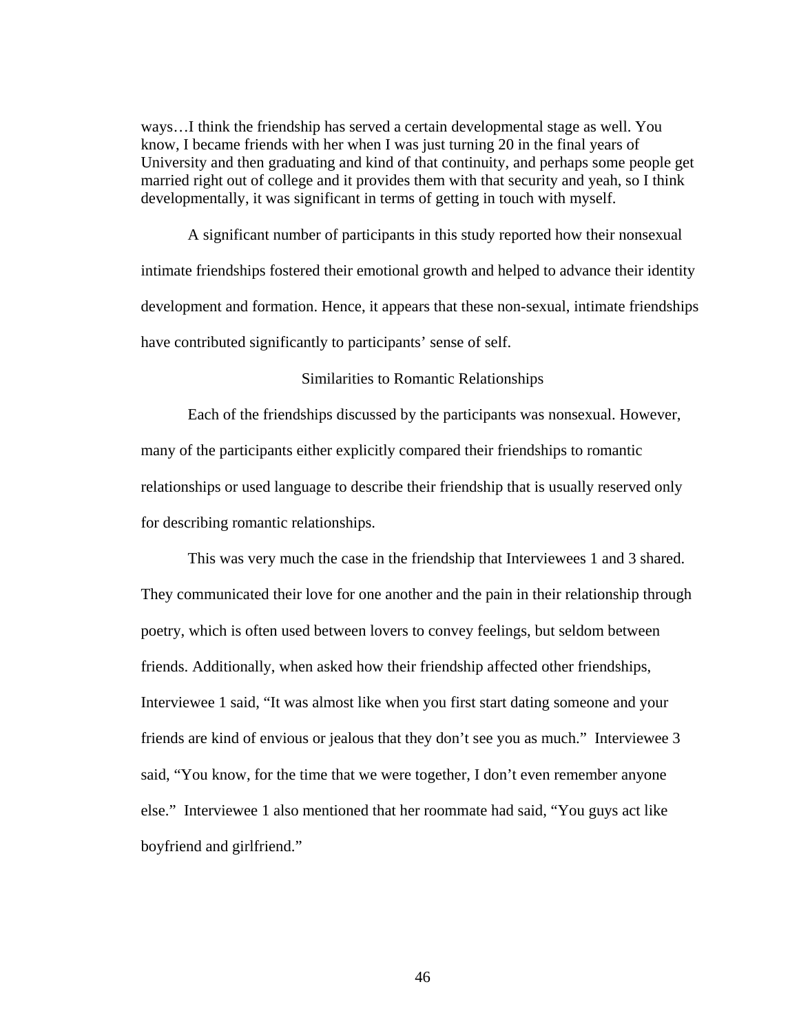> ways…I think the friendship has served a certain developmental stage as well. You know, I became friends with her when I was just turning 20 in the final years of University and then graduating and kind of that continuity, and perhaps some people get married right out of college and it provides them with that security and yeah, so I think developmentally, it was significant in terms of getting in touch with myself.

A significant number of participants in this study reported how their nonsexual intimate friendships fostered their emotional growth and helped to advance their identity development and formation. Hence, it appears that these non-sexual, intimate friendships have contributed significantly to participants' sense of self.

### Similarities to Romantic Relationships

Each of the friendships discussed by the participants was nonsexual. However, many of the participants either explicitly compared their friendships to romantic relationships or used language to describe their friendship that is usually reserved only for describing romantic relationships.

This was very much the case in the friendship that Interviewees 1 and 3 shared. They communicated their love for one another and the pain in their relationship through poetry, which is often used between lovers to convey feelings, but seldom between friends. Additionally, when asked how their friendship affected other friendships, Interviewee 1 said, "It was almost like when you first start dating someone and your friends are kind of envious or jealous that they don't see you as much." Interviewee 3 said, "You know, for the time that we were together, I don't even remember anyone else." Interviewee 1 also mentioned that her roommate had said, "You guys act like boyfriend and girlfriend."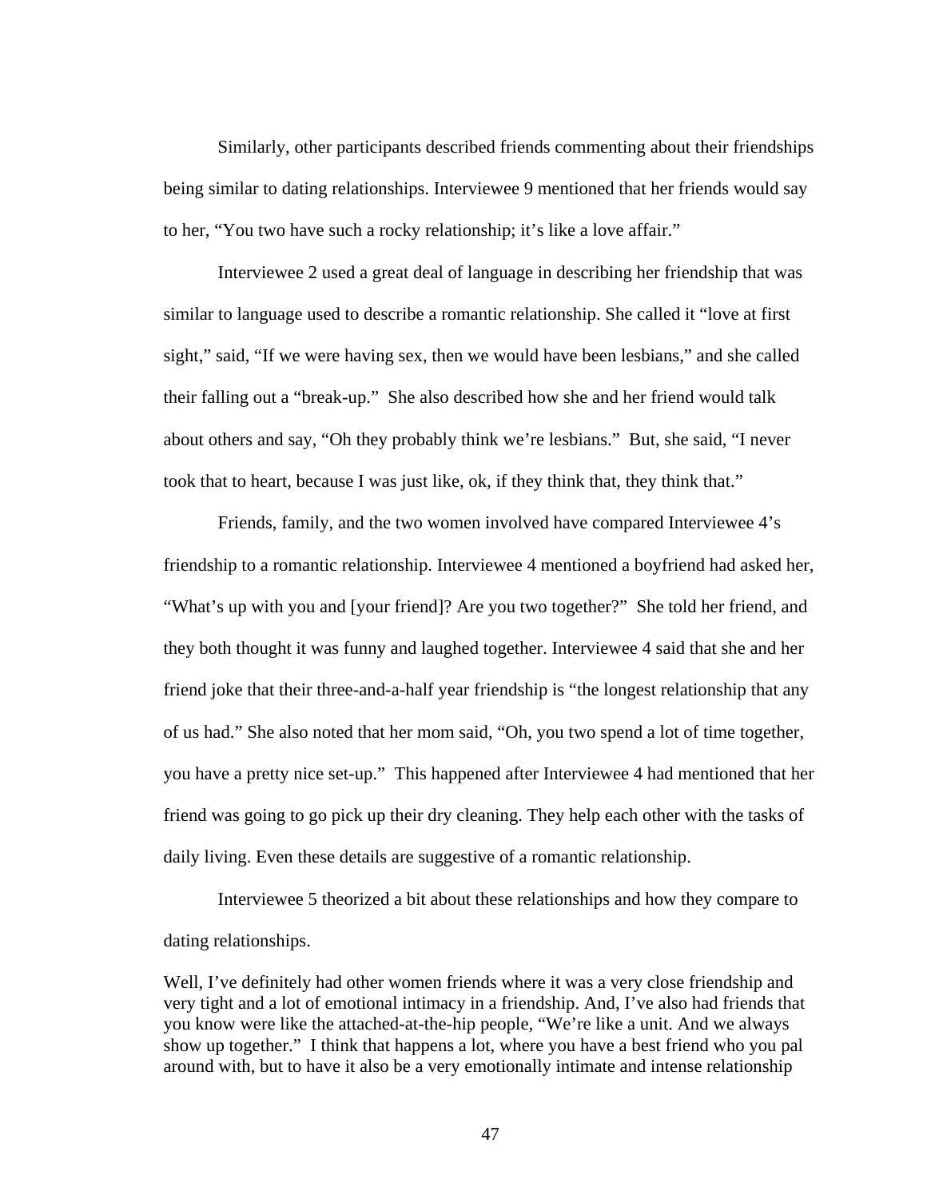Similarly, other participants described friends commenting about their friendships being similar to dating relationships. Interviewee 9 mentioned that her friends would say to her, "You two have such a rocky relationship; it's like a love affair."

Interviewee 2 used a great deal of language in describing her friendship that was similar to language used to describe a romantic relationship. She called it "love at first sight," said, "If we were having sex, then we would have been lesbians," and she called their falling out a "break-up." She also described how she and her friend would talk about others and say, "Oh they probably think we're lesbians." But, she said, "I never took that to heart, because I was just like, ok, if they think that, they think that."

Friends, family, and the two women involved have compared Interviewee 4's friendship to a romantic relationship. Interviewee 4 mentioned a boyfriend had asked her, "What's up with you and [your friend]? Are you two together?" She told her friend, and they both thought it was funny and laughed together. Interviewee 4 said that she and her friend joke that their three-and-a-half year friendship is "the longest relationship that any of us had." She also noted that her mom said, "Oh, you two spend a lot of time together, you have a pretty nice set-up." This happened after Interviewee 4 had mentioned that her friend was going to go pick up their dry cleaning. They help each other with the tasks of daily living. Even these details are suggestive of a romantic relationship.

Interviewee 5 theorized a bit about these relationships and how they compare to dating relationships.

> Well, I've definitely had other women friends where it was a very close friendship and very tight and a lot of emotional intimacy in a friendship. And, I've also had friends that you know were like the attached-at-the-hip people, "We're like a unit. And we always show up together." I think that happens a lot, where you have a best friend who you pal around with, but to have it also be a very emotionally intimate and intense relationship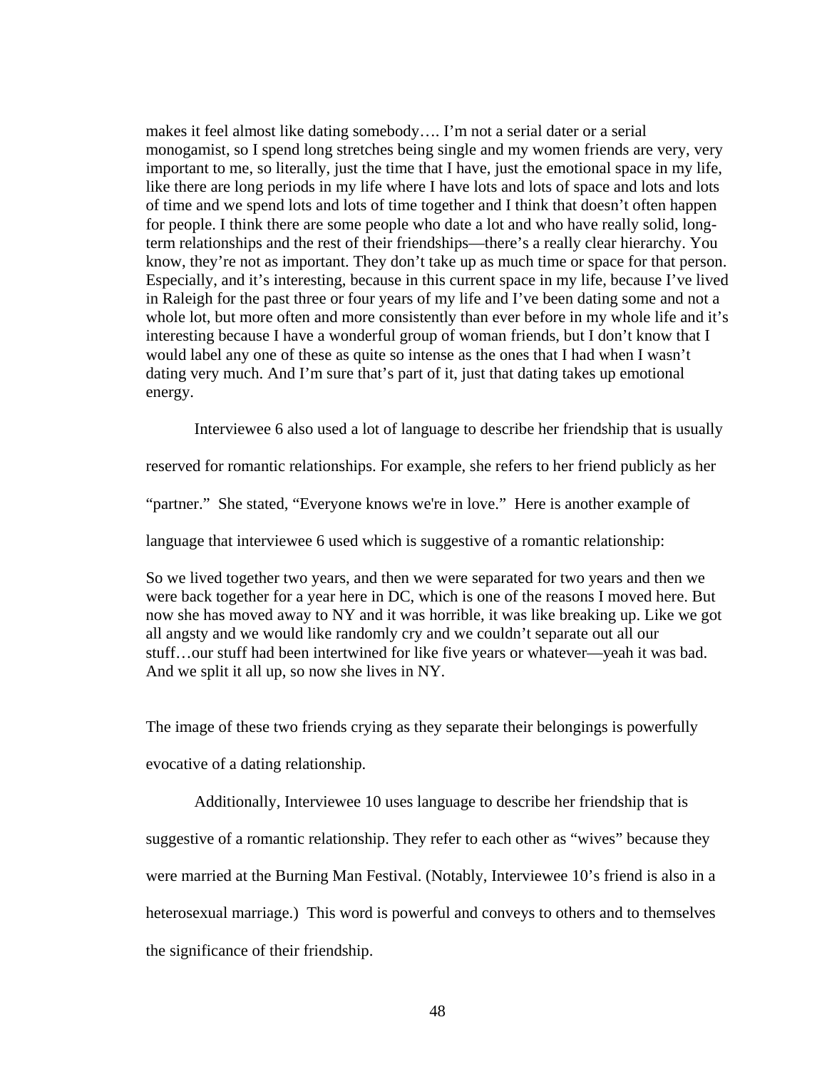> makes it feel almost like dating somebody…. I'm not a serial dater or a serial monogamist, so I spend long stretches being single and my women friends are very, very important to me, so literally, just the time that I have, just the emotional space in my life, like there are long periods in my life where I have lots and lots of space and lots and lots of time and we spend lots and lots of time together and I think that doesn't often happen for people. I think there are some people who date a lot and who have really solid, long-term relationships and the rest of their friendships—there's a really clear hierarchy. You know, they're not as important. They don't take up as much time or space for that person. Especially, and it's interesting, because in this current space in my life, because I've lived in Raleigh for the past three or four years of my life and I've been dating some and not a whole lot, but more often and more consistently than ever before in my whole life and it's interesting because I have a wonderful group of woman friends, but I don't know that I would label any one of these as quite so intense as the ones that I had when I wasn't dating very much. And I'm sure that's part of it, just that dating takes up emotional energy.

Interviewee 6 also used a lot of language to describe her friendship that is usually reserved for romantic relationships. For example, she refers to her friend publicly as her "partner." She stated, "Everyone knows we're in love." Here is another example of language that interviewee 6 used which is suggestive of a romantic relationship:

> So we lived together two years, and then we were separated for two years and then we were back together for a year here in DC, which is one of the reasons I moved here. But now she has moved away to NY and it was horrible, it was like breaking up. Like we got all angsty and we would like randomly cry and we couldn't separate out all our stuff…our stuff had been intertwined for like five years or whatever—yeah it was bad. And we split it all up, so now she lives in NY.

The image of these two friends crying as they separate their belongings is powerfully evocative of a dating relationship.

Additionally, Interviewee 10 uses language to describe her friendship that is suggestive of a romantic relationship. They refer to each other as "wives" because they were married at the Burning Man Festival. (Notably, Interviewee 10's friend is also in a heterosexual marriage.) This word is powerful and conveys to others and to themselves the significance of their friendship.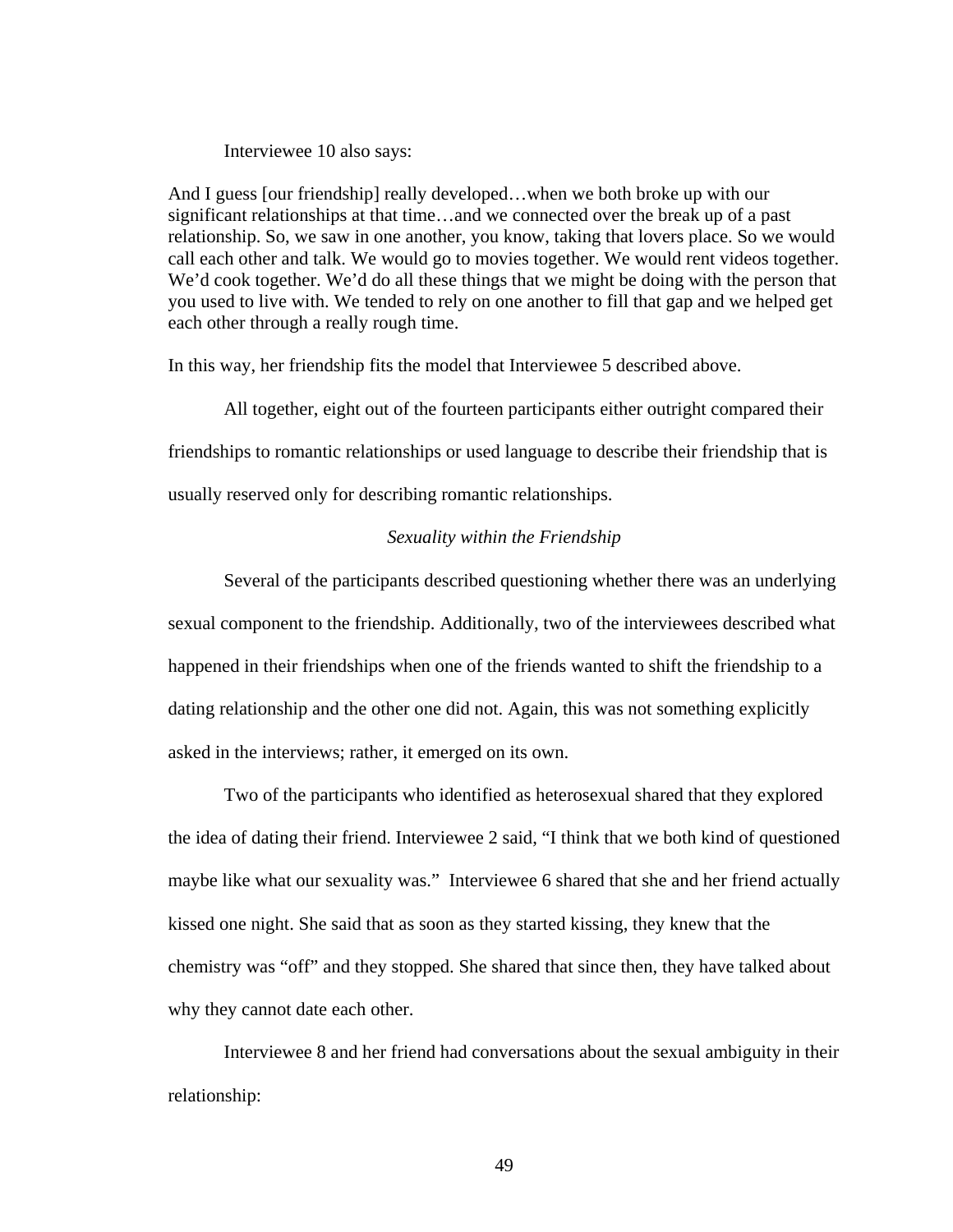Interviewee 10 also says:

> And I guess [our friendship] really developed…when we both broke up with our significant relationships at that time…and we connected over the break up of a past relationship. So, we saw in one another, you know, taking that lovers place. So we would call each other and talk. We would go to movies together. We would rent videos together. We'd cook together. We'd do all these things that we might be doing with the person that you used to live with. We tended to rely on one another to fill that gap and we helped get each other through a really rough time.

In this way, her friendship fits the model that Interviewee 5 described above.

All together, eight out of the fourteen participants either outright compared their friendships to romantic relationships or used language to describe their friendship that is usually reserved only for describing romantic relationships.

### *Sexuality within the Friendship*

Several of the participants described questioning whether there was an underlying sexual component to the friendship. Additionally, two of the interviewees described what happened in their friendships when one of the friends wanted to shift the friendship to a dating relationship and the other one did not. Again, this was not something explicitly asked in the interviews; rather, it emerged on its own.

Two of the participants who identified as heterosexual shared that they explored the idea of dating their friend. Interviewee 2 said, "I think that we both kind of questioned maybe like what our sexuality was." Interviewee 6 shared that she and her friend actually kissed one night. She said that as soon as they started kissing, they knew that the chemistry was "off" and they stopped. She shared that since then, they have talked about why they cannot date each other.

Interviewee 8 and her friend had conversations about the sexual ambiguity in their relationship: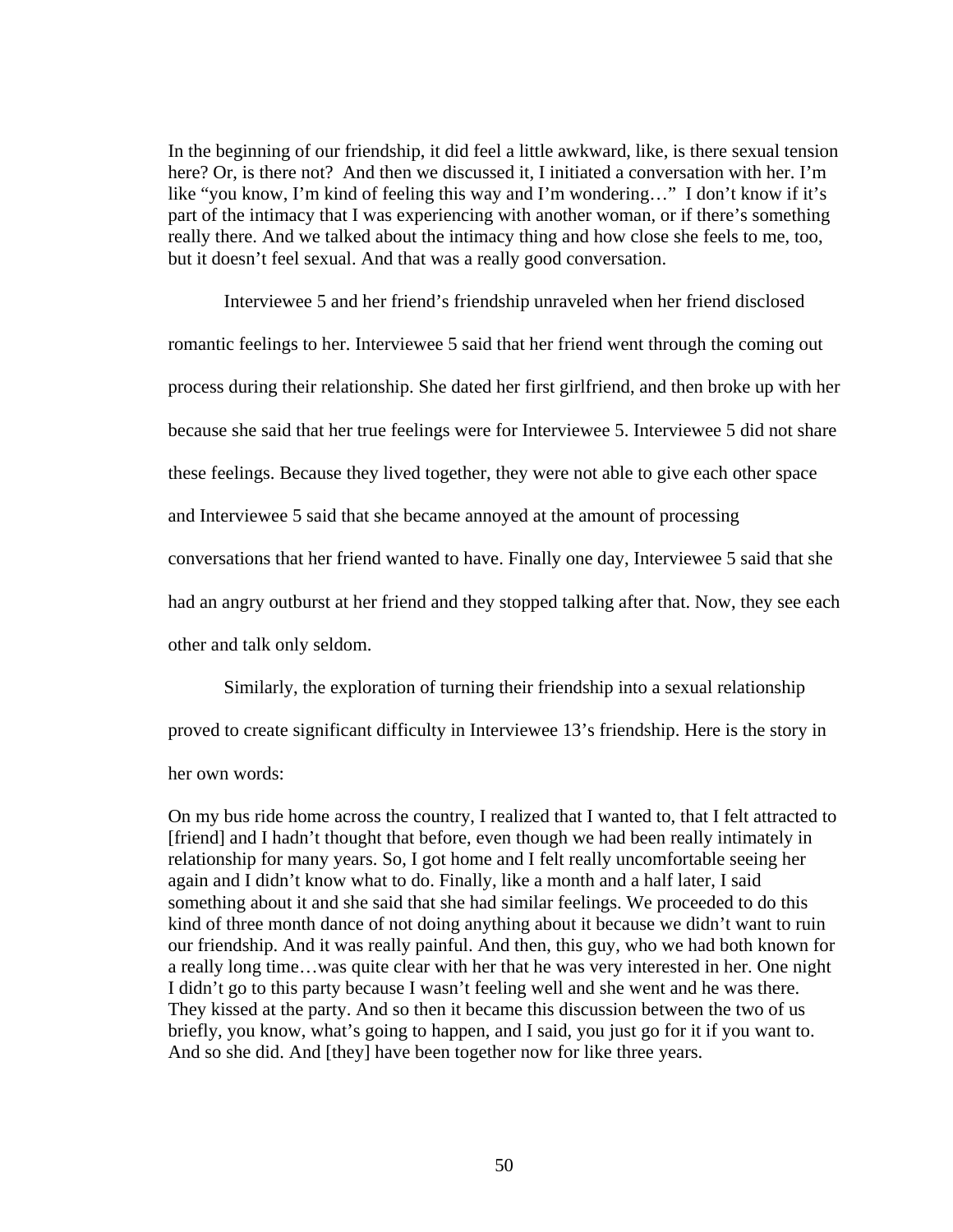In the beginning of our friendship, it did feel a little awkward, like, is there sexual tension here? Or, is there not? And then we discussed it, I initiated a conversation with her. I'm like "you know, I'm kind of feeling this way and I'm wondering…" I don't know if it's part of the intimacy that I was experiencing with another woman, or if there's something really there. And we talked about the intimacy thing and how close she feels to me, too, but it doesn't feel sexual. And that was a really good conversation.

Interviewee 5 and her friend's friendship unraveled when her friend disclosed romantic feelings to her. Interviewee 5 said that her friend went through the coming out process during their relationship. She dated her first girlfriend, and then broke up with her because she said that her true feelings were for Interviewee 5. Interviewee 5 did not share these feelings. Because they lived together, they were not able to give each other space and Interviewee 5 said that she became annoyed at the amount of processing conversations that her friend wanted to have. Finally one day, Interviewee 5 said that she had an angry outburst at her friend and they stopped talking after that. Now, they see each other and talk only seldom.

Similarly, the exploration of turning their friendship into a sexual relationship proved to create significant difficulty in Interviewee 13's friendship. Here is the story in her own words:

On my bus ride home across the country, I realized that I wanted to, that I felt attracted to [friend] and I hadn't thought that before, even though we had been really intimately in relationship for many years. So, I got home and I felt really uncomfortable seeing her again and I didn't know what to do. Finally, like a month and a half later, I said something about it and she said that she had similar feelings. We proceeded to do this kind of three month dance of not doing anything about it because we didn't want to ruin our friendship. And it was really painful. And then, this guy, who we had both known for a really long time…was quite clear with her that he was very interested in her. One night I didn't go to this party because I wasn't feeling well and she went and he was there. They kissed at the party. And so then it became this discussion between the two of us briefly, you know, what's going to happen, and I said, you just go for it if you want to. And so she did. And [they] have been together now for like three years.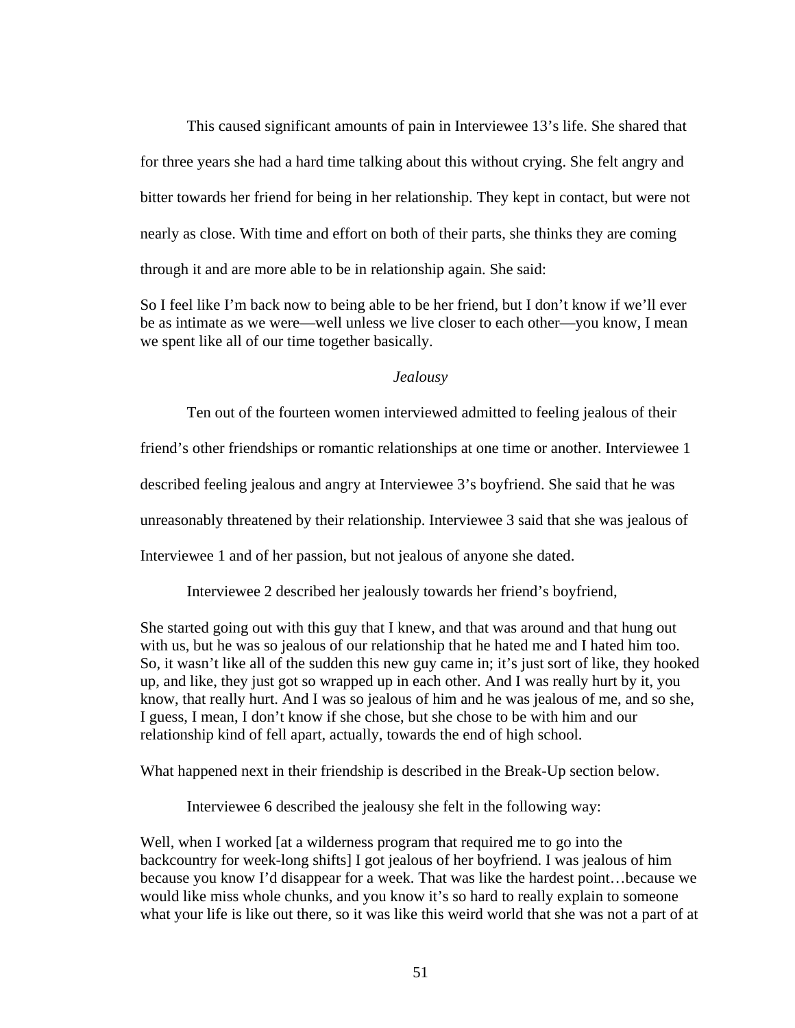This caused significant amounts of pain in Interviewee 13's life. She shared that for three years she had a hard time talking about this without crying. She felt angry and bitter towards her friend for being in her relationship. They kept in contact, but were not nearly as close. With time and effort on both of their parts, she thinks they are coming through it and are more able to be in relationship again. She said:

> So I feel like I'm back now to being able to be her friend, but I don't know if we'll ever be as intimate as we were—well unless we live closer to each other—you know, I mean we spent like all of our time together basically.

### *Jealousy*

Ten out of the fourteen women interviewed admitted to feeling jealous of their friend's other friendships or romantic relationships at one time or another. Interviewee 1 described feeling jealous and angry at Interviewee 3's boyfriend. She said that he was unreasonably threatened by their relationship. Interviewee 3 said that she was jealous of Interviewee 1 and of her passion, but not jealous of anyone she dated.

Interviewee 2 described her jealously towards her friend's boyfriend,

> She started going out with this guy that I knew, and that was around and that hung out with us, but he was so jealous of our relationship that he hated me and I hated him too. So, it wasn't like all of the sudden this new guy came in; it's just sort of like, they hooked up, and like, they just got so wrapped up in each other. And I was really hurt by it, you know, that really hurt. And I was so jealous of him and he was jealous of me, and so she, I guess, I mean, I don't know if she chose, but she chose to be with him and our relationship kind of fell apart, actually, towards the end of high school.

What happened next in their friendship is described in the Break-Up section below.

Interviewee 6 described the jealousy she felt in the following way:

> Well, when I worked [at a wilderness program that required me to go into the backcountry for week-long shifts] I got jealous of her boyfriend. I was jealous of him because you know I'd disappear for a week. That was like the hardest point…because we would like miss whole chunks, and you know it's so hard to really explain to someone what your life is like out there, so it was like this weird world that she was not a part of at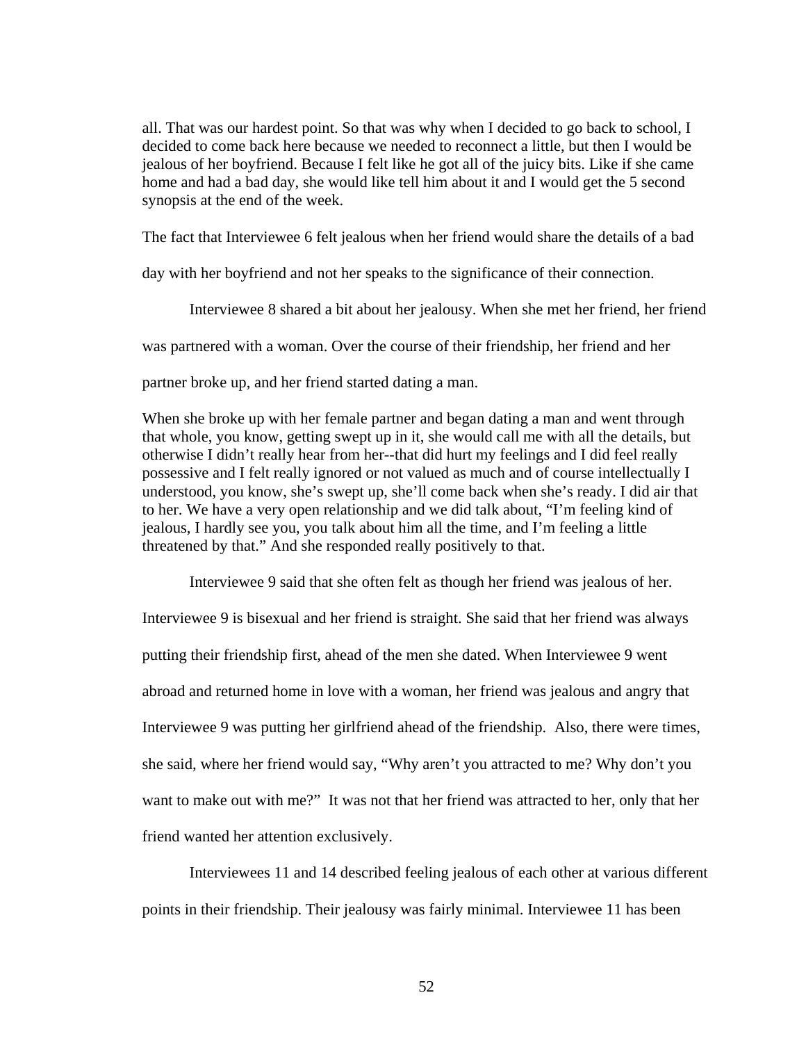all. That was our hardest point. So that was why when I decided to go back to school, I decided to come back here because we needed to reconnect a little, but then I would be jealous of her boyfriend. Because I felt like he got all of the juicy bits. Like if she came home and had a bad day, she would like tell him about it and I would get the 5 second synopsis at the end of the week.

The fact that Interviewee 6 felt jealous when her friend would share the details of a bad day with her boyfriend and not her speaks to the significance of their connection.

Interviewee 8 shared a bit about her jealousy. When she met her friend, her friend was partnered with a woman. Over the course of their friendship, her friend and her partner broke up, and her friend started dating a man.

When she broke up with her female partner and began dating a man and went through that whole, you know, getting swept up in it, she would call me with all the details, but otherwise I didn't really hear from her--that did hurt my feelings and I did feel really possessive and I felt really ignored or not valued as much and of course intellectually I understood, you know, she's swept up, she'll come back when she's ready. I did air that to her. We have a very open relationship and we did talk about, "I'm feeling kind of jealous, I hardly see you, you talk about him all the time, and I'm feeling a little threatened by that." And she responded really positively to that.

Interviewee 9 said that she often felt as though her friend was jealous of her. Interviewee 9 is bisexual and her friend is straight. She said that her friend was always putting their friendship first, ahead of the men she dated. When Interviewee 9 went abroad and returned home in love with a woman, her friend was jealous and angry that Interviewee 9 was putting her girlfriend ahead of the friendship. Also, there were times, she said, where her friend would say, "Why aren't you attracted to me? Why don't you want to make out with me?" It was not that her friend was attracted to her, only that her friend wanted her attention exclusively.

Interviewees 11 and 14 described feeling jealous of each other at various different points in their friendship. Their jealousy was fairly minimal. Interviewee 11 has been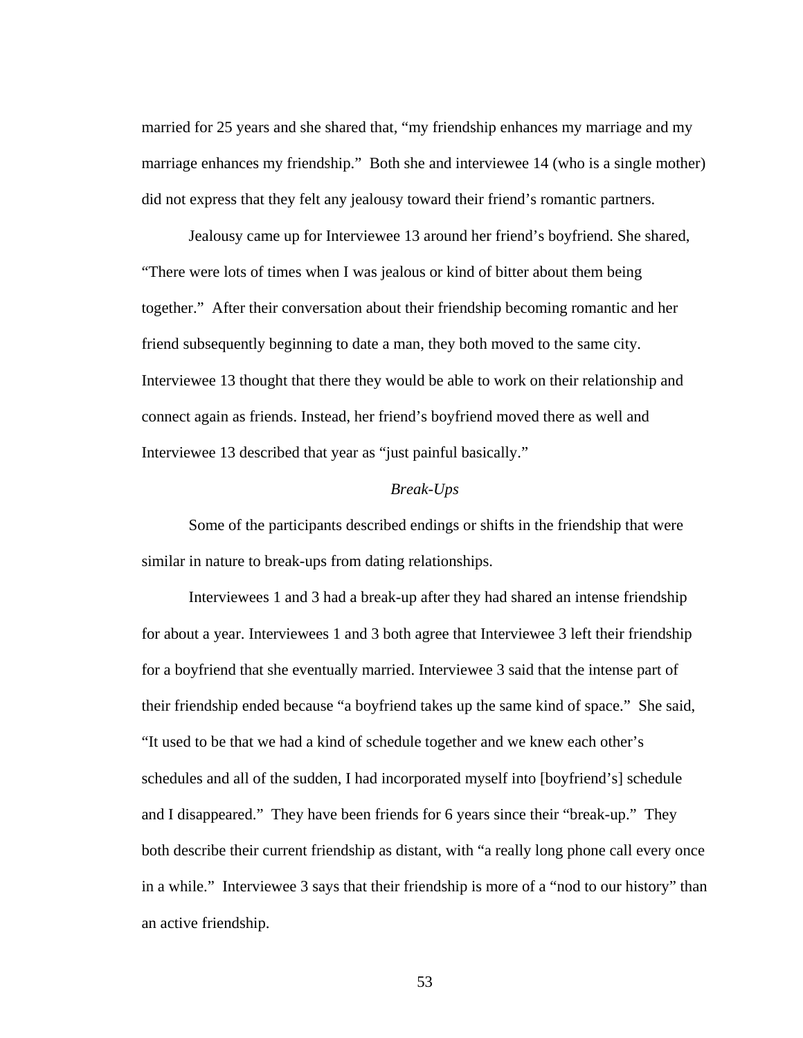married for 25 years and she shared that, "my friendship enhances my marriage and my marriage enhances my friendship." Both she and interviewee 14 (who is a single mother) did not express that they felt any jealousy toward their friend's romantic partners.

Jealousy came up for Interviewee 13 around her friend's boyfriend. She shared, "There were lots of times when I was jealous or kind of bitter about them being together." After their conversation about their friendship becoming romantic and her friend subsequently beginning to date a man, they both moved to the same city. Interviewee 13 thought that there they would be able to work on their relationship and connect again as friends. Instead, her friend's boyfriend moved there as well and Interviewee 13 described that year as "just painful basically."

### *Break-Ups*

Some of the participants described endings or shifts in the friendship that were similar in nature to break-ups from dating relationships.

Interviewees 1 and 3 had a break-up after they had shared an intense friendship for about a year. Interviewees 1 and 3 both agree that Interviewee 3 left their friendship for a boyfriend that she eventually married. Interviewee 3 said that the intense part of their friendship ended because "a boyfriend takes up the same kind of space." She said, "It used to be that we had a kind of schedule together and we knew each other's schedules and all of the sudden, I had incorporated myself into [boyfriend's] schedule and I disappeared." They have been friends for 6 years since their "break-up." They both describe their current friendship as distant, with "a really long phone call every once in a while." Interviewee 3 says that their friendship is more of a "nod to our history" than an active friendship.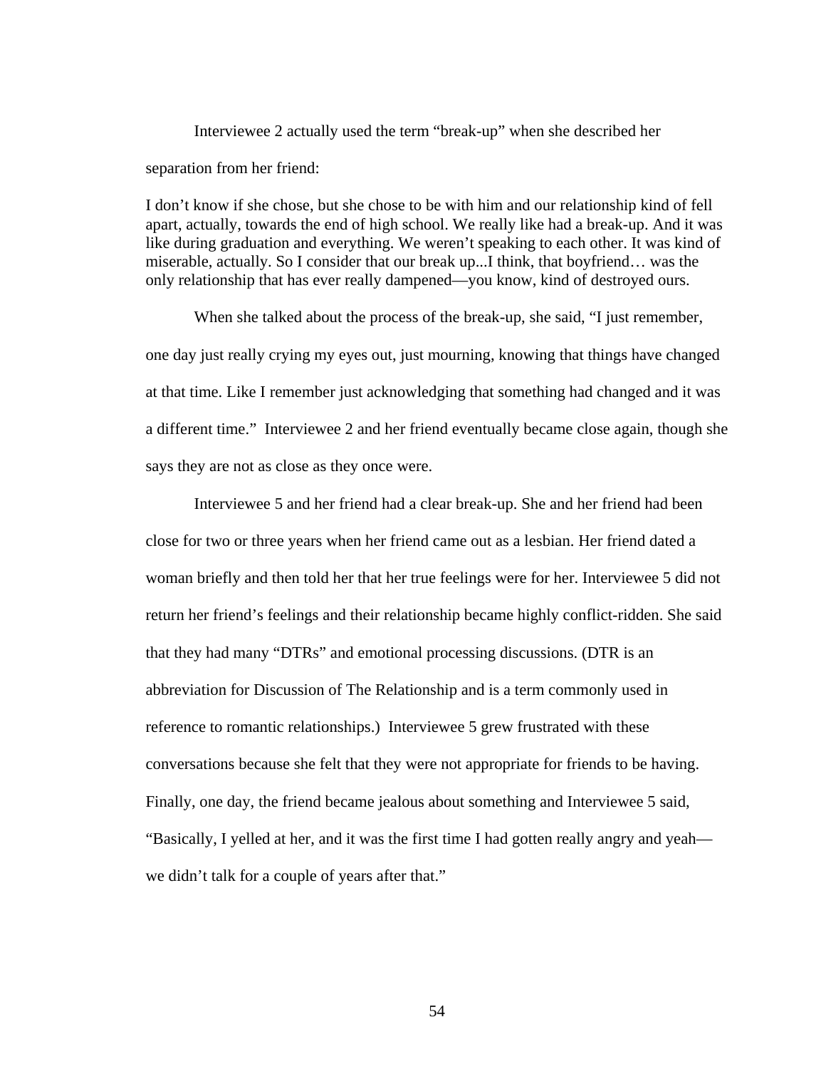Interviewee 2 actually used the term "break-up" when she described her separation from her friend:

> I don't know if she chose, but she chose to be with him and our relationship kind of fell apart, actually, towards the end of high school. We really like had a break-up. And it was like during graduation and everything. We weren't speaking to each other. It was kind of miserable, actually. So I consider that our break up...I think, that boyfriend… was the only relationship that has ever really dampened—you know, kind of destroyed ours.

When she talked about the process of the break-up, she said, "I just remember, one day just really crying my eyes out, just mourning, knowing that things have changed at that time. Like I remember just acknowledging that something had changed and it was a different time." Interviewee 2 and her friend eventually became close again, though she says they are not as close as they once were.

Interviewee 5 and her friend had a clear break-up. She and her friend had been close for two or three years when her friend came out as a lesbian. Her friend dated a woman briefly and then told her that her true feelings were for her. Interviewee 5 did not return her friend's feelings and their relationship became highly conflict-ridden. She said that they had many "DTRs" and emotional processing discussions. (DTR is an abbreviation for Discussion of The Relationship and is a term commonly used in reference to romantic relationships.) Interviewee 5 grew frustrated with these conversations because she felt that they were not appropriate for friends to be having. Finally, one day, the friend became jealous about something and Interviewee 5 said, "Basically, I yelled at her, and it was the first time I had gotten really angry and yeah—we didn't talk for a couple of years after that."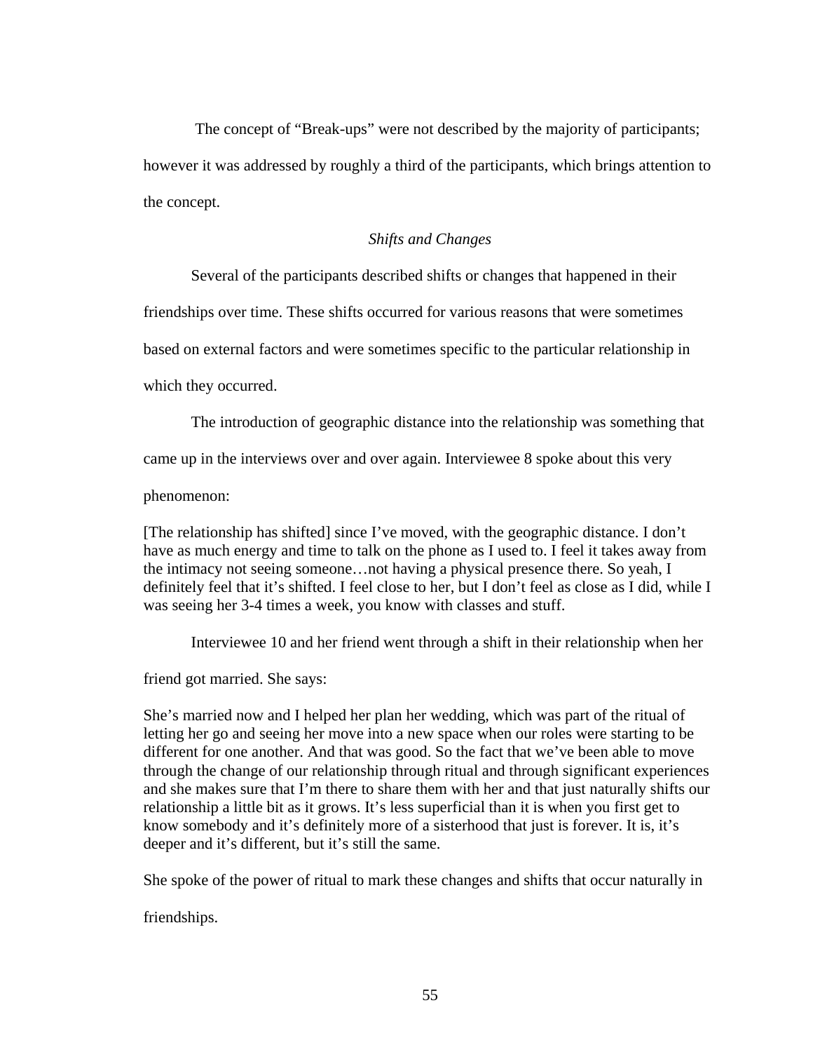The concept of "Break-ups" were not described by the majority of participants; however it was addressed by roughly a third of the participants, which brings attention to the concept.

### *Shifts and Changes*

Several of the participants described shifts or changes that happened in their friendships over time. These shifts occurred for various reasons that were sometimes based on external factors and were sometimes specific to the particular relationship in which they occurred.

The introduction of geographic distance into the relationship was something that came up in the interviews over and over again. Interviewee 8 spoke about this very phenomenon:

> [The relationship has shifted] since I've moved, with the geographic distance. I don't have as much energy and time to talk on the phone as I used to. I feel it takes away from the intimacy not seeing someone…not having a physical presence there. So yeah, I definitely feel that it's shifted. I feel close to her, but I don't feel as close as I did, while I was seeing her 3-4 times a week, you know with classes and stuff.

Interviewee 10 and her friend went through a shift in their relationship when her friend got married. She says:

> She's married now and I helped her plan her wedding, which was part of the ritual of letting her go and seeing her move into a new space when our roles were starting to be different for one another. And that was good. So the fact that we've been able to move through the change of our relationship through ritual and through significant experiences and she makes sure that I'm there to share them with her and that just naturally shifts our relationship a little bit as it grows. It's less superficial than it is when you first get to know somebody and it's definitely more of a sisterhood that just is forever. It is, it's deeper and it's different, but it's still the same.

She spoke of the power of ritual to mark these changes and shifts that occur naturally in friendships.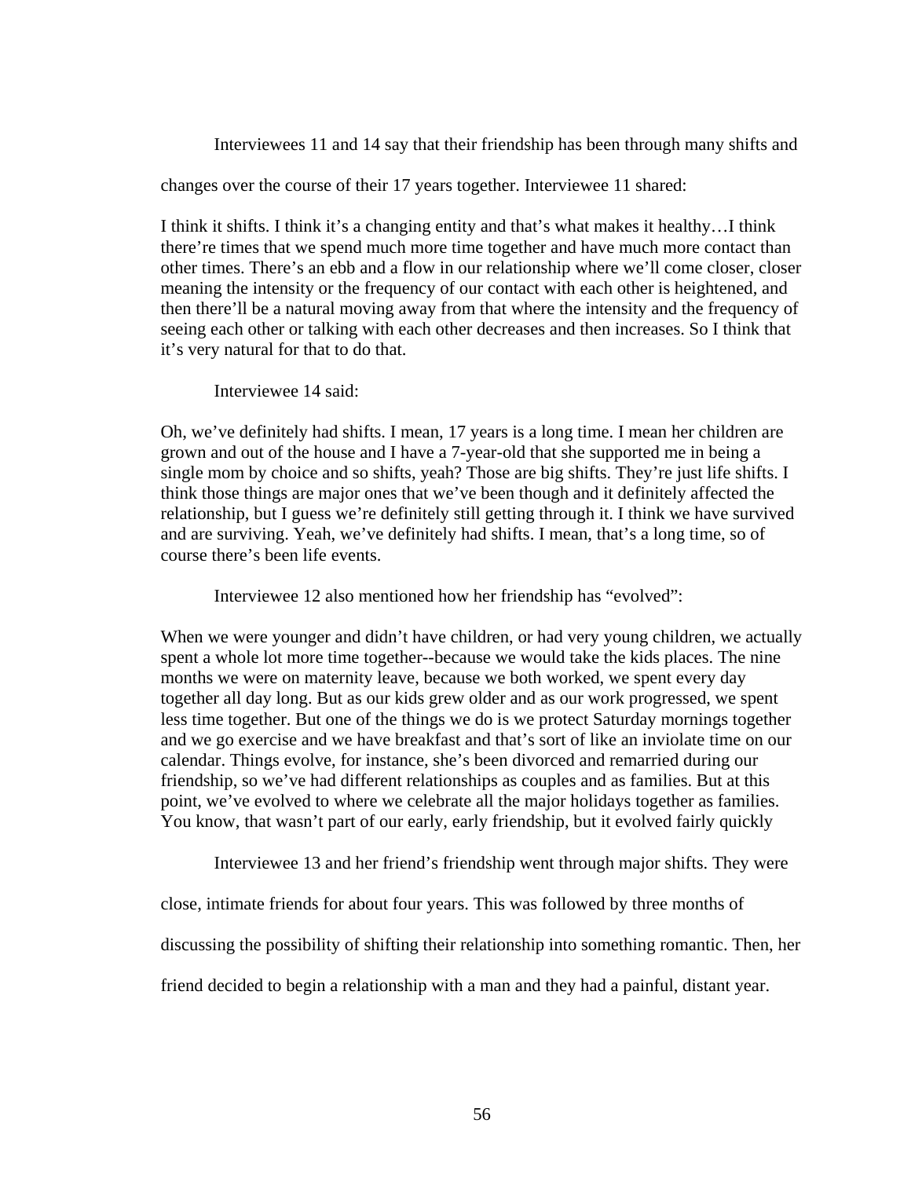Interviewees 11 and 14 say that their friendship has been through many shifts and changes over the course of their 17 years together. Interviewee 11 shared:

> I think it shifts. I think it's a changing entity and that's what makes it healthy…I think there're times that we spend much more time together and have much more contact than other times. There's an ebb and a flow in our relationship where we'll come closer, closer meaning the intensity or the frequency of our contact with each other is heightened, and then there'll be a natural moving away from that where the intensity and the frequency of seeing each other or talking with each other decreases and then increases. So I think that it's very natural for that to do that.

Interviewee 14 said:

> Oh, we've definitely had shifts. I mean, 17 years is a long time. I mean her children are grown and out of the house and I have a 7-year-old that she supported me in being a single mom by choice and so shifts, yeah? Those are big shifts. They're just life shifts. I think those things are major ones that we've been though and it definitely affected the relationship, but I guess we're definitely still getting through it. I think we have survived and are surviving. Yeah, we've definitely had shifts. I mean, that's a long time, so of course there's been life events.

Interviewee 12 also mentioned how her friendship has "evolved":

> When we were younger and didn't have children, or had very young children, we actually spent a whole lot more time together--because we would take the kids places. The nine months we were on maternity leave, because we both worked, we spent every day together all day long. But as our kids grew older and as our work progressed, we spent less time together. But one of the things we do is we protect Saturday mornings together and we go exercise and we have breakfast and that's sort of like an inviolate time on our calendar. Things evolve, for instance, she's been divorced and remarried during our friendship, so we've had different relationships as couples and as families. But at this point, we've evolved to where we celebrate all the major holidays together as families. You know, that wasn't part of our early, early friendship, but it evolved fairly quickly

Interviewee 13 and her friend's friendship went through major shifts. They were close, intimate friends for about four years. This was followed by three months of discussing the possibility of shifting their relationship into something romantic. Then, her friend decided to begin a relationship with a man and they had a painful, distant year.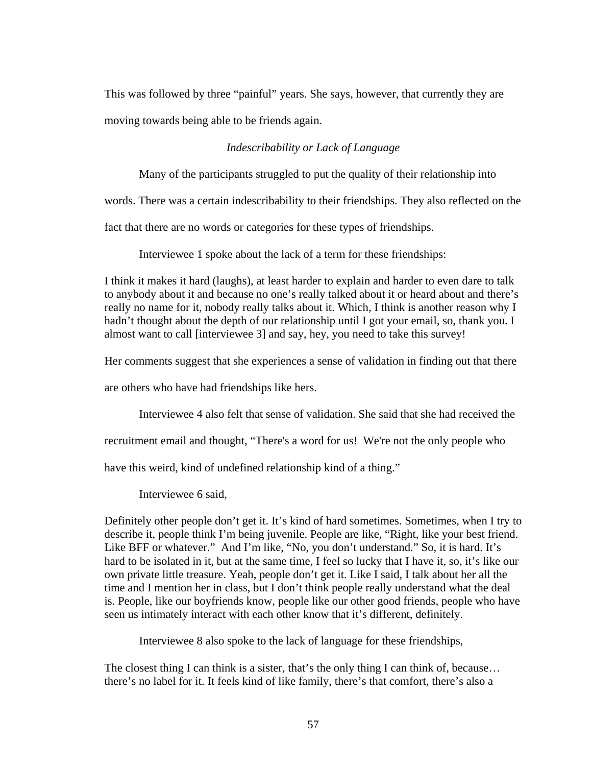This was followed by three "painful" years. She says, however, that currently they are moving towards being able to be friends again.

### *Indescribability or Lack of Language*

Many of the participants struggled to put the quality of their relationship into words. There was a certain indescribability to their friendships. They also reflected on the fact that there are no words or categories for these types of friendships.

Interviewee 1 spoke about the lack of a term for these friendships:

> I think it makes it hard (laughs), at least harder to explain and harder to even dare to talk to anybody about it and because no one's really talked about it or heard about and there's really no name for it, nobody really talks about it. Which, I think is another reason why I hadn't thought about the depth of our relationship until I got your email, so, thank you. I almost want to call [interviewee 3] and say, hey, you need to take this survey!

Her comments suggest that she experiences a sense of validation in finding out that there are others who have had friendships like hers.

Interviewee 4 also felt that sense of validation. She said that she had received the recruitment email and thought, "There's a word for us! We're not the only people who have this weird, kind of undefined relationship kind of a thing."

Interviewee 6 said,

> Definitely other people don't get it. It's kind of hard sometimes. Sometimes, when I try to describe it, people think I'm being juvenile. People are like, "Right, like your best friend. Like BFF or whatever." And I'm like, "No, you don't understand." So, it is hard. It's hard to be isolated in it, but at the same time, I feel so lucky that I have it, so, it's like our own private little treasure. Yeah, people don't get it. Like I said, I talk about her all the time and I mention her in class, but I don't think people really understand what the deal is. People, like our boyfriends know, people like our other good friends, people who have seen us intimately interact with each other know that it's different, definitely.

Interviewee 8 also spoke to the lack of language for these friendships,

> The closest thing I can think is a sister, that's the only thing I can think of, because… there's no label for it. It feels kind of like family, there's that comfort, there's also a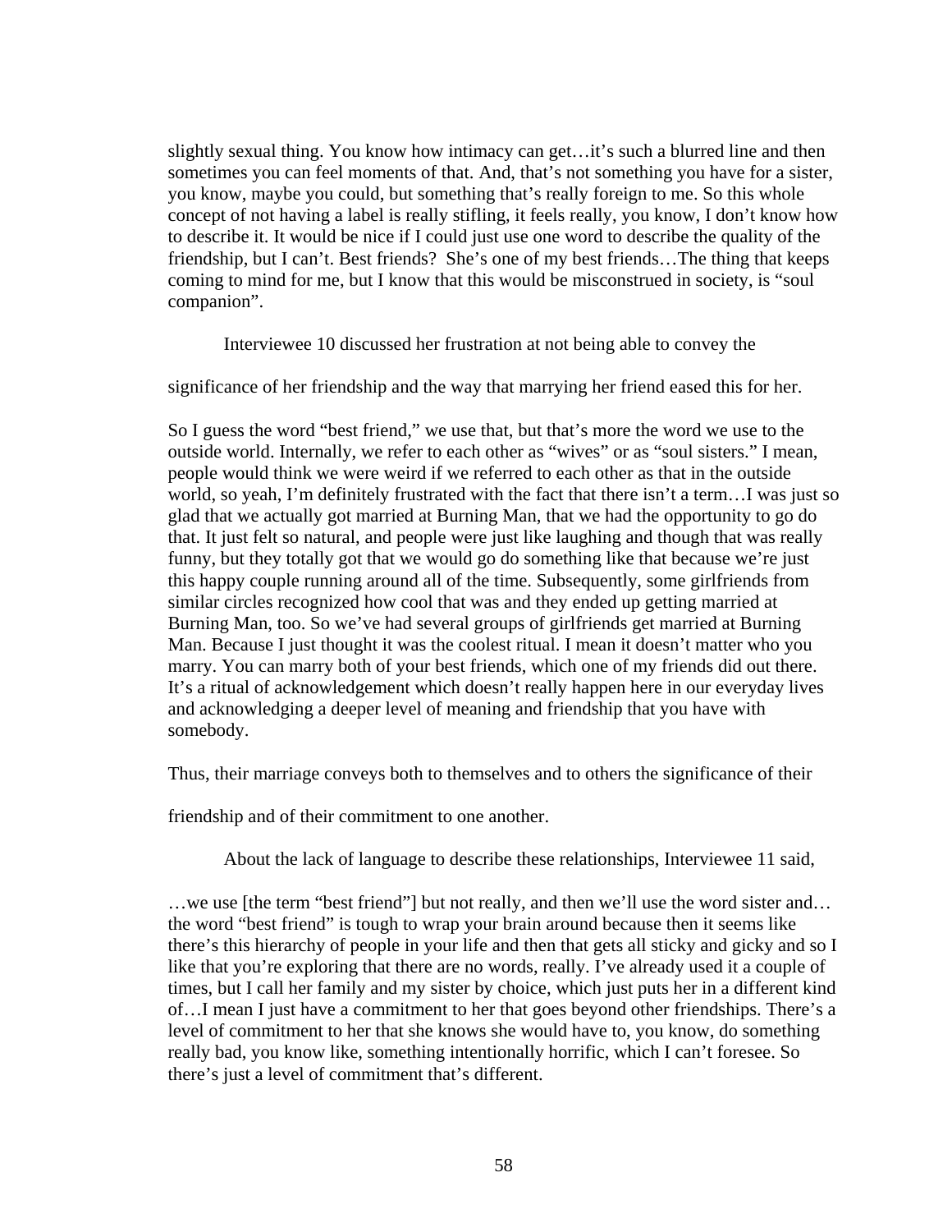slightly sexual thing. You know how intimacy can get…it's such a blurred line and then sometimes you can feel moments of that. And, that's not something you have for a sister, you know, maybe you could, but something that's really foreign to me. So this whole concept of not having a label is really stifling, it feels really, you know, I don't know how to describe it. It would be nice if I could just use one word to describe the quality of the friendship, but I can't. Best friends? She's one of my best friends…The thing that keeps coming to mind for me, but I know that this would be misconstrued in society, is "soul companion".

Interviewee 10 discussed her frustration at not being able to convey the significance of her friendship and the way that marrying her friend eased this for her.

So I guess the word "best friend," we use that, but that's more the word we use to the outside world. Internally, we refer to each other as "wives" or as "soul sisters." I mean, people would think we were weird if we referred to each other as that in the outside world, so yeah, I'm definitely frustrated with the fact that there isn't a term…I was just so glad that we actually got married at Burning Man, that we had the opportunity to go do that. It just felt so natural, and people were just like laughing and though that was really funny, but they totally got that we would go do something like that because we're just this happy couple running around all of the time. Subsequently, some girlfriends from similar circles recognized how cool that was and they ended up getting married at Burning Man, too. So we've had several groups of girlfriends get married at Burning Man. Because I just thought it was the coolest ritual. I mean it doesn't matter who you marry. You can marry both of your best friends, which one of my friends did out there. It's a ritual of acknowledgement which doesn't really happen here in our everyday lives and acknowledging a deeper level of meaning and friendship that you have with somebody.

Thus, their marriage conveys both to themselves and to others the significance of their friendship and of their commitment to one another.

About the lack of language to describe these relationships, Interviewee 11 said,

…we use [the term "best friend"] but not really, and then we'll use the word sister and… the word "best friend" is tough to wrap your brain around because then it seems like there's this hierarchy of people in your life and then that gets all sticky and gicky and so I like that you're exploring that there are no words, really. I've already used it a couple of times, but I call her family and my sister by choice, which just puts her in a different kind of…I mean I just have a commitment to her that goes beyond other friendships. There's a level of commitment to her that she knows she would have to, you know, do something really bad, you know like, something intentionally horrific, which I can't foresee. So there's just a level of commitment that's different.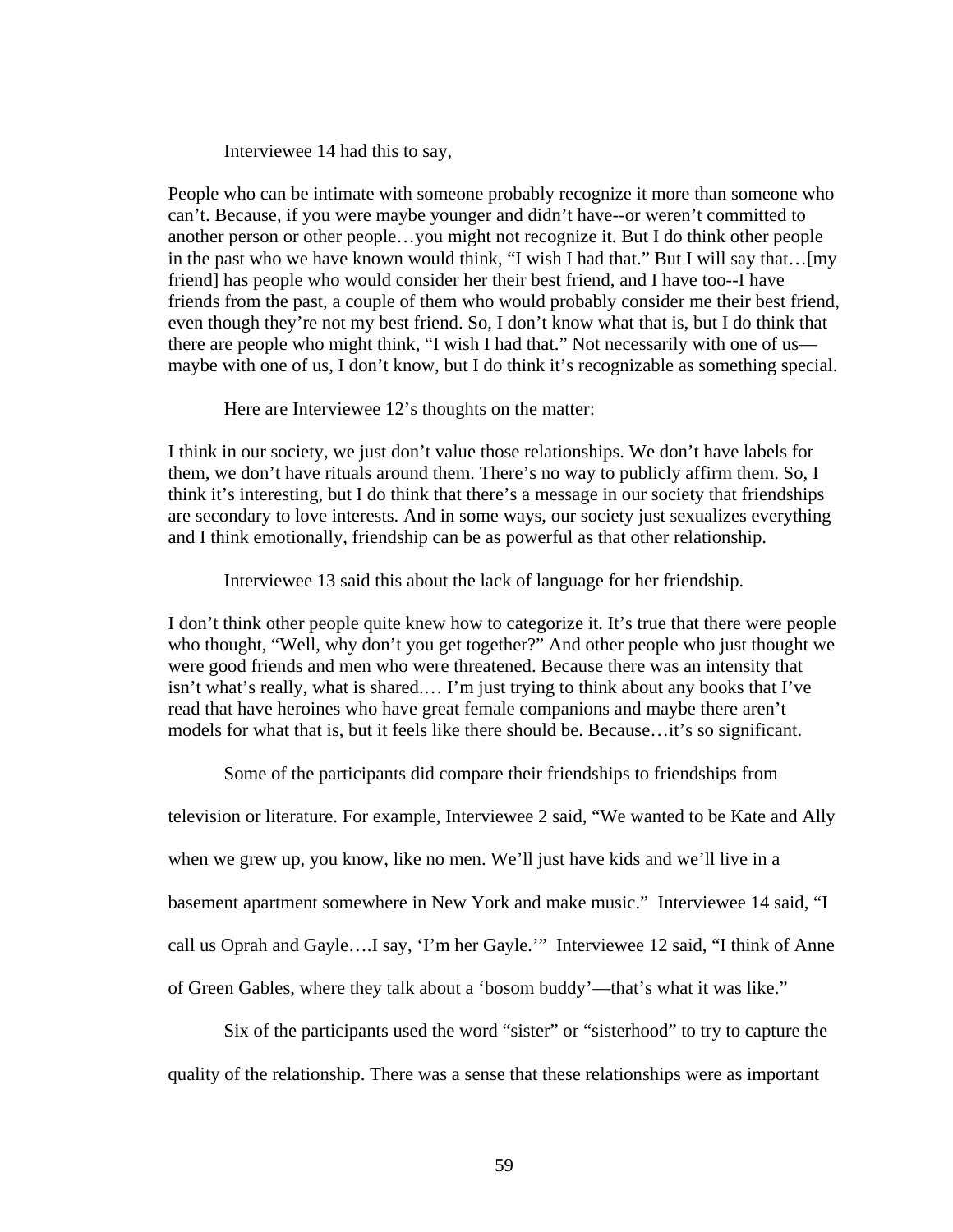Interviewee 14 had this to say,

> People who can be intimate with someone probably recognize it more than someone who can't. Because, if you were maybe younger and didn't have--or weren't committed to another person or other people…you might not recognize it. But I do think other people in the past who we have known would think, "I wish I had that." But I will say that…[my friend] has people who would consider her their best friend, and I have too--I have friends from the past, a couple of them who would probably consider me their best friend, even though they're not my best friend. So, I don't know what that is, but I do think that there are people who might think, "I wish I had that." Not necessarily with one of us—maybe with one of us, I don't know, but I do think it's recognizable as something special.

Here are Interviewee 12's thoughts on the matter:

> I think in our society, we just don't value those relationships. We don't have labels for them, we don't have rituals around them. There's no way to publicly affirm them. So, I think it's interesting, but I do think that there's a message in our society that friendships are secondary to love interests. And in some ways, our society just sexualizes everything and I think emotionally, friendship can be as powerful as that other relationship.

Interviewee 13 said this about the lack of language for her friendship.

> I don't think other people quite knew how to categorize it. It's true that there were people who thought, "Well, why don't you get together?" And other people who just thought we were good friends and men who were threatened. Because there was an intensity that isn't what's really, what is shared.… I'm just trying to think about any books that I've read that have heroines who have great female companions and maybe there aren't models for what that is, but it feels like there should be. Because…it's so significant.

Some of the participants did compare their friendships to friendships from television or literature. For example, Interviewee 2 said, "We wanted to be Kate and Ally when we grew up, you know, like no men. We'll just have kids and we'll live in a basement apartment somewhere in New York and make music." Interviewee 14 said, "I call us Oprah and Gayle….I say, 'I'm her Gayle.'" Interviewee 12 said, "I think of Anne of Green Gables, where they talk about a 'bosom buddy'—that's what it was like."

Six of the participants used the word "sister" or "sisterhood" to try to capture the quality of the relationship. There was a sense that these relationships were as important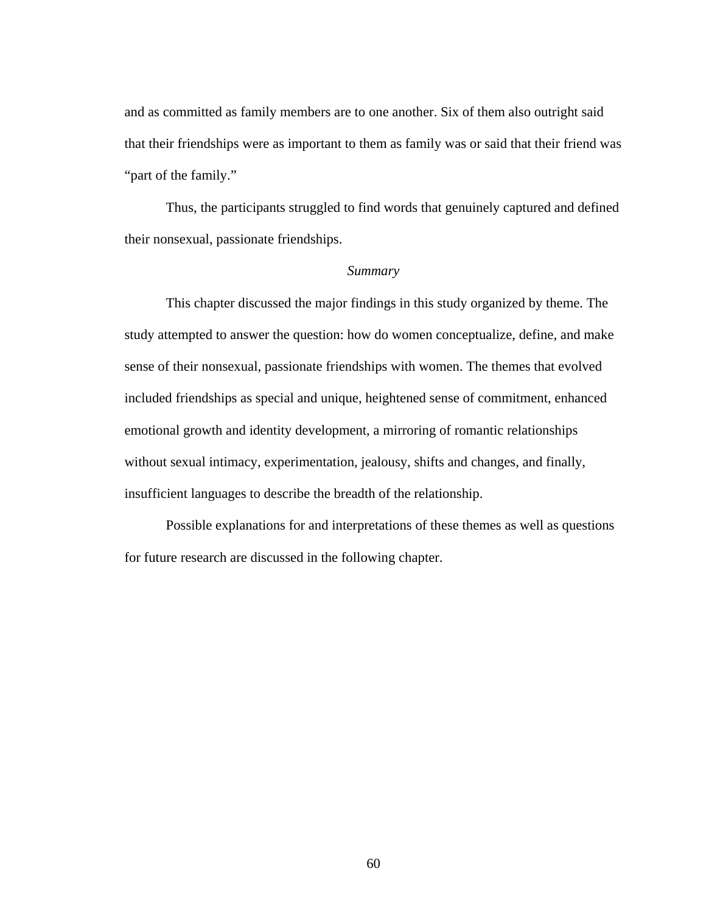and as committed as family members are to one another. Six of them also outright said that their friendships were as important to them as family was or said that their friend was "part of the family."

Thus, the participants struggled to find words that genuinely captured and defined their nonsexual, passionate friendships.

### *Summary*

This chapter discussed the major findings in this study organized by theme. The study attempted to answer the question: how do women conceptualize, define, and make sense of their nonsexual, passionate friendships with women. The themes that evolved included friendships as special and unique, heightened sense of commitment, enhanced emotional growth and identity development, a mirroring of romantic relationships without sexual intimacy, experimentation, jealousy, shifts and changes, and finally, insufficient languages to describe the breadth of the relationship.

Possible explanations for and interpretations of these themes as well as questions for future research are discussed in the following chapter.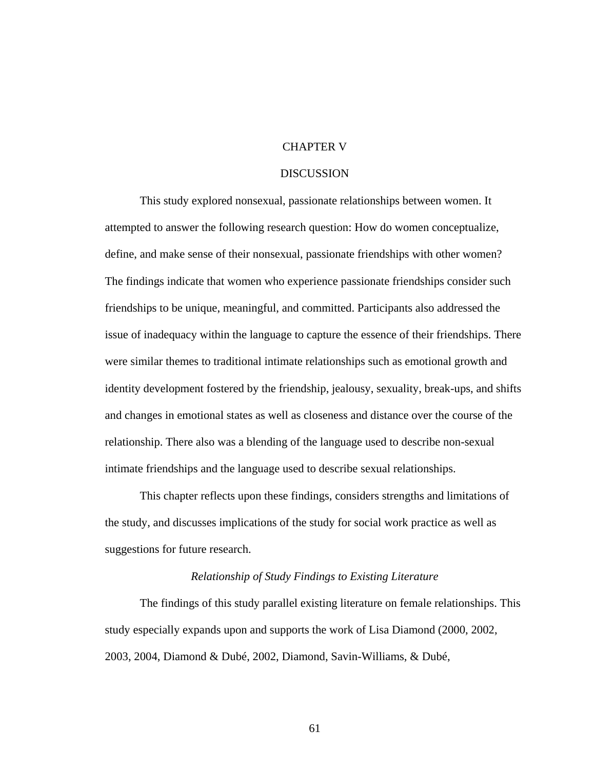# CHAPTER V

# DISCUSSION

This study explored nonsexual, passionate relationships between women. It attempted to answer the following research question: How do women conceptualize, define, and make sense of their nonsexual, passionate friendships with other women? The findings indicate that women who experience passionate friendships consider such friendships to be unique, meaningful, and committed. Participants also addressed the issue of inadequacy within the language to capture the essence of their friendships. There were similar themes to traditional intimate relationships such as emotional growth and identity development fostered by the friendship, jealousy, sexuality, break-ups, and shifts and changes in emotional states as well as closeness and distance over the course of the relationship. There also was a blending of the language used to describe non-sexual intimate friendships and the language used to describe sexual relationships.

This chapter reflects upon these findings, considers strengths and limitations of the study, and discusses implications of the study for social work practice as well as suggestions for future research.

## *Relationship of Study Findings to Existing Literature*

The findings of this study parallel existing literature on female relationships. This study especially expands upon and supports the work of Lisa Diamond (2000, 2002, 2003, 2004, Diamond & Dubé, 2002, Diamond, Savin-Williams, & Dubé,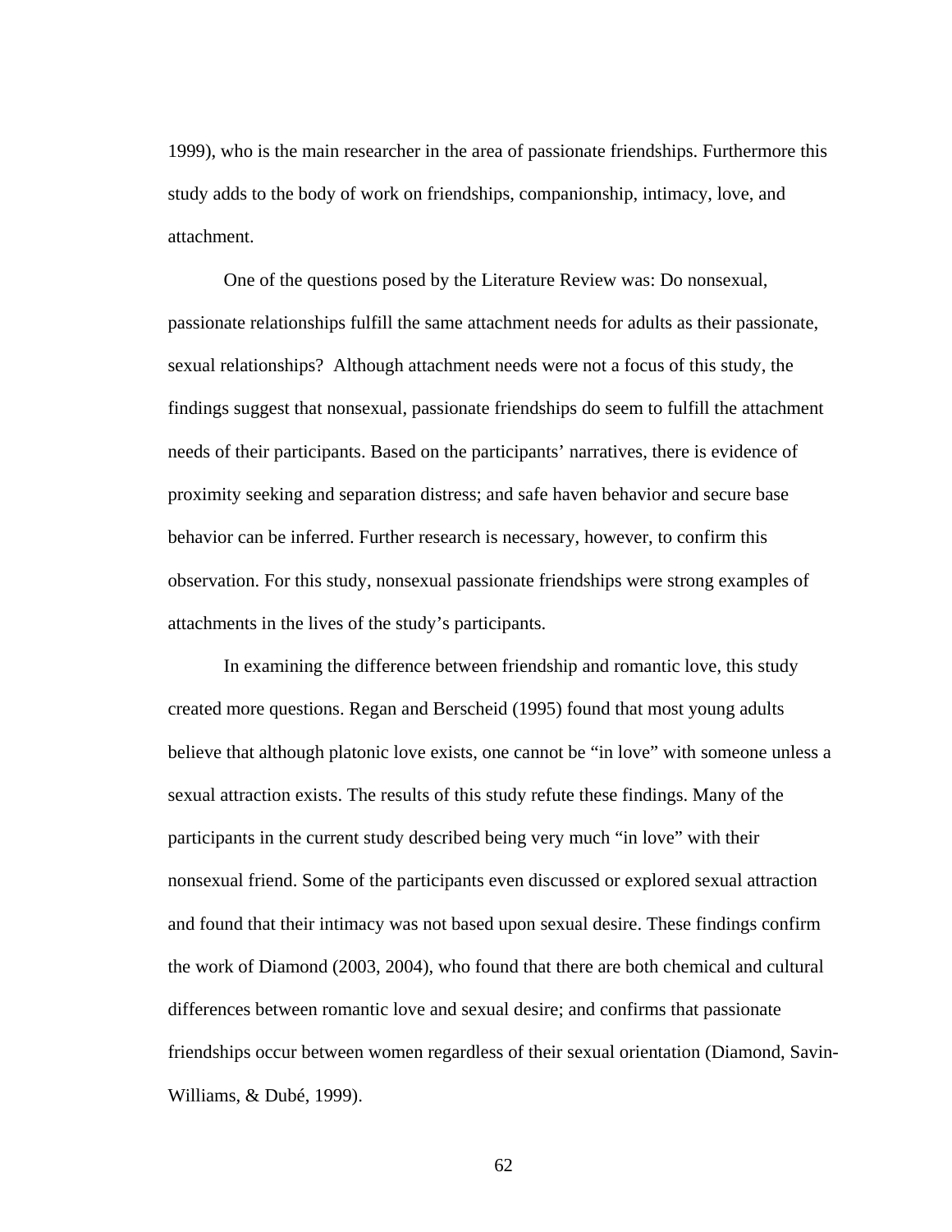1999), who is the main researcher in the area of passionate friendships. Furthermore this study adds to the body of work on friendships, companionship, intimacy, love, and attachment.

One of the questions posed by the Literature Review was: Do nonsexual, passionate relationships fulfill the same attachment needs for adults as their passionate, sexual relationships? Although attachment needs were not a focus of this study, the findings suggest that nonsexual, passionate friendships do seem to fulfill the attachment needs of their participants. Based on the participants' narratives, there is evidence of proximity seeking and separation distress; and safe haven behavior and secure base behavior can be inferred. Further research is necessary, however, to confirm this observation. For this study, nonsexual passionate friendships were strong examples of attachments in the lives of the study's participants.

In examining the difference between friendship and romantic love, this study created more questions. Regan and Berscheid (1995) found that most young adults believe that although platonic love exists, one cannot be "in love" with someone unless a sexual attraction exists. The results of this study refute these findings. Many of the participants in the current study described being very much "in love" with their nonsexual friend. Some of the participants even discussed or explored sexual attraction and found that their intimacy was not based upon sexual desire. These findings confirm the work of Diamond (2003, 2004), who found that there are both chemical and cultural differences between romantic love and sexual desire; and confirms that passionate friendships occur between women regardless of their sexual orientation (Diamond, Savin-Williams, & Dubé, 1999).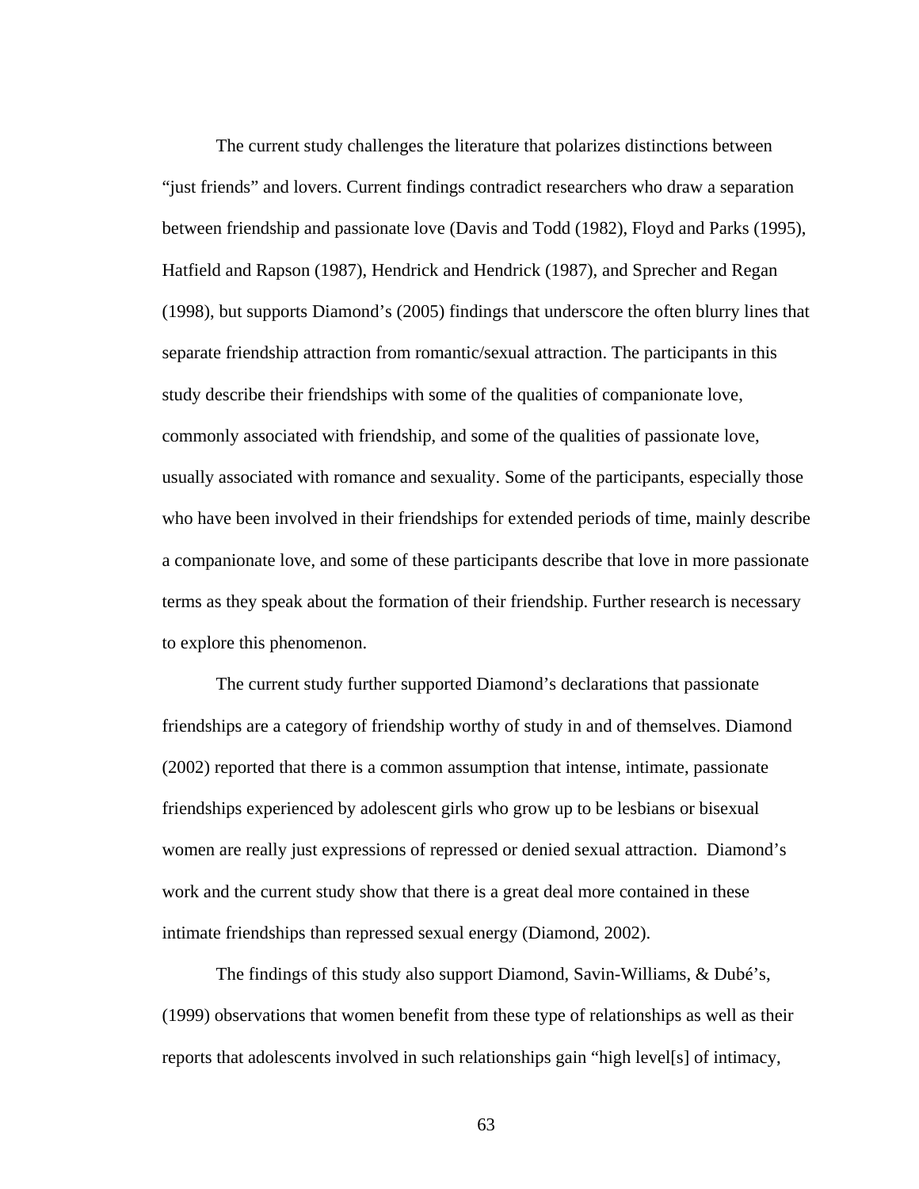The current study challenges the literature that polarizes distinctions between "just friends" and lovers. Current findings contradict researchers who draw a separation between friendship and passionate love (Davis and Todd (1982), Floyd and Parks (1995), Hatfield and Rapson (1987), Hendrick and Hendrick (1987), and Sprecher and Regan (1998), but supports Diamond's (2005) findings that underscore the often blurry lines that separate friendship attraction from romantic/sexual attraction. The participants in this study describe their friendships with some of the qualities of companionate love, commonly associated with friendship, and some of the qualities of passionate love, usually associated with romance and sexuality. Some of the participants, especially those who have been involved in their friendships for extended periods of time, mainly describe a companionate love, and some of these participants describe that love in more passionate terms as they speak about the formation of their friendship. Further research is necessary to explore this phenomenon.

The current study further supported Diamond's declarations that passionate friendships are a category of friendship worthy of study in and of themselves. Diamond (2002) reported that there is a common assumption that intense, intimate, passionate friendships experienced by adolescent girls who grow up to be lesbians or bisexual women are really just expressions of repressed or denied sexual attraction. Diamond's work and the current study show that there is a great deal more contained in these intimate friendships than repressed sexual energy (Diamond, 2002).

The findings of this study also support Diamond, Savin-Williams, & Dubé's, (1999) observations that women benefit from these type of relationships as well as their reports that adolescents involved in such relationships gain "high level[s] of intimacy,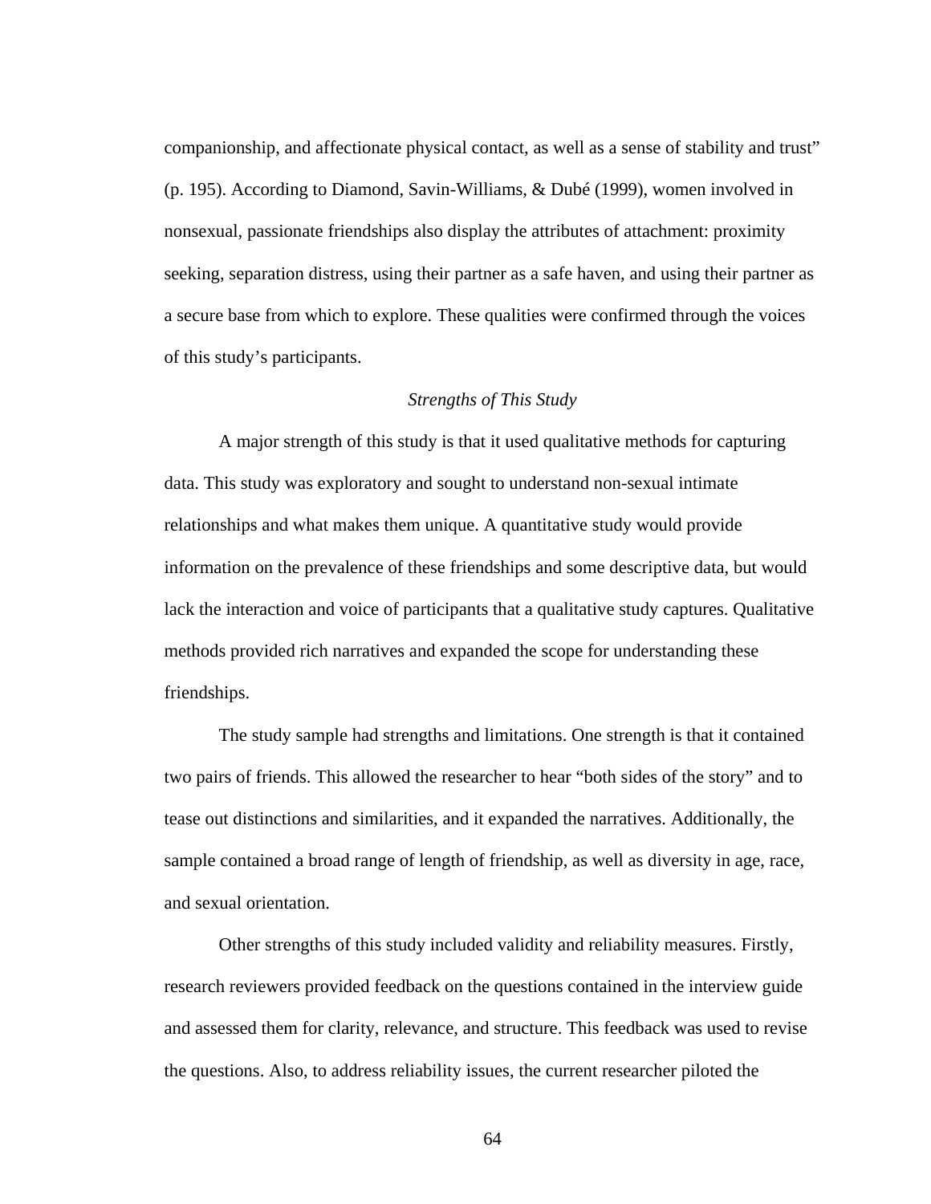companionship, and affectionate physical contact, as well as a sense of stability and trust" (p. 195). According to Diamond, Savin-Williams, & Dubé (1999), women involved in nonsexual, passionate friendships also display the attributes of attachment: proximity seeking, separation distress, using their partner as a safe haven, and using their partner as a secure base from which to explore. These qualities were confirmed through the voices of this study's participants.

### *Strengths of This Study*

A major strength of this study is that it used qualitative methods for capturing data. This study was exploratory and sought to understand non-sexual intimate relationships and what makes them unique. A quantitative study would provide information on the prevalence of these friendships and some descriptive data, but would lack the interaction and voice of participants that a qualitative study captures. Qualitative methods provided rich narratives and expanded the scope for understanding these friendships.

The study sample had strengths and limitations. One strength is that it contained two pairs of friends. This allowed the researcher to hear "both sides of the story" and to tease out distinctions and similarities, and it expanded the narratives. Additionally, the sample contained a broad range of length of friendship, as well as diversity in age, race, and sexual orientation.

Other strengths of this study included validity and reliability measures. Firstly, research reviewers provided feedback on the questions contained in the interview guide and assessed them for clarity, relevance, and structure. This feedback was used to revise the questions. Also, to address reliability issues, the current researcher piloted the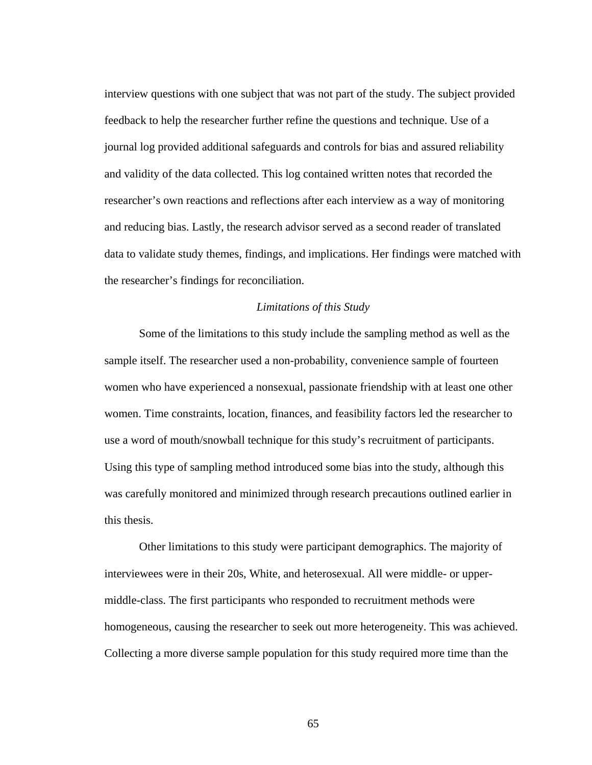interview questions with one subject that was not part of the study. The subject provided feedback to help the researcher further refine the questions and technique. Use of a journal log provided additional safeguards and controls for bias and assured reliability and validity of the data collected. This log contained written notes that recorded the researcher's own reactions and reflections after each interview as a way of monitoring and reducing bias. Lastly, the research advisor served as a second reader of translated data to validate study themes, findings, and implications. Her findings were matched with the researcher's findings for reconciliation.

### *Limitations of this Study*

Some of the limitations to this study include the sampling method as well as the sample itself. The researcher used a non-probability, convenience sample of fourteen women who have experienced a nonsexual, passionate friendship with at least one other women. Time constraints, location, finances, and feasibility factors led the researcher to use a word of mouth/snowball technique for this study's recruitment of participants. Using this type of sampling method introduced some bias into the study, although this was carefully monitored and minimized through research precautions outlined earlier in this thesis.

Other limitations to this study were participant demographics. The majority of interviewees were in their 20s, White, and heterosexual. All were middle- or upper-middle-class. The first participants who responded to recruitment methods were homogeneous, causing the researcher to seek out more heterogeneity. This was achieved. Collecting a more diverse sample population for this study required more time than the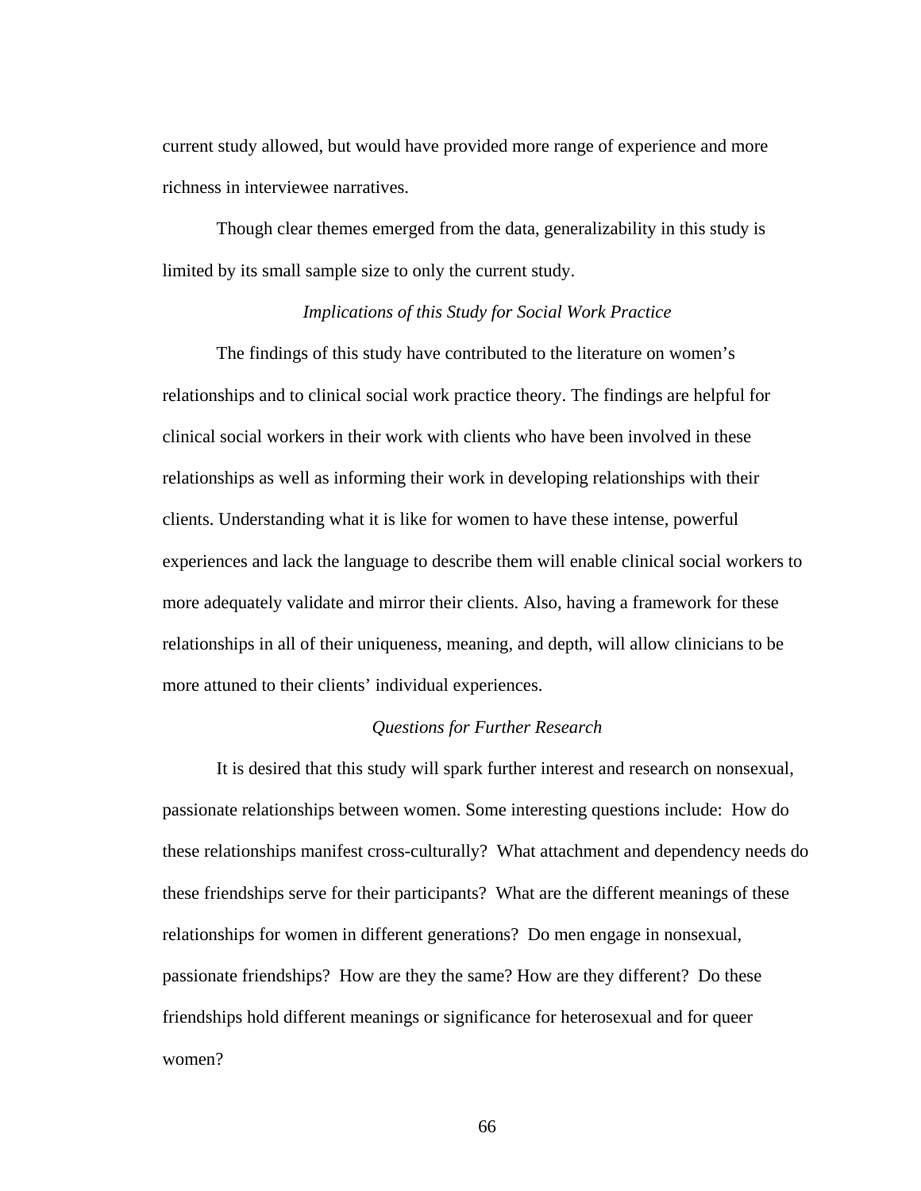current study allowed, but would have provided more range of experience and more richness in interviewee narratives.

Though clear themes emerged from the data, generalizability in this study is limited by its small sample size to only the current study.

### *Implications of this Study for Social Work Practice*

The findings of this study have contributed to the literature on women's relationships and to clinical social work practice theory. The findings are helpful for clinical social workers in their work with clients who have been involved in these relationships as well as informing their work in developing relationships with their clients. Understanding what it is like for women to have these intense, powerful experiences and lack the language to describe them will enable clinical social workers to more adequately validate and mirror their clients. Also, having a framework for these relationships in all of their uniqueness, meaning, and depth, will allow clinicians to be more attuned to their clients' individual experiences.

### *Questions for Further Research*

It is desired that this study will spark further interest and research on nonsexual, passionate relationships between women. Some interesting questions include: How do these relationships manifest cross-culturally? What attachment and dependency needs do these friendships serve for their participants? What are the different meanings of these relationships for women in different generations? Do men engage in nonsexual, passionate friendships? How are they the same? How are they different? Do these friendships hold different meanings or significance for heterosexual and for queer women?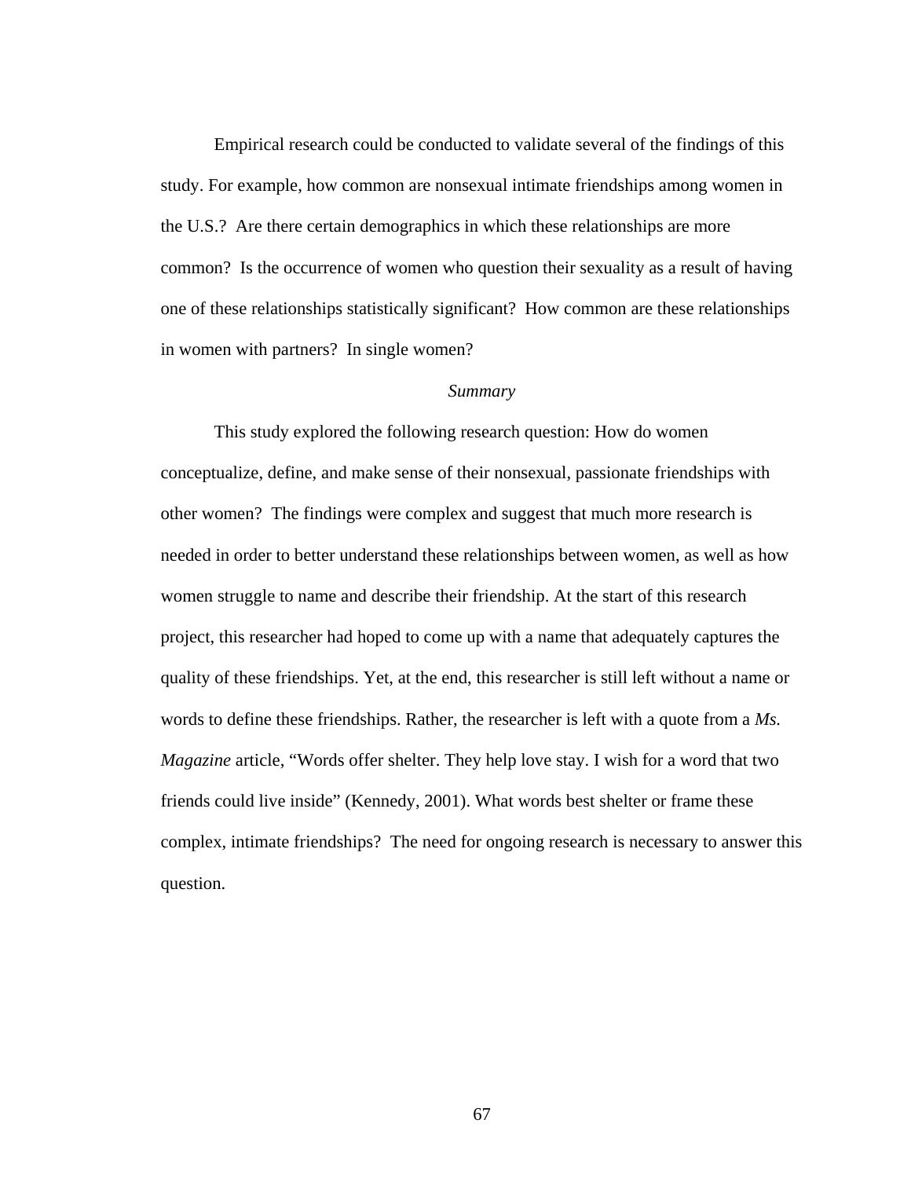Empirical research could be conducted to validate several of the findings of this study. For example, how common are nonsexual intimate friendships among women in the U.S.? Are there certain demographics in which these relationships are more common? Is the occurrence of women who question their sexuality as a result of having one of these relationships statistically significant? How common are these relationships in women with partners? In single women?

### *Summary*

This study explored the following research question: How do women conceptualize, define, and make sense of their nonsexual, passionate friendships with other women? The findings were complex and suggest that much more research is needed in order to better understand these relationships between women, as well as how women struggle to name and describe their friendship. At the start of this research project, this researcher had hoped to come up with a name that adequately captures the quality of these friendships. Yet, at the end, this researcher is still left without a name or words to define these friendships. Rather, the researcher is left with a quote from a *Ms. Magazine* article, "Words offer shelter. They help love stay. I wish for a word that two friends could live inside" (Kennedy, 2001). What words best shelter or frame these complex, intimate friendships? The need for ongoing research is necessary to answer this question.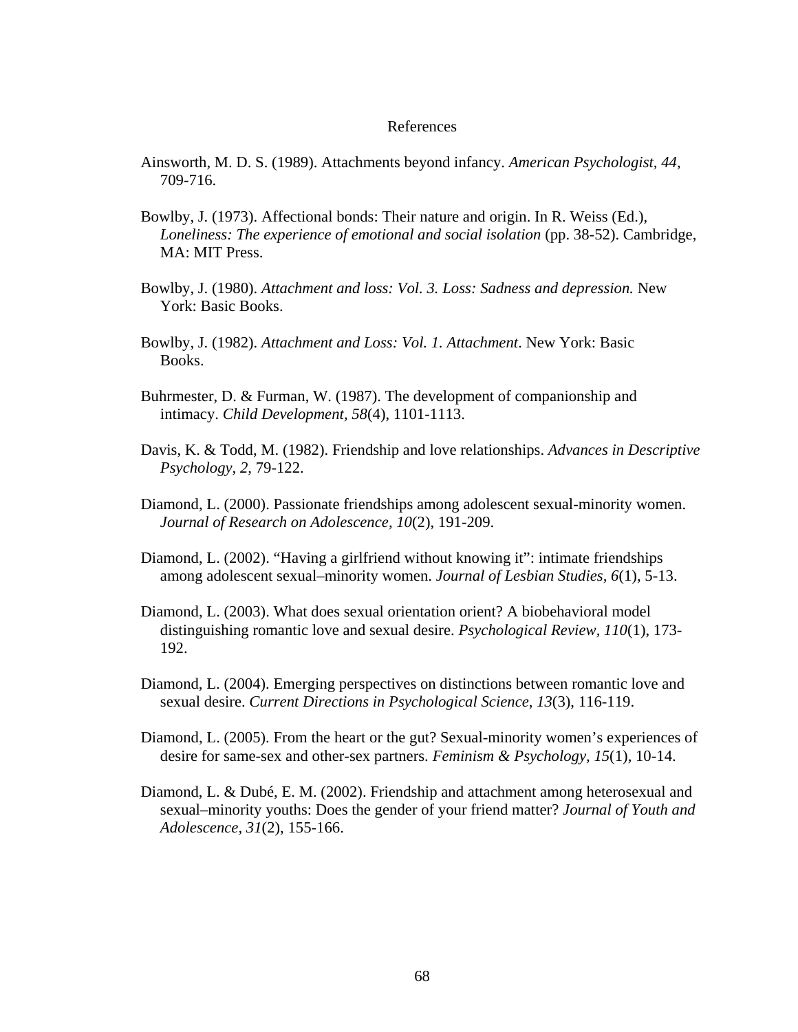# References

Ainsworth, M. D. S. (1989). Attachments beyond infancy. *American Psychologist, 44,* 709-716.

Bowlby, J. (1973). Affectional bonds: Their nature and origin. In R. Weiss (Ed.), *Loneliness: The experience of emotional and social isolation* (pp. 38-52). Cambridge, MA: MIT Press.

Bowlby, J. (1980). *Attachment and loss: Vol. 3. Loss: Sadness and depression.* New York: Basic Books.

Bowlby, J. (1982). *Attachment and Loss: Vol. 1. Attachment*. New York: Basic Books.

Buhrmester, D. & Furman, W. (1987). The development of companionship and intimacy. *Child Development*, *58*(4), 1101-1113.

Davis, K. & Todd, M. (1982). Friendship and love relationships. *Advances in Descriptive Psychology, 2,* 79-122.

Diamond, L. (2000). Passionate friendships among adolescent sexual-minority women. *Journal of Research on Adolescence*, *10*(2), 191-209.

Diamond, L. (2002). "Having a girlfriend without knowing it": intimate friendships among adolescent sexual–minority women. *Journal of Lesbian Studies, 6*(1), 5-13.

Diamond, L. (2003). What does sexual orientation orient? A biobehavioral model distinguishing romantic love and sexual desire. *Psychological Review*, *110*(1), 173-192.

Diamond, L. (2004). Emerging perspectives on distinctions between romantic love and sexual desire. *Current Directions in Psychological Science*, *13*(3), 116-119.

Diamond, L. (2005). From the heart or the gut? Sexual-minority women's experiences of desire for same-sex and other-sex partners. *Feminism & Psychology, 15*(1), 10-14.

Diamond, L. & Dubé, E. M. (2002). Friendship and attachment among heterosexual and sexual–minority youths: Does the gender of your friend matter? *Journal of Youth and Adolescence, 31*(2), 155-166.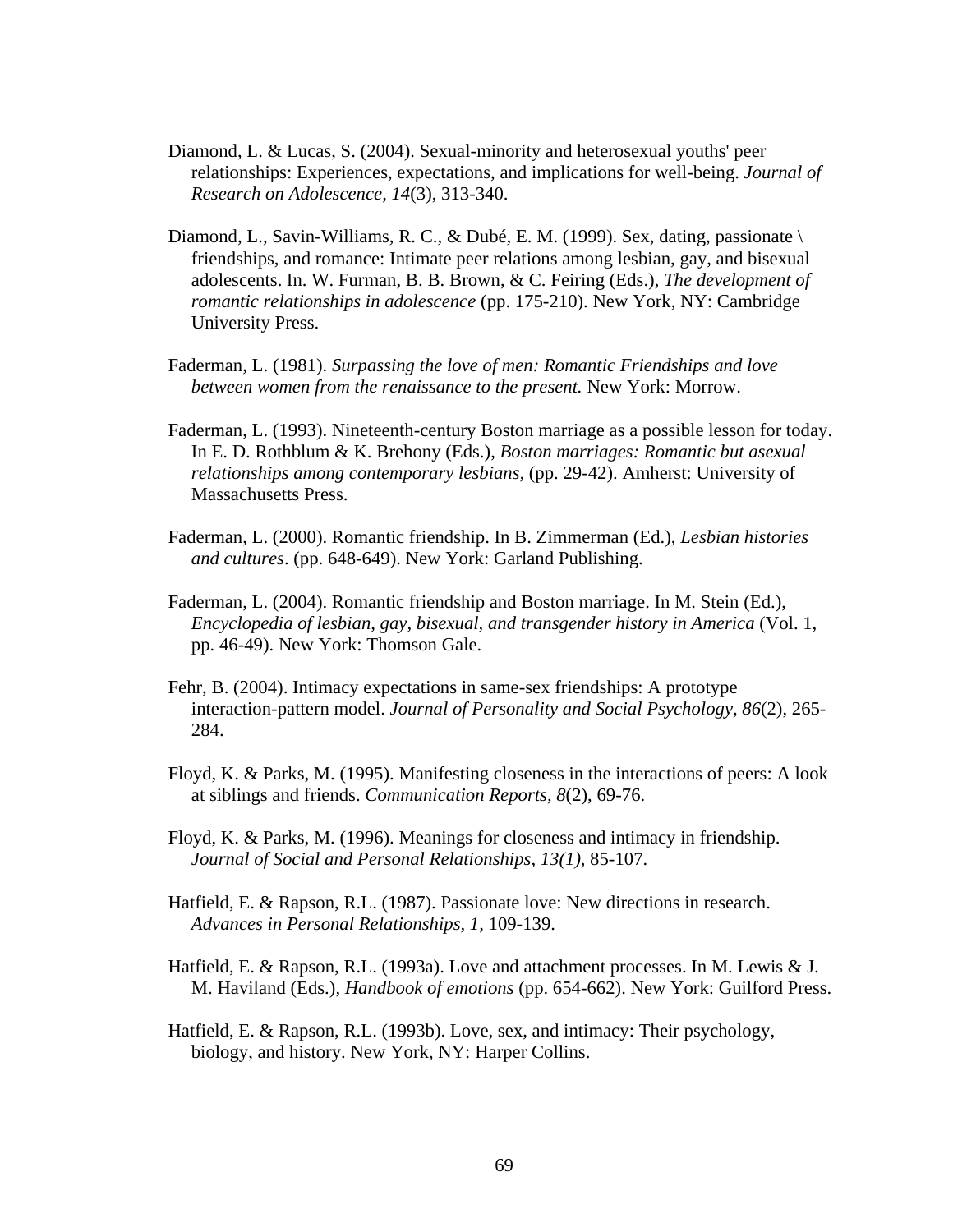Diamond, L. & Lucas, S. (2004). Sexual-minority and heterosexual youths' peer relationships: Experiences, expectations, and implications for well-being. *Journal of Research on Adolescence, 14*(3), 313-340.

Diamond, L., Savin-Williams, R. C., & Dubé, E. M. (1999). Sex, dating, passionate \ friendships, and romance: Intimate peer relations among lesbian, gay, and bisexual adolescents. In. W. Furman, B. B. Brown, & C. Feiring (Eds.), *The development of romantic relationships in adolescence* (pp. 175-210). New York, NY: Cambridge University Press.

Faderman, L. (1981). *Surpassing the love of men: Romantic Friendships and love between women from the renaissance to the present.* New York: Morrow.

Faderman, L. (1993). Nineteenth-century Boston marriage as a possible lesson for today. In E. D. Rothblum & K. Brehony (Eds.), *Boston marriages: Romantic but asexual relationships among contemporary lesbians*, (pp. 29-42). Amherst: University of Massachusetts Press.

Faderman, L. (2000). Romantic friendship. In B. Zimmerman (Ed.), *Lesbian histories and cultures*. (pp. 648-649). New York: Garland Publishing.

Faderman, L. (2004). Romantic friendship and Boston marriage. In M. Stein (Ed.), *Encyclopedia of lesbian, gay, bisexual, and transgender history in America* (Vol. 1, pp. 46-49). New York: Thomson Gale.

Fehr, B. (2004). Intimacy expectations in same-sex friendships: A prototype interaction-pattern model. *Journal of Personality and Social Psychology, 86*(2), 265-284.

Floyd, K. & Parks, M. (1995). Manifesting closeness in the interactions of peers: A look at siblings and friends. *Communication Reports, 8*(2), 69-76.

Floyd, K. & Parks, M. (1996). Meanings for closeness and intimacy in friendship. *Journal of Social and Personal Relationships, 13(1),* 85-107.

Hatfield, E. & Rapson, R.L. (1987). Passionate love: New directions in research. *Advances in Personal Relationships*, *1*, 109-139.

Hatfield, E. & Rapson, R.L. (1993a). Love and attachment processes. In M. Lewis & J. M. Haviland (Eds.), *Handbook of emotions* (pp. 654-662). New York: Guilford Press.

Hatfield, E. & Rapson, R.L. (1993b). Love, sex, and intimacy: Their psychology, biology, and history. New York, NY: Harper Collins.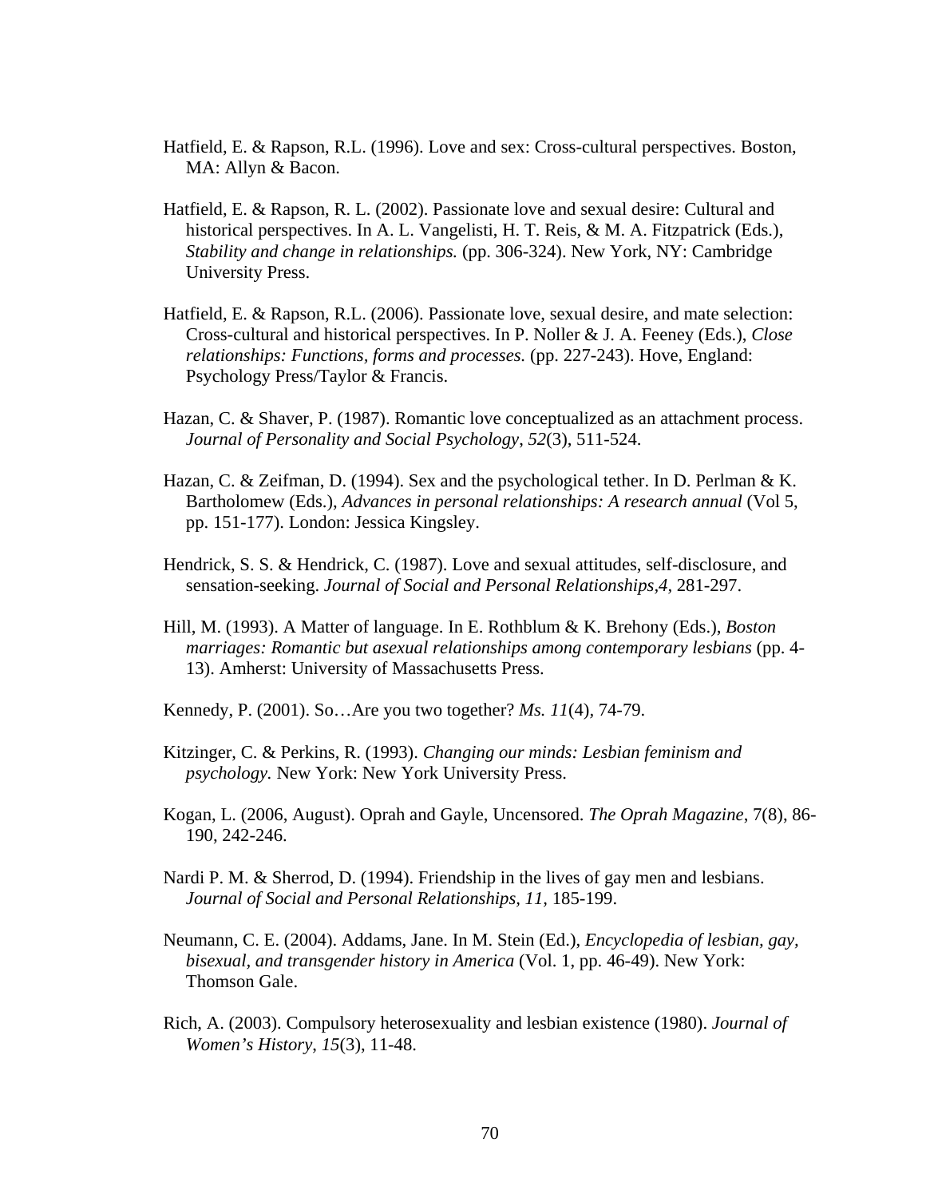Hatfield, E. & Rapson, R.L. (1996). Love and sex: Cross-cultural perspectives. Boston, MA: Allyn & Bacon.

Hatfield, E. & Rapson, R. L. (2002). Passionate love and sexual desire: Cultural and historical perspectives. In A. L. Vangelisti, H. T. Reis, & M. A. Fitzpatrick (Eds.), *Stability and change in relationships.* (pp. 306-324). New York, NY: Cambridge University Press.

Hatfield, E. & Rapson, R.L. (2006). Passionate love, sexual desire, and mate selection: Cross-cultural and historical perspectives. In P. Noller & J. A. Feeney (Eds.), *Close relationships: Functions, forms and processes.* (pp. 227-243). Hove, England: Psychology Press/Taylor & Francis.

Hazan, C. & Shaver, P. (1987). Romantic love conceptualized as an attachment process. *Journal of Personality and Social Psychology*, *52*(3), 511-524.

Hazan, C. & Zeifman, D. (1994). Sex and the psychological tether. In D. Perlman & K. Bartholomew (Eds.), *Advances in personal relationships: A research annual* (Vol 5, pp. 151-177). London: Jessica Kingsley.

Hendrick, S. S. & Hendrick, C. (1987). Love and sexual attitudes, self-disclosure, and sensation-seeking. *Journal of Social and Personal Relationships,4,* 281-297.

Hill, M. (1993). A Matter of language. In E. Rothblum & K. Brehony (Eds.), *Boston marriages: Romantic but asexual relationships among contemporary lesbians* (pp. 4-13). Amherst: University of Massachusetts Press.

Kennedy, P. (2001). So…Are you two together? *Ms. 11*(4), 74-79.

Kitzinger, C. & Perkins, R. (1993). *Changing our minds: Lesbian feminism and psychology.* New York: New York University Press.

Kogan, L. (2006, August). Oprah and Gayle, Uncensored. *The Oprah Magazine*, 7(8), 86-190, 242-246.

Nardi P. M. & Sherrod, D. (1994). Friendship in the lives of gay men and lesbians. *Journal of Social and Personal Relationships*, *11*, 185-199.

Neumann, C. E. (2004). Addams, Jane. In M. Stein (Ed.), *Encyclopedia of lesbian, gay, bisexual, and transgender history in America* (Vol. 1, pp. 46-49). New York: Thomson Gale.

Rich, A. (2003). Compulsory heterosexuality and lesbian existence (1980). *Journal of Women's History*, *15*(3), 11-48.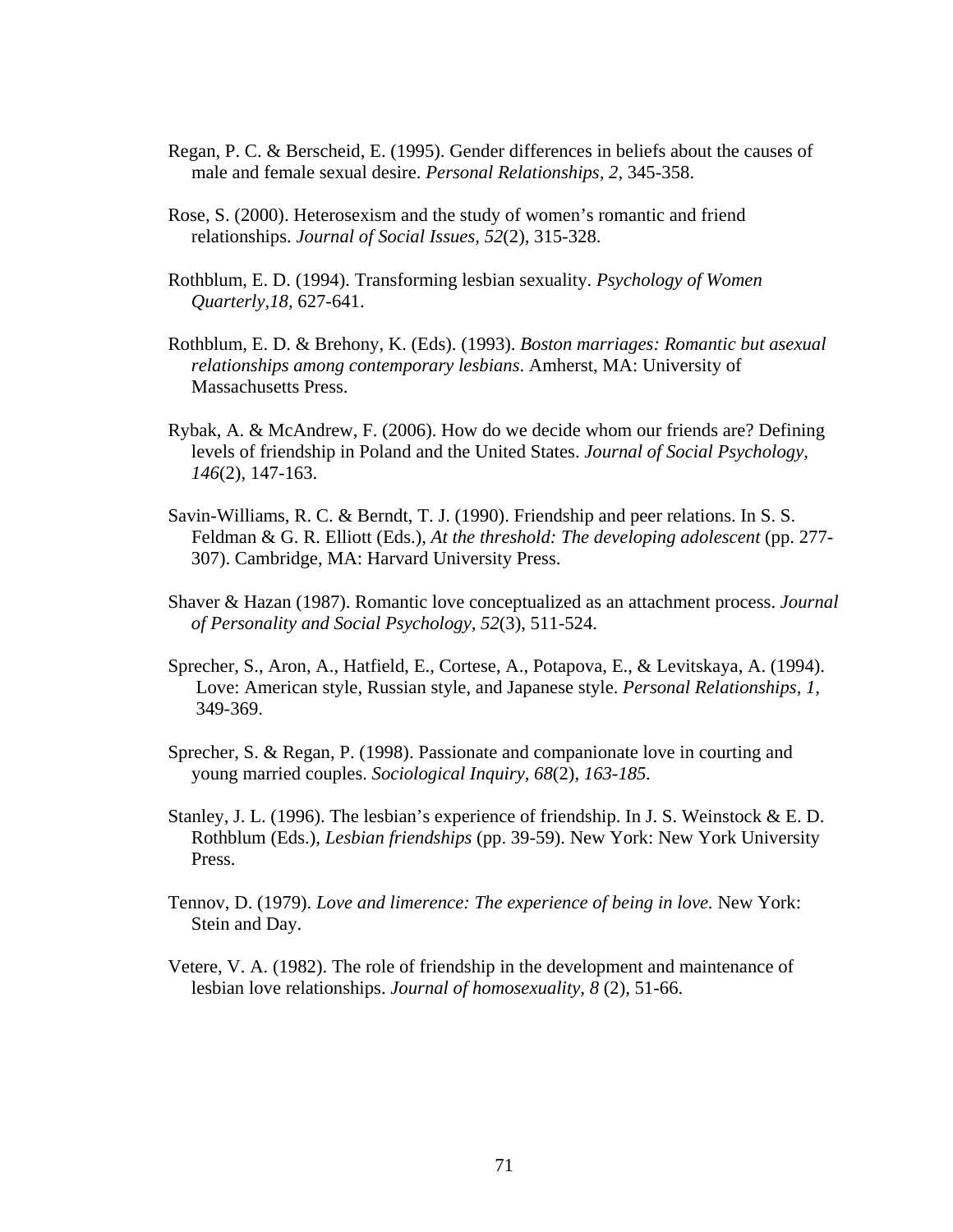Regan, P. C. & Berscheid, E. (1995). Gender differences in beliefs about the causes of male and female sexual desire. *Personal Relationships, 2,* 345-358.

Rose, S. (2000). Heterosexism and the study of women's romantic and friend relationships. *Journal of Social Issues, 52*(2), 315-328.

Rothblum, E. D. (1994). Transforming lesbian sexuality. *Psychology of Women Quarterly,18*, 627-641.

Rothblum, E. D. & Brehony, K. (Eds). (1993). *Boston marriages: Romantic but asexual relationships among contemporary lesbians*. Amherst, MA: University of Massachusetts Press.

Rybak, A. & McAndrew, F. (2006). How do we decide whom our friends are? Defining levels of friendship in Poland and the United States. *Journal of Social Psychology, 146*(2), 147-163.

Savin-Williams, R. C. & Berndt, T. J. (1990). Friendship and peer relations. In S. S. Feldman & G. R. Elliott (Eds.), *At the threshold: The developing adolescent* (pp. 277-307). Cambridge, MA: Harvard University Press.

Shaver & Hazan (1987). Romantic love conceptualized as an attachment process. *Journal of Personality and Social Psychology, 52*(3), 511-524.

Sprecher, S., Aron, A., Hatfield, E., Cortese, A., Potapova, E., & Levitskaya, A. (1994). Love: American style, Russian style, and Japanese style. *Personal Relationships, 1*, 349-369.

Sprecher, S. & Regan, P. (1998). Passionate and companionate love in courting and young married couples. *Sociological Inquiry, 68*(2), *163-185.*

Stanley, J. L. (1996). The lesbian's experience of friendship. In J. S. Weinstock & E. D. Rothblum (Eds.), *Lesbian friendships* (pp. 39-59). New York: New York University Press.

Tennov, D. (1979). *Love and limerence: The experience of being in love.* New York: Stein and Day.

Vetere, V. A. (1982). The role of friendship in the development and maintenance of lesbian love relationships. *Journal of homosexuality, 8* (2), 51-66.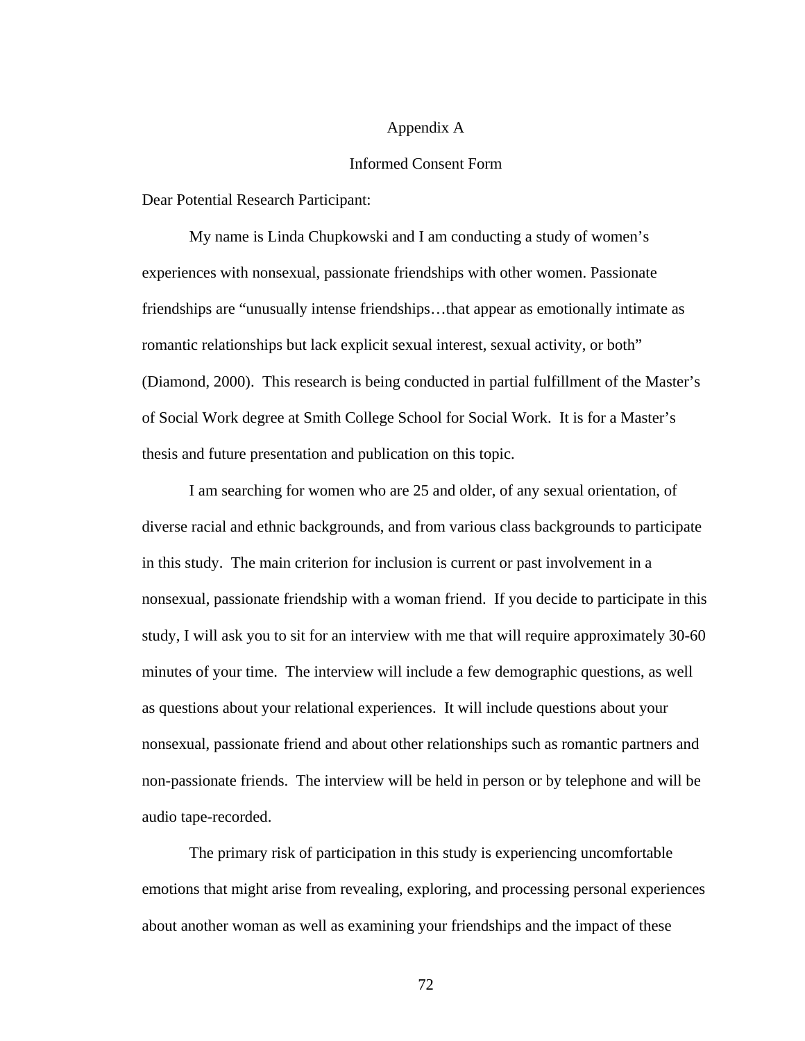# Appendix A

## Informed Consent Form

Dear Potential Research Participant:

My name is Linda Chupkowski and I am conducting a study of women's experiences with nonsexual, passionate friendships with other women. Passionate friendships are "unusually intense friendships…that appear as emotionally intimate as romantic relationships but lack explicit sexual interest, sexual activity, or both" (Diamond, 2000). This research is being conducted in partial fulfillment of the Master's of Social Work degree at Smith College School for Social Work. It is for a Master's thesis and future presentation and publication on this topic.

I am searching for women who are 25 and older, of any sexual orientation, of diverse racial and ethnic backgrounds, and from various class backgrounds to participate in this study. The main criterion for inclusion is current or past involvement in a nonsexual, passionate friendship with a woman friend. If you decide to participate in this study, I will ask you to sit for an interview with me that will require approximately 30-60 minutes of your time. The interview will include a few demographic questions, as well as questions about your relational experiences. It will include questions about your nonsexual, passionate friend and about other relationships such as romantic partners and non-passionate friends. The interview will be held in person or by telephone and will be audio tape-recorded.

The primary risk of participation in this study is experiencing uncomfortable emotions that might arise from revealing, exploring, and processing personal experiences about another woman as well as examining your friendships and the impact of these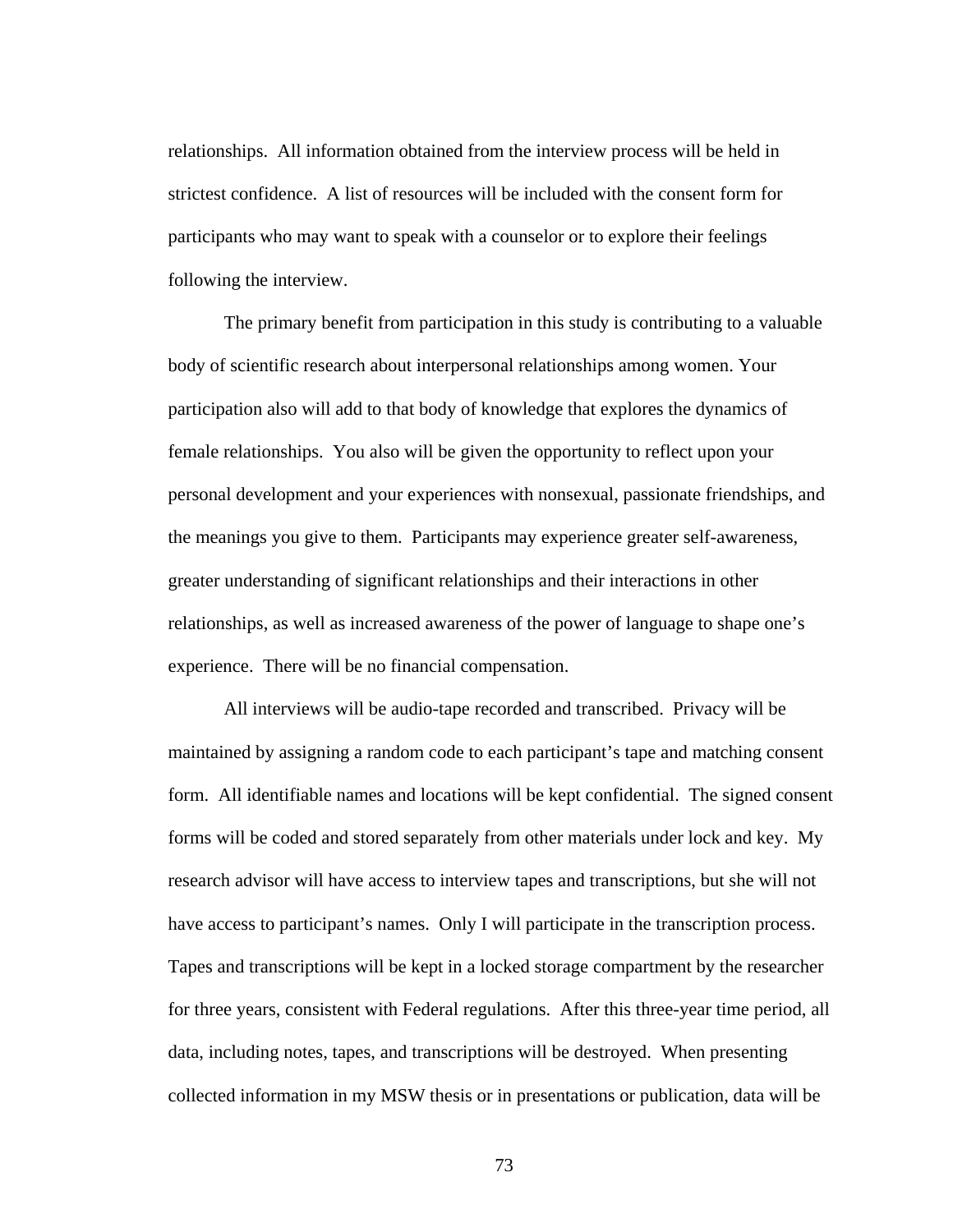relationships. All information obtained from the interview process will be held in strictest confidence. A list of resources will be included with the consent form for participants who may want to speak with a counselor or to explore their feelings following the interview.

The primary benefit from participation in this study is contributing to a valuable body of scientific research about interpersonal relationships among women. Your participation also will add to that body of knowledge that explores the dynamics of female relationships. You also will be given the opportunity to reflect upon your personal development and your experiences with nonsexual, passionate friendships, and the meanings you give to them. Participants may experience greater self-awareness, greater understanding of significant relationships and their interactions in other relationships, as well as increased awareness of the power of language to shape one's experience. There will be no financial compensation.

All interviews will be audio-tape recorded and transcribed. Privacy will be maintained by assigning a random code to each participant's tape and matching consent form. All identifiable names and locations will be kept confidential. The signed consent forms will be coded and stored separately from other materials under lock and key. My research advisor will have access to interview tapes and transcriptions, but she will not have access to participant's names. Only I will participate in the transcription process. Tapes and transcriptions will be kept in a locked storage compartment by the researcher for three years, consistent with Federal regulations. After this three-year time period, all data, including notes, tapes, and transcriptions will be destroyed. When presenting collected information in my MSW thesis or in presentations or publication, data will be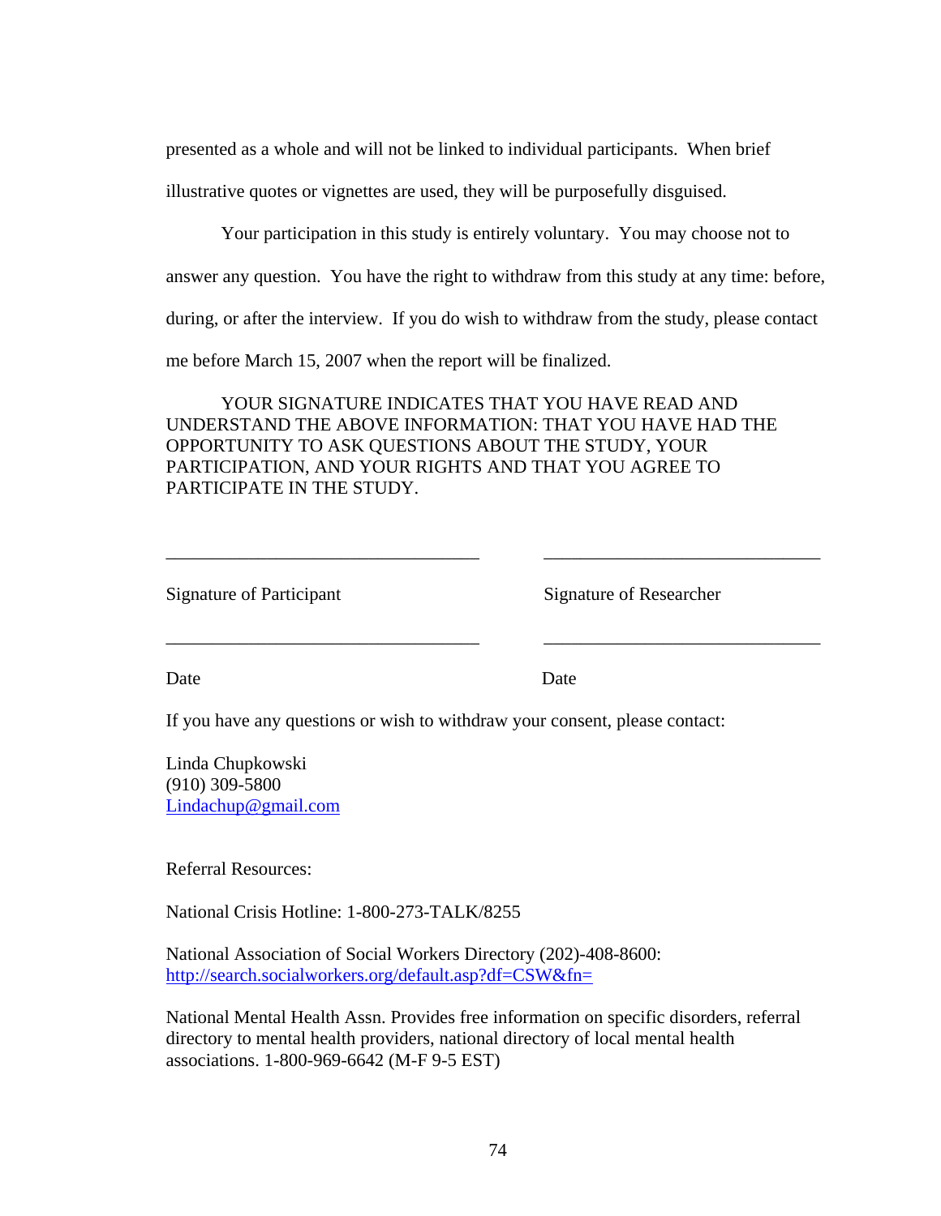presented as a whole and will not be linked to individual participants.  When brief illustrative quotes or vignettes are used, they will be purposefully disguised.

Your participation in this study is entirely voluntary.  You may choose not to answer any question.  You have the right to withdraw from this study at any time: before, during, or after the interview.  If you do wish to withdraw from the study, please contact me before March 15, 2007 when the report will be finalized.

YOUR SIGNATURE INDICATES THAT YOU HAVE READ AND UNDERSTAND THE ABOVE INFORMATION: THAT YOU HAVE HAD THE OPPORTUNITY TO ASK QUESTIONS ABOUT THE STUDY, YOUR PARTICIPATION, AND YOUR RIGHTS AND THAT YOU AGREE TO PARTICIPATE IN THE STUDY.

_________________________________          _____________________________

Signature of Participant          Signature of Researcher

_________________________________          _____________________________

Date          Date

If you have any questions or wish to withdraw your consent, please contact:

Linda Chupkowski
(910) 309-5800
Lindachup@gmail.com

Referral Resources:

National Crisis Hotline: 1-800-273-TALK/8255

National Association of Social Workers Directory (202)-408-8600:
http://search.socialworkers.org/default.asp?df=CSW&fn=

National Mental Health Assn. Provides free information on specific disorders, referral directory to mental health providers, national directory of local mental health associations. 1-800-969-6642 (M-F 9-5 EST)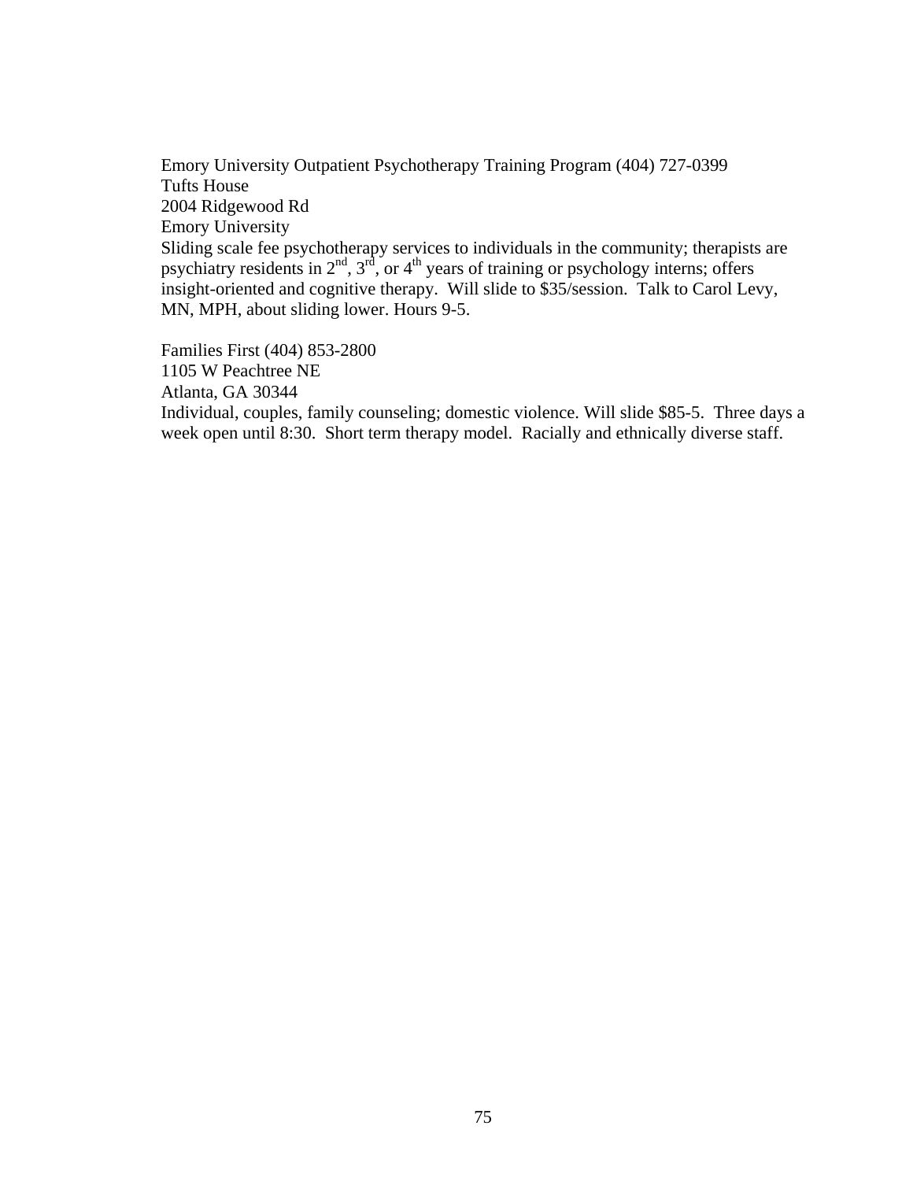Emory University Outpatient Psychotherapy Training Program (404) 727-0399
Tufts House
2004 Ridgewood Rd
Emory University
Sliding scale fee psychotherapy services to individuals in the community; therapists are psychiatry residents in 2nd, 3rd, or 4th years of training or psychology interns; offers insight-oriented and cognitive therapy. Will slide to $35/session. Talk to Carol Levy, MN, MPH, about sliding lower. Hours 9-5.

Families First (404) 853-2800
1105 W Peachtree NE
Atlanta, GA 30344
Individual, couples, family counseling; domestic violence. Will slide $85-5. Three days a week open until 8:30. Short term therapy model. Racially and ethnically diverse staff.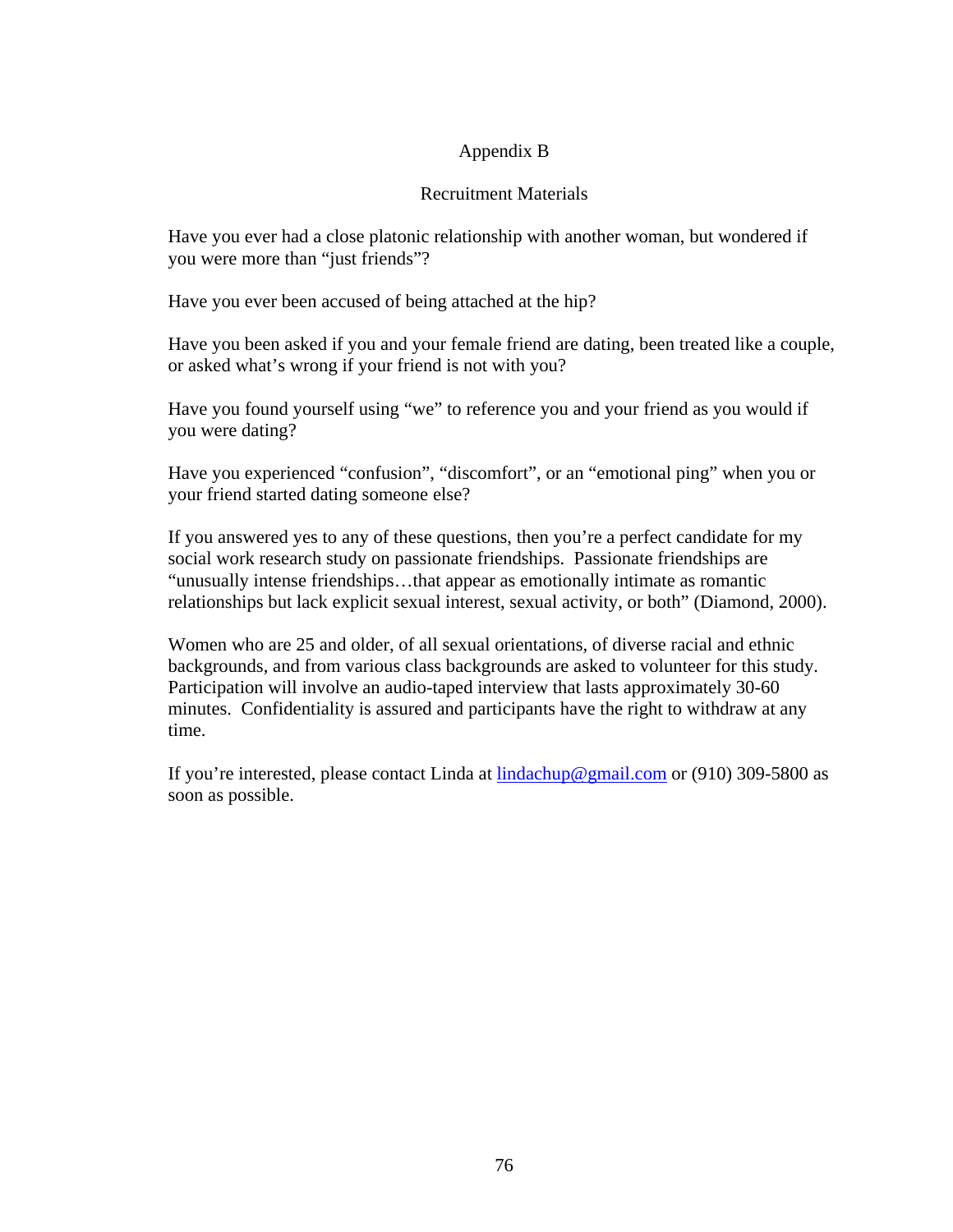# Appendix B

## Recruitment Materials

Have you ever had a close platonic relationship with another woman, but wondered if you were more than "just friends"?

Have you ever been accused of being attached at the hip?

Have you been asked if you and your female friend are dating, been treated like a couple, or asked what's wrong if your friend is not with you?

Have you found yourself using "we" to reference you and your friend as you would if you were dating?

Have you experienced "confusion", "discomfort", or an "emotional ping" when you or your friend started dating someone else?

If you answered yes to any of these questions, then you're a perfect candidate for my social work research study on passionate friendships. Passionate friendships are "unusually intense friendships…that appear as emotionally intimate as romantic relationships but lack explicit sexual interest, sexual activity, or both" (Diamond, 2000).

Women who are 25 and older, of all sexual orientations, of diverse racial and ethnic backgrounds, and from various class backgrounds are asked to volunteer for this study. Participation will involve an audio-taped interview that lasts approximately 30-60 minutes. Confidentiality is assured and participants have the right to withdraw at any time.

If you're interested, please contact Linda at lindachup@gmail.com or (910) 309-5800 as soon as possible.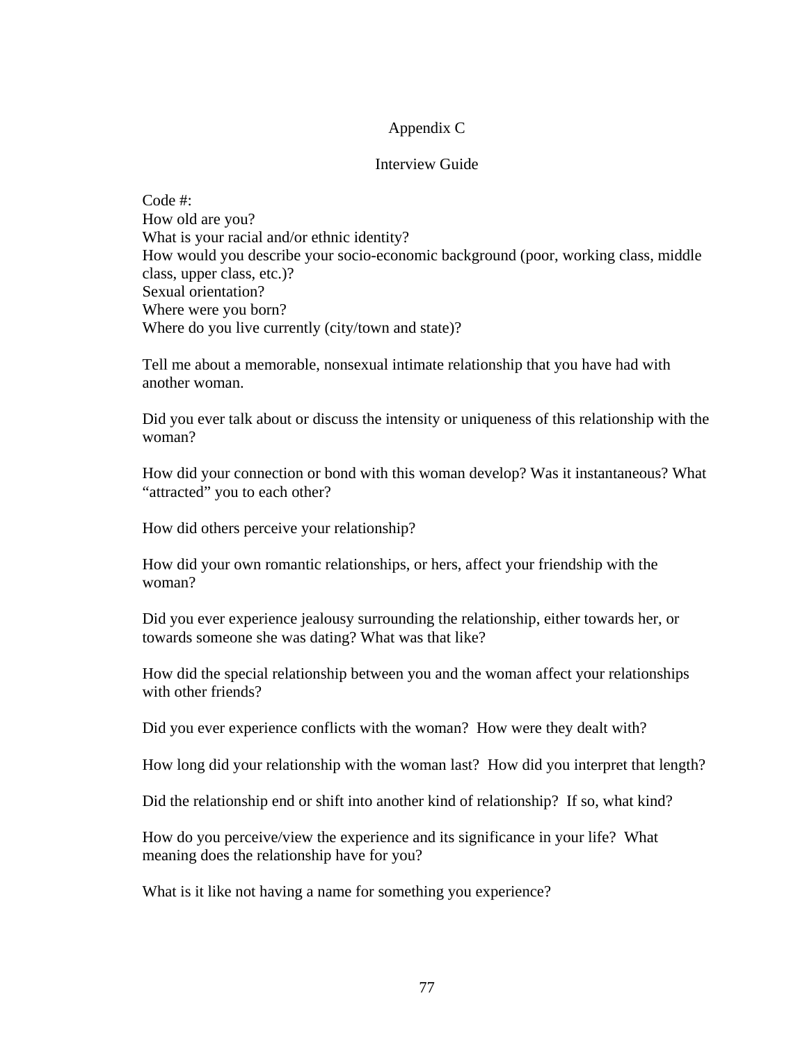# Appendix C

## Interview Guide

Code #:
How old are you?
What is your racial and/or ethnic identity?
How would you describe your socio-economic background (poor, working class, middle class, upper class, etc.)?
Sexual orientation?
Where were you born?
Where do you live currently (city/town and state)?

Tell me about a memorable, nonsexual intimate relationship that you have had with another woman.

Did you ever talk about or discuss the intensity or uniqueness of this relationship with the woman?

How did your connection or bond with this woman develop? Was it instantaneous? What "attracted" you to each other?

How did others perceive your relationship?

How did your own romantic relationships, or hers, affect your friendship with the woman?

Did you ever experience jealousy surrounding the relationship, either towards her, or towards someone she was dating? What was that like?

How did the special relationship between you and the woman affect your relationships with other friends?

Did you ever experience conflicts with the woman? How were they dealt with?

How long did your relationship with the woman last? How did you interpret that length?

Did the relationship end or shift into another kind of relationship? If so, what kind?

How do you perceive/view the experience and its significance in your life? What meaning does the relationship have for you?

What is it like not having a name for something you experience?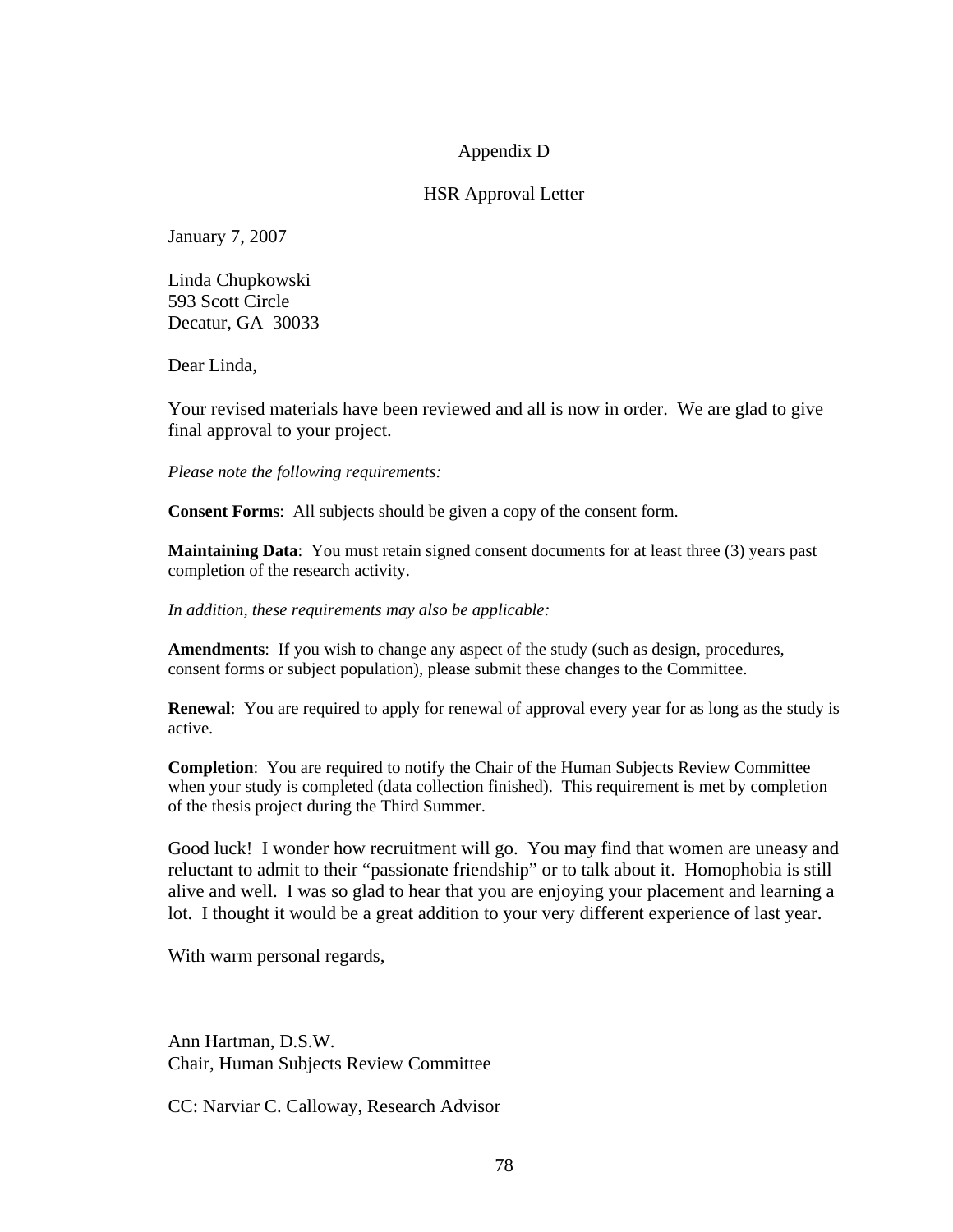# Appendix D

## HSR Approval Letter

January 7, 2007

Linda Chupkowski
593 Scott Circle
Decatur, GA 30033

Dear Linda,

Your revised materials have been reviewed and all is now in order. We are glad to give final approval to your project.

*Please note the following requirements:*

**Consent Forms**: All subjects should be given a copy of the consent form.

**Maintaining Data**: You must retain signed consent documents for at least three (3) years past completion of the research activity.

*In addition, these requirements may also be applicable:*

**Amendments**: If you wish to change any aspect of the study (such as design, procedures, consent forms or subject population), please submit these changes to the Committee.

**Renewal**: You are required to apply for renewal of approval every year for as long as the study is active.

**Completion**: You are required to notify the Chair of the Human Subjects Review Committee when your study is completed (data collection finished). This requirement is met by completion of the thesis project during the Third Summer.

Good luck! I wonder how recruitment will go. You may find that women are uneasy and reluctant to admit to their "passionate friendship" or to talk about it. Homophobia is still alive and well. I was so glad to hear that you are enjoying your placement and learning a lot. I thought it would be a great addition to your very different experience of last year.

With warm personal regards,

Ann Hartman, D.S.W.
Chair, Human Subjects Review Committee

CC: Narviar C. Calloway, Research Advisor